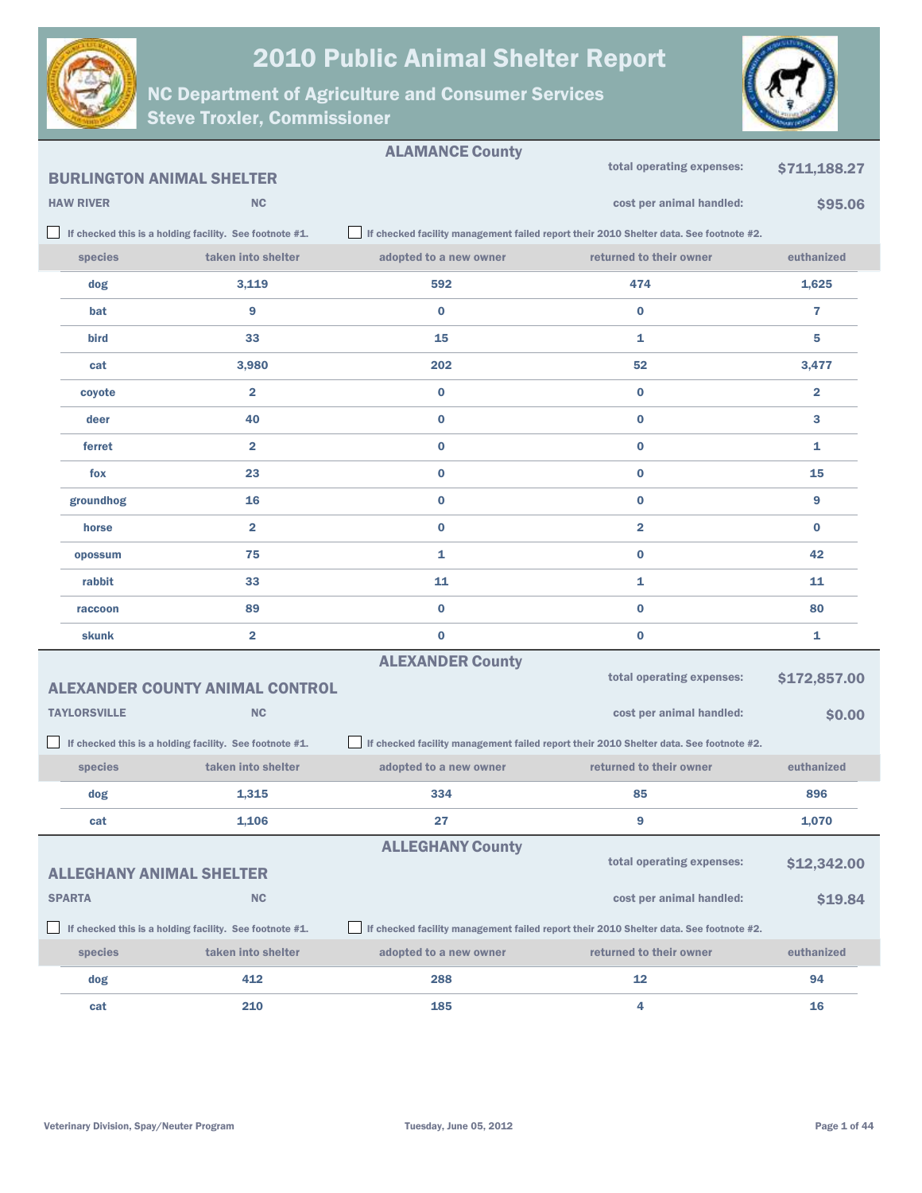# 2010 Public Animal Shelter Report

## NC Department of Agriculture and Consumer Services
## Steve Troxler, Commissioner

---

### ALAMANCE County

**BURLINGTON ANIMAL SHELTER**

**HAW RIVER** NC

total operating expenses: **$711,188.27**

cost per animal handled: **$95.06**

☐ If checked this is a holding facility. See footnote #1.
☐ If checked facility management failed report their 2010 Shelter data. See footnote #2.

| species | taken into shelter | adopted to a new owner | returned to their owner | euthanized |
|---|---|---|---|---|
| dog | 3,119 | 592 | 474 | 1,625 |
| bat | 9 | 0 | 0 | 7 |
| bird | 33 | 15 | 1 | 5 |
| cat | 3,980 | 202 | 52 | 3,477 |
| coyote | 2 | 0 | 0 | 2 |
| deer | 40 | 0 | 0 | 3 |
| ferret | 2 | 0 | 0 | 1 |
| fox | 23 | 0 | 0 | 15 |
| groundhog | 16 | 0 | 0 | 9 |
| horse | 2 | 0 | 2 | 0 |
| opossum | 75 | 1 | 0 | 42 |
| rabbit | 33 | 11 | 1 | 11 |
| raccoon | 89 | 0 | 0 | 80 |
| skunk | 2 | 0 | 0 | 1 |

---

### ALEXANDER County

**ALEXANDER COUNTY ANIMAL CONTROL**

**TAYLORSVILLE** NC

total operating expenses: **$172,857.00**

cost per animal handled: **$0.00**

☐ If checked this is a holding facility. See footnote #1.
☐ If checked facility management failed report their 2010 Shelter data. See footnote #2.

| species | taken into shelter | adopted to a new owner | returned to their owner | euthanized |
|---|---|---|---|---|
| dog | 1,315 | 334 | 85 | 896 |
| cat | 1,106 | 27 | 9 | 1,070 |

---

### ALLEGHANY County

**ALLEGHANY ANIMAL SHELTER**

**SPARTA** NC

total operating expenses: **$12,342.00**

cost per animal handled: **$19.84**

☐ If checked this is a holding facility. See footnote #1.
☐ If checked facility management failed report their 2010 Shelter data. See footnote #2.

| species | taken into shelter | adopted to a new owner | returned to their owner | euthanized |
|---|---|---|---|---|
| dog | 412 | 288 | 12 | 94 |
| cat | 210 | 185 | 4 | 16 |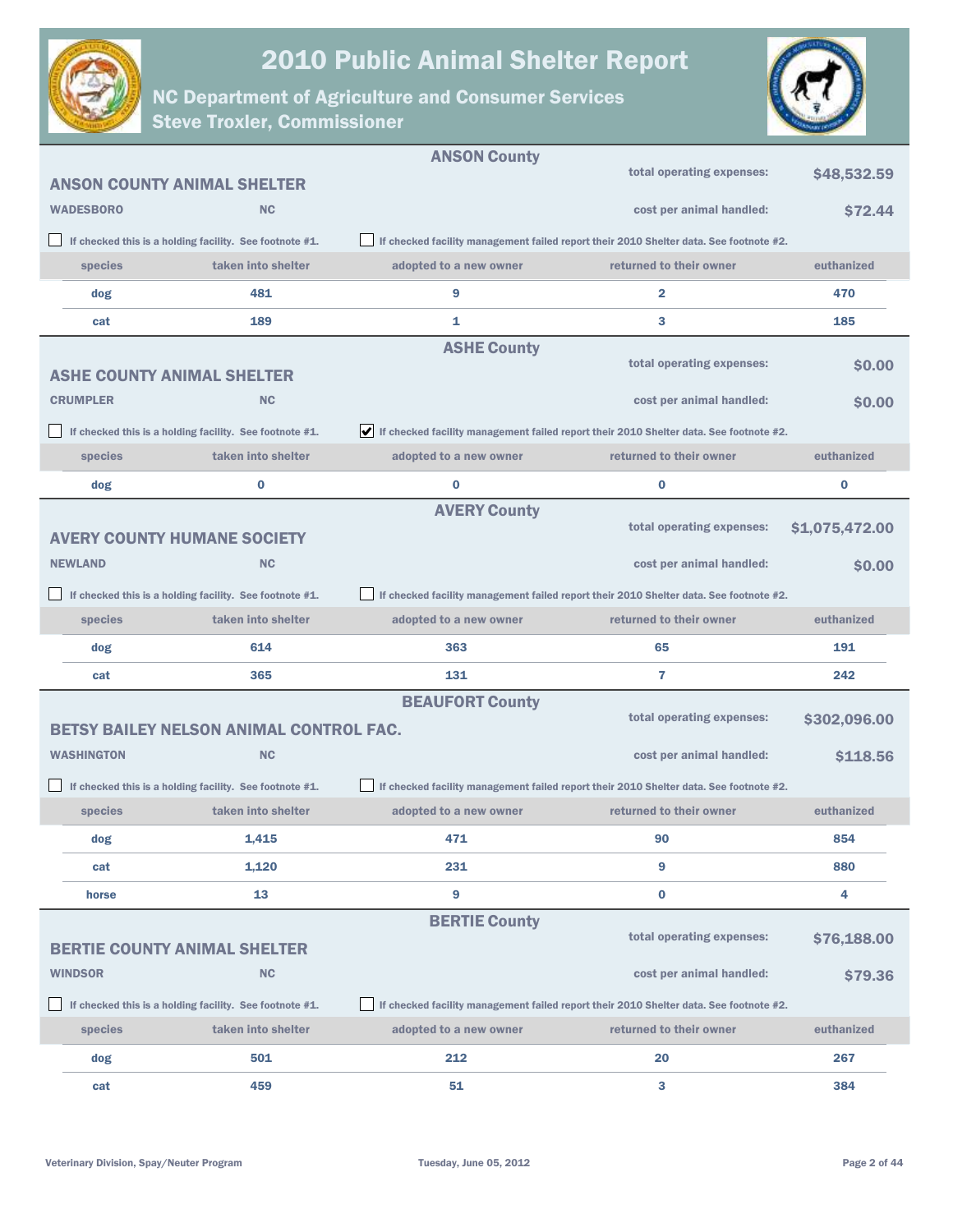# 2010 Public Animal Shelter Report

## NC Department of Agriculture and Consumer Services
## Steve Troxler, Commissioner

---

### ANSON County

**ANSON COUNTY ANIMAL SHELTER**

**WADESBORO** **NC**

total operating expenses: **$48,532.59**

cost per animal handled: **$72.44**

☐ If checked this is a holding facility. See footnote #1.

☐ If checked facility management failed report their 2010 Shelter data. See footnote #2.

| species | taken into shelter | adopted to a new owner | returned to their owner | euthanized |
|---|---|---|---|---|
| dog | 481 | 9 | 2 | 470 |
| cat | 189 | 1 | 3 | 185 |

---

### ASHE County

**ASHE COUNTY ANIMAL SHELTER**

**CRUMPLER** **NC**

total operating expenses: **$0.00**

cost per animal handled: **$0.00**

☐ If checked this is a holding facility. See footnote #1.

☑ If checked facility management failed report their 2010 Shelter data. See footnote #2.

| species | taken into shelter | adopted to a new owner | returned to their owner | euthanized |
|---|---|---|---|---|
| dog | 0 | 0 | 0 | 0 |

---

### AVERY County

**AVERY COUNTY HUMANE SOCIETY**

**NEWLAND** **NC**

total operating expenses: **$1,075,472.00**

cost per animal handled: **$0.00**

☐ If checked this is a holding facility. See footnote #1.

☐ If checked facility management failed report their 2010 Shelter data. See footnote #2.

| species | taken into shelter | adopted to a new owner | returned to their owner | euthanized |
|---|---|---|---|---|
| dog | 614 | 363 | 65 | 191 |
| cat | 365 | 131 | 7 | 242 |

---

### BEAUFORT County

**BETSY BAILEY NELSON ANIMAL CONTROL FAC.**

**WASHINGTON** **NC**

total operating expenses: **$302,096.00**

cost per animal handled: **$118.56**

☐ If checked this is a holding facility. See footnote #1.

☐ If checked facility management failed report their 2010 Shelter data. See footnote #2.

| species | taken into shelter | adopted to a new owner | returned to their owner | euthanized |
|---|---|---|---|---|
| dog | 1,415 | 471 | 90 | 854 |
| cat | 1,120 | 231 | 9 | 880 |
| horse | 13 | 9 | 0 | 4 |

---

### BERTIE County

**BERTIE COUNTY ANIMAL SHELTER**

**WINDSOR** **NC**

total operating expenses: **$76,188.00**

cost per animal handled: **$79.36**

☐ If checked this is a holding facility. See footnote #1.

☐ If checked facility management failed report their 2010 Shelter data. See footnote #2.

| species | taken into shelter | adopted to a new owner | returned to their owner | euthanized |
|---|---|---|---|---|
| dog | 501 | 212 | 20 | 267 |
| cat | 459 | 51 | 3 | 384 |

Veterinary Division, Spay/Neuter Program

Tuesday, June 05, 2012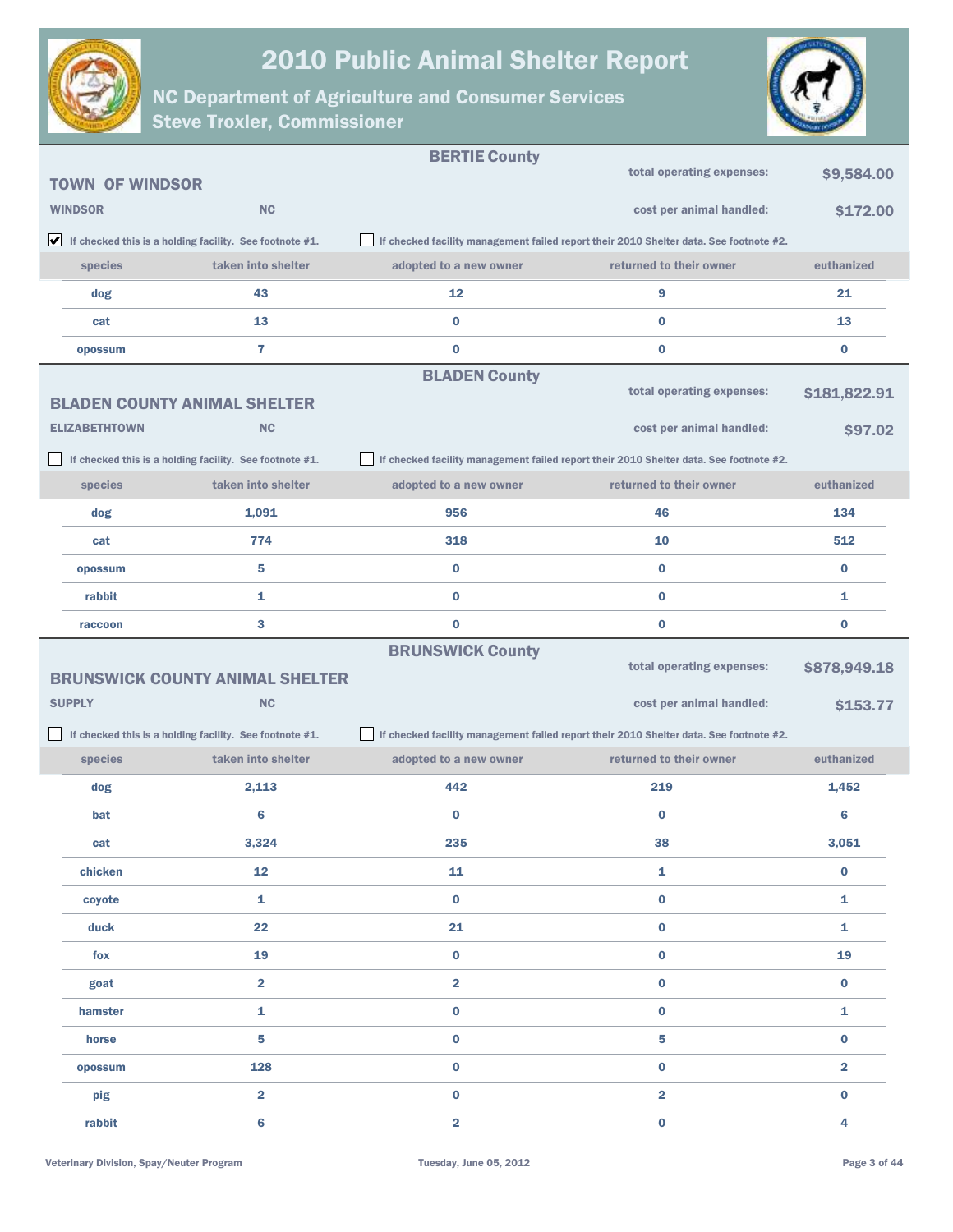# 2010 Public Animal Shelter Report

## NC Department of Agriculture and Consumer Services
## Steve Troxler, Commissioner

---

## BERTIE County

### TOWN OF WINDSOR

**WINDSOR** NC

total operating expenses: **$9,584.00**

cost per animal handled: **$172.00**

- [x] If checked this is a holding facility. See footnote #1.
- [ ] If checked facility management failed report their 2010 Shelter data. See footnote #2.

| species | taken into shelter | adopted to a new owner | returned to their owner | euthanized |
|---|---|---|---|---|
| dog | 43 | 12 | 9 | 21 |
| cat | 13 | 0 | 0 | 13 |
| opossum | 7 | 0 | 0 | 0 |

---

## BLADEN County

### BLADEN COUNTY ANIMAL SHELTER

**ELIZABETHTOWN** NC

total operating expenses: **$181,822.91**

cost per animal handled: **$97.02**

- [ ] If checked this is a holding facility. See footnote #1.
- [ ] If checked facility management failed report their 2010 Shelter data. See footnote #2.

| species | taken into shelter | adopted to a new owner | returned to their owner | euthanized |
|---|---|---|---|---|
| dog | 1,091 | 956 | 46 | 134 |
| cat | 774 | 318 | 10 | 512 |
| opossum | 5 | 0 | 0 | 0 |
| rabbit | 1 | 0 | 0 | 1 |
| raccoon | 3 | 0 | 0 | 0 |

---

## BRUNSWICK County

### BRUNSWICK COUNTY ANIMAL SHELTER

**SUPPLY** NC

total operating expenses: **$878,949.18**

cost per animal handled: **$153.77**

- [ ] If checked this is a holding facility. See footnote #1.
- [ ] If checked facility management failed report their 2010 Shelter data. See footnote #2.

| species | taken into shelter | adopted to a new owner | returned to their owner | euthanized |
|---|---|---|---|---|
| dog | 2,113 | 442 | 219 | 1,452 |
| bat | 6 | 0 | 0 | 6 |
| cat | 3,324 | 235 | 38 | 3,051 |
| chicken | 12 | 11 | 1 | 0 |
| coyote | 1 | 0 | 0 | 1 |
| duck | 22 | 21 | 0 | 1 |
| fox | 19 | 0 | 0 | 19 |
| goat | 2 | 2 | 0 | 0 |
| hamster | 1 | 0 | 0 | 1 |
| horse | 5 | 0 | 5 | 0 |
| opossum | 128 | 0 | 0 | 2 |
| pig | 2 | 0 | 2 | 0 |
| rabbit | 6 | 2 | 0 | 4 |

Veterinary Division, Spay/Neuter Program — Tuesday, June 05, 2012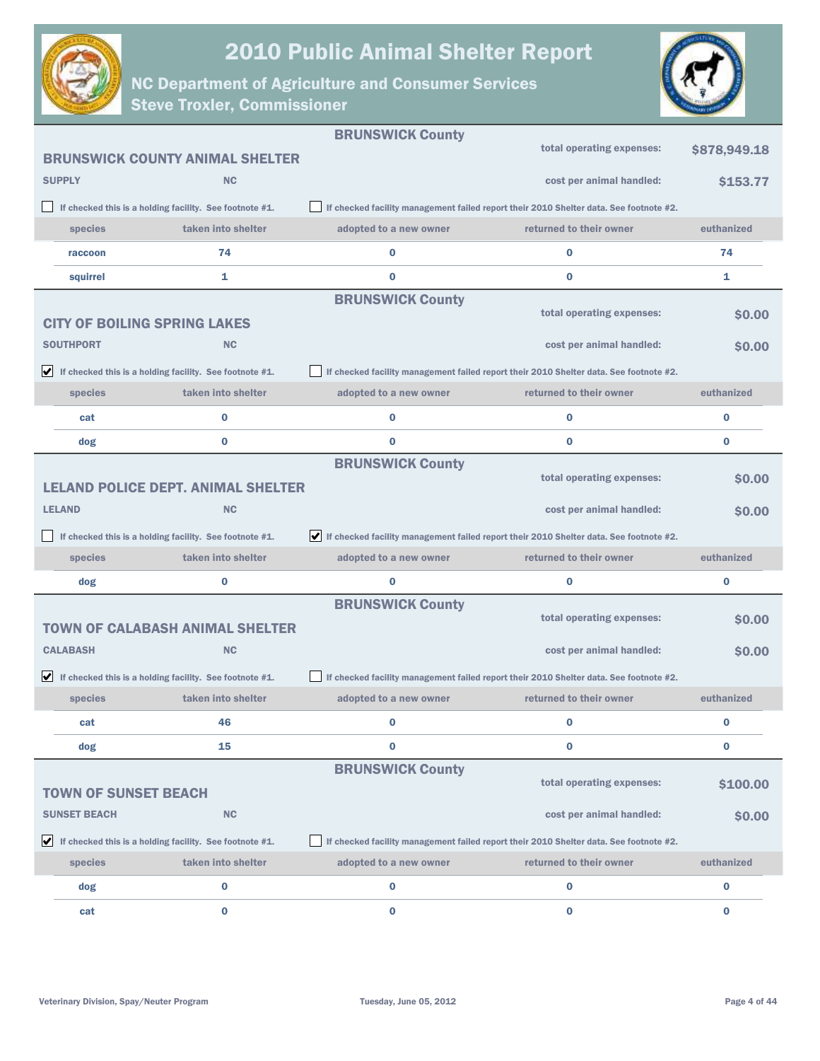# 2010 Public Animal Shelter Report

## NC Department of Agriculture and Consumer Services
## Steve Troxler, Commissioner

---

### BRUNSWICK County

**BRUNSWICK COUNTY ANIMAL SHELTER**

**SUPPLY** **NC**

total operating expenses: **$878,949.18**

cost per animal handled: **$153.77**

☐ If checked this is a holding facility. See footnote #1.

☐ If checked facility management failed report their 2010 Shelter data. See footnote #2.

| species | taken into shelter | adopted to a new owner | returned to their owner | euthanized |
|---|---|---|---|---|
| raccoon | 74 | 0 | 0 | 74 |
| squirrel | 1 | 0 | 0 | 1 |

---

### BRUNSWICK County

**CITY OF BOILING SPRING LAKES**

**SOUTHPORT** **NC**

total operating expenses: **$0.00**

cost per animal handled: **$0.00**

☑ If checked this is a holding facility. See footnote #1.

☐ If checked facility management failed report their 2010 Shelter data. See footnote #2.

| species | taken into shelter | adopted to a new owner | returned to their owner | euthanized |
|---|---|---|---|---|
| cat | 0 | 0 | 0 | 0 |
| dog | 0 | 0 | 0 | 0 |

---

### BRUNSWICK County

**LELAND POLICE DEPT. ANIMAL SHELTER**

**LELAND** **NC**

total operating expenses: **$0.00**

cost per animal handled: **$0.00**

☐ If checked this is a holding facility. See footnote #1.

☑ If checked facility management failed report their 2010 Shelter data. See footnote #2.

| species | taken into shelter | adopted to a new owner | returned to their owner | euthanized |
|---|---|---|---|---|
| dog | 0 | 0 | 0 | 0 |

---

### BRUNSWICK County

**TOWN OF CALABASH ANIMAL SHELTER**

**CALABASH** **NC**

total operating expenses: **$0.00**

cost per animal handled: **$0.00**

☑ If checked this is a holding facility. See footnote #1.

☐ If checked facility management failed report their 2010 Shelter data. See footnote #2.

| species | taken into shelter | adopted to a new owner | returned to their owner | euthanized |
|---|---|---|---|---|
| cat | 46 | 0 | 0 | 0 |
| dog | 15 | 0 | 0 | 0 |

---

### BRUNSWICK County

**TOWN OF SUNSET BEACH**

**SUNSET BEACH** **NC**

total operating expenses: **$100.00**

cost per animal handled: **$0.00**

☑ If checked this is a holding facility. See footnote #1.

☐ If checked facility management failed report their 2010 Shelter data. See footnote #2.

| species | taken into shelter | adopted to a new owner | returned to their owner | euthanized |
|---|---|---|---|---|
| dog | 0 | 0 | 0 | 0 |
| cat | 0 | 0 | 0 | 0 |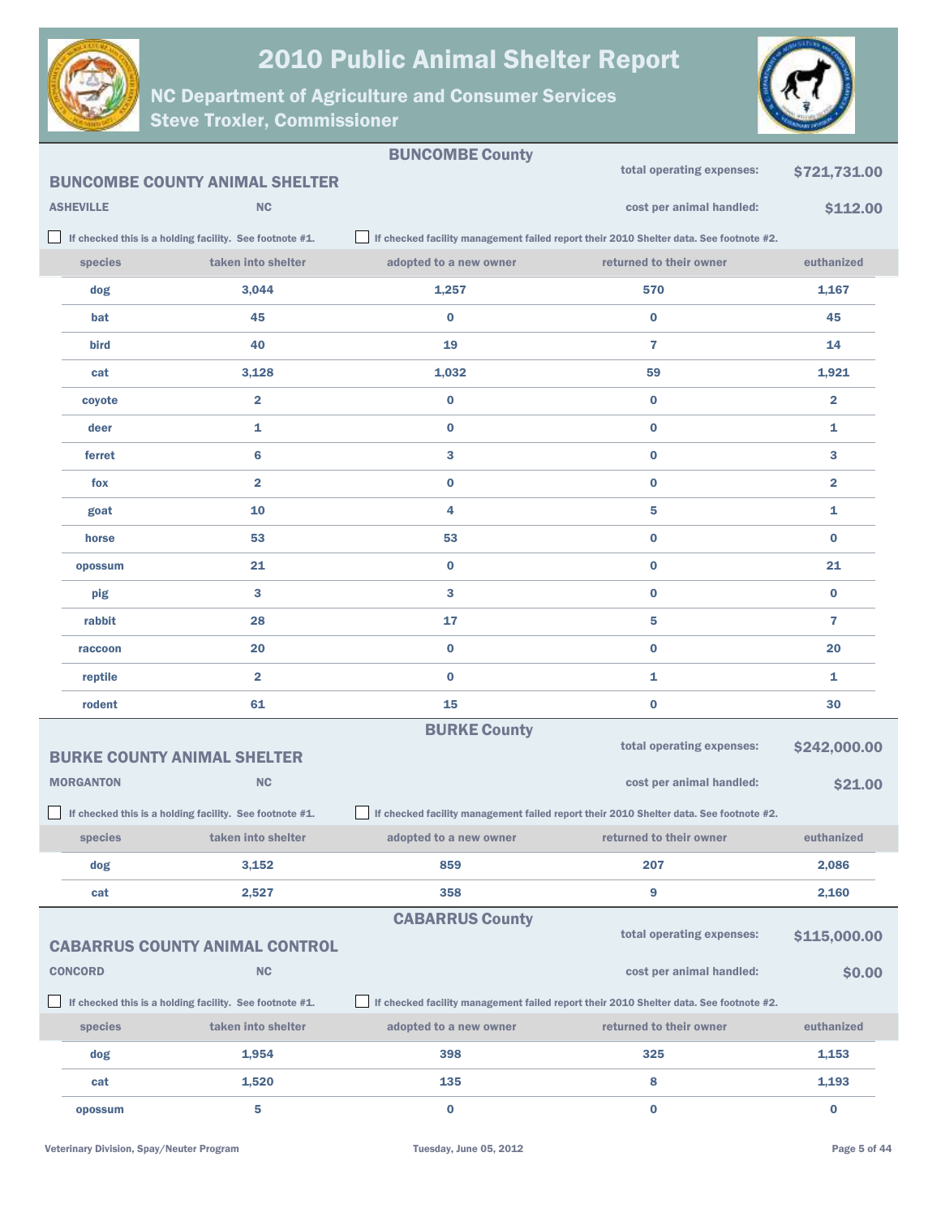# 2010 Public Animal Shelter Report

## NC Department of Agriculture and Consumer Services
## Steve Troxler, Commissioner

## BUNCOMBE County

### BUNCOMBE COUNTY ANIMAL SHELTER

**ASHEVILLE** NC

total operating expenses: **$721,731.00**

cost per animal handled: **$112.00**

☐ If checked this is a holding facility. See footnote #1.

☐ If checked facility management failed report their 2010 Shelter data. See footnote #2.

| species | taken into shelter | adopted to a new owner | returned to their owner | euthanized |
|---|---|---|---|---|
| dog | 3,044 | 1,257 | 570 | 1,167 |
| bat | 45 | 0 | 0 | 45 |
| bird | 40 | 19 | 7 | 14 |
| cat | 3,128 | 1,032 | 59 | 1,921 |
| coyote | 2 | 0 | 0 | 2 |
| deer | 1 | 0 | 0 | 1 |
| ferret | 6 | 3 | 0 | 3 |
| fox | 2 | 0 | 0 | 2 |
| goat | 10 | 4 | 5 | 1 |
| horse | 53 | 53 | 0 | 0 |
| opossum | 21 | 0 | 0 | 21 |
| pig | 3 | 3 | 0 | 0 |
| rabbit | 28 | 17 | 5 | 7 |
| raccoon | 20 | 0 | 0 | 20 |
| reptile | 2 | 0 | 1 | 1 |
| rodent | 61 | 15 | 0 | 30 |

## BURKE County

### BURKE COUNTY ANIMAL SHELTER

**MORGANTON** NC

total operating expenses: **$242,000.00**

cost per animal handled: **$21.00**

☐ If checked this is a holding facility. See footnote #1.

☐ If checked facility management failed report their 2010 Shelter data. See footnote #2.

| species | taken into shelter | adopted to a new owner | returned to their owner | euthanized |
|---|---|---|---|---|
| dog | 3,152 | 859 | 207 | 2,086 |
| cat | 2,527 | 358 | 9 | 2,160 |

## CABARRUS County

### CABARRUS COUNTY ANIMAL CONTROL

**CONCORD** NC

total operating expenses: **$115,000.00**

cost per animal handled: **$0.00**

☐ If checked this is a holding facility. See footnote #1.

☐ If checked facility management failed report their 2010 Shelter data. See footnote #2.

| species | taken into shelter | adopted to a new owner | returned to their owner | euthanized |
|---|---|---|---|---|
| dog | 1,954 | 398 | 325 | 1,153 |
| cat | 1,520 | 135 | 8 | 1,193 |
| opossum | 5 | 0 | 0 | 0 |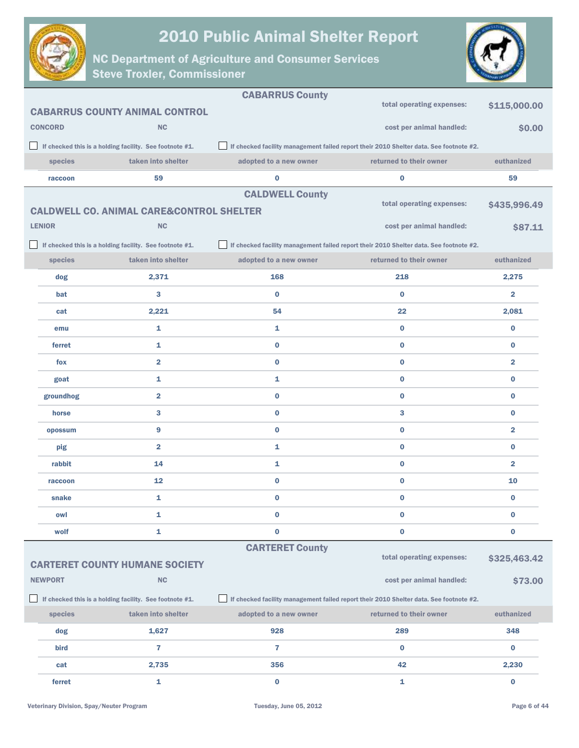## CABARRUS County

### CABARRUS COUNTY ANIMAL CONTROL

CONCORD NC

total operating expenses: **$115,000.00**

cost per animal handled: **$0.00**

☐ If checked this is a holding facility. See footnote #1.

☐ If checked facility management failed report their 2010 Shelter data. See footnote #2.

| species | taken into shelter | adopted to a new owner | returned to their owner | euthanized |
|---|---|---|---|---|
| raccoon | 59 | 0 | 0 | 59 |

## CALDWELL County

### CALDWELL CO. ANIMAL CARE&CONTROL SHELTER

LENIOR NC

total operating expenses: **$435,996.49**

cost per animal handled: **$87.11**

☐ If checked this is a holding facility. See footnote #1.

☐ If checked facility management failed report their 2010 Shelter data. See footnote #2.

| species | taken into shelter | adopted to a new owner | returned to their owner | euthanized |
|---|---|---|---|---|
| dog | 2,371 | 168 | 218 | 2,275 |
| bat | 3 | 0 | 0 | 2 |
| cat | 2,221 | 54 | 22 | 2,081 |
| emu | 1 | 1 | 0 | 0 |
| ferret | 1 | 0 | 0 | 0 |
| fox | 2 | 0 | 0 | 2 |
| goat | 1 | 1 | 0 | 0 |
| groundhog | 2 | 0 | 0 | 0 |
| horse | 3 | 0 | 3 | 0 |
| opossum | 9 | 0 | 0 | 2 |
| pig | 2 | 1 | 0 | 0 |
| rabbit | 14 | 1 | 0 | 2 |
| raccoon | 12 | 0 | 0 | 10 |
| snake | 1 | 0 | 0 | 0 |
| owl | 1 | 0 | 0 | 0 |
| wolf | 1 | 0 | 0 | 0 |

## CARTERET County

### CARTERET COUNTY HUMANE SOCIETY

NEWPORT NC

total operating expenses: **$325,463.42**

cost per animal handled: **$73.00**

☐ If checked this is a holding facility. See footnote #1.

☐ If checked facility management failed report their 2010 Shelter data. See footnote #2.

| species | taken into shelter | adopted to a new owner | returned to their owner | euthanized |
|---|---|---|---|---|
| dog | 1,627 | 928 | 289 | 348 |
| bird | 7 | 7 | 0 | 0 |
| cat | 2,735 | 356 | 42 | 2,230 |
| ferret | 1 | 0 | 1 | 0 |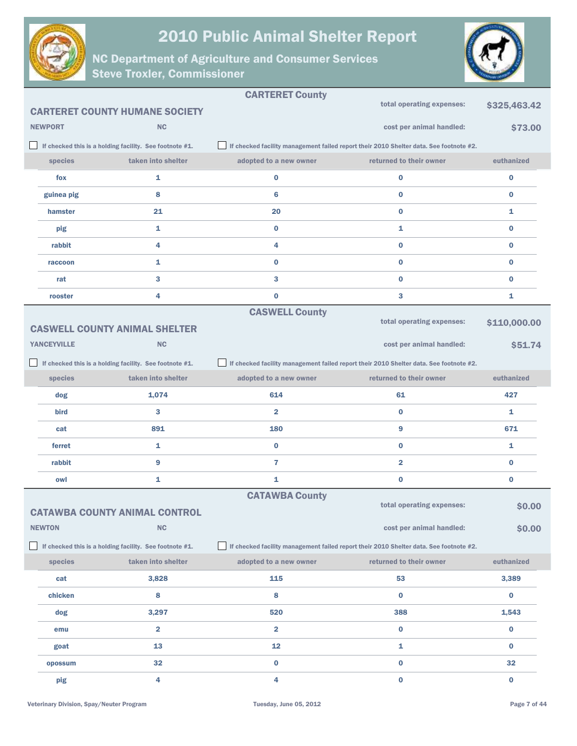# 2010 Public Animal Shelter Report

## NC Department of Agriculture and Consumer Services
## Steve Troxler, Commissioner

### CARTERET County

**CARTERET COUNTY HUMANE SOCIETY**

NEWPORT NC

total operating expenses: **$325,463.42**

cost per animal handled: **$73.00**

☐ If checked this is a holding facility. See footnote #1.

☐ If checked facility management failed report their 2010 Shelter data. See footnote #2.

| species | taken into shelter | adopted to a new owner | returned to their owner | euthanized |
|---|---|---|---|---|
| fox | 1 | 0 | 0 | 0 |
| guinea pig | 8 | 6 | 0 | 0 |
| hamster | 21 | 20 | 0 | 1 |
| pig | 1 | 0 | 1 | 0 |
| rabbit | 4 | 4 | 0 | 0 |
| raccoon | 1 | 0 | 0 | 0 |
| rat | 3 | 3 | 0 | 0 |
| rooster | 4 | 0 | 3 | 1 |

### CASWELL County

**CASWELL COUNTY ANIMAL SHELTER**

YANCEYVILLE NC

total operating expenses: **$110,000.00**

cost per animal handled: **$51.74**

☐ If checked this is a holding facility. See footnote #1.

☐ If checked facility management failed report their 2010 Shelter data. See footnote #2.

| species | taken into shelter | adopted to a new owner | returned to their owner | euthanized |
|---|---|---|---|---|
| dog | 1,074 | 614 | 61 | 427 |
| bird | 3 | 2 | 0 | 1 |
| cat | 891 | 180 | 9 | 671 |
| ferret | 1 | 0 | 0 | 1 |
| rabbit | 9 | 7 | 2 | 0 |
| owl | 1 | 1 | 0 | 0 |

### CATAWBA County

**CATAWBA COUNTY ANIMAL CONTROL**

NEWTON NC

total operating expenses: **$0.00**

cost per animal handled: **$0.00**

☐ If checked this is a holding facility. See footnote #1.

☐ If checked facility management failed report their 2010 Shelter data. See footnote #2.

| species | taken into shelter | adopted to a new owner | returned to their owner | euthanized |
|---|---|---|---|---|
| cat | 3,828 | 115 | 53 | 3,389 |
| chicken | 8 | 8 | 0 | 0 |
| dog | 3,297 | 520 | 388 | 1,543 |
| emu | 2 | 2 | 0 | 0 |
| goat | 13 | 12 | 1 | 0 |
| opossum | 32 | 0 | 0 | 32 |
| pig | 4 | 4 | 0 | 0 |

Veterinary Division, Spay/Neuter Program

Tuesday, June 05, 2012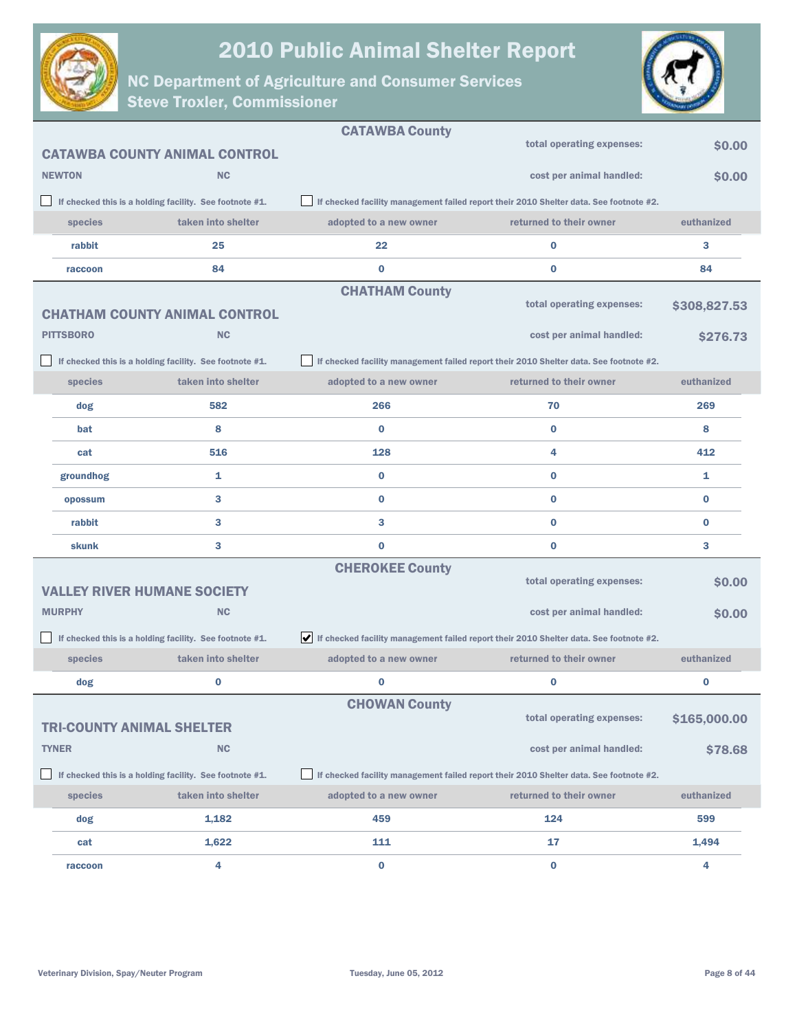# 2010 Public Animal Shelter Report

## NC Department of Agriculture and Consumer Services
## Steve Troxler, Commissioner

### CATAWBA County

**CATAWBA COUNTY ANIMAL CONTROL**

**NEWTON** **NC**

total operating expenses: **$0.00**

cost per animal handled: **$0.00**

☐ If checked this is a holding facility. See footnote #1.

☐ If checked facility management failed report their 2010 Shelter data. See footnote #2.

| species | taken into shelter | adopted to a new owner | returned to their owner | euthanized |
|---|---|---|---|---|
| rabbit | 25 | 22 | 0 | 3 |
| raccoon | 84 | 0 | 0 | 84 |

### CHATHAM County

**CHATHAM COUNTY ANIMAL CONTROL**

**PITTSBORO** **NC**

total operating expenses: **$308,827.53**

cost per animal handled: **$276.73**

☐ If checked this is a holding facility. See footnote #1.

☐ If checked facility management failed report their 2010 Shelter data. See footnote #2.

| species | taken into shelter | adopted to a new owner | returned to their owner | euthanized |
|---|---|---|---|---|
| dog | 582 | 266 | 70 | 269 |
| bat | 8 | 0 | 0 | 8 |
| cat | 516 | 128 | 4 | 412 |
| groundhog | 1 | 0 | 0 | 1 |
| opossum | 3 | 0 | 0 | 0 |
| rabbit | 3 | 3 | 0 | 0 |
| skunk | 3 | 0 | 0 | 3 |

### CHEROKEE County

**VALLEY RIVER HUMANE SOCIETY**

**MURPHY** **NC**

total operating expenses: **$0.00**

cost per animal handled: **$0.00**

☐ If checked this is a holding facility. See footnote #1.

☑ If checked facility management failed report their 2010 Shelter data. See footnote #2.

| species | taken into shelter | adopted to a new owner | returned to their owner | euthanized |
|---|---|---|---|---|
| dog | 0 | 0 | 0 | 0 |

### CHOWAN County

**TRI-COUNTY ANIMAL SHELTER**

**TYNER** **NC**

total operating expenses: **$165,000.00**

cost per animal handled: **$78.68**

☐ If checked this is a holding facility. See footnote #1.

☐ If checked facility management failed report their 2010 Shelter data. See footnote #2.

| species | taken into shelter | adopted to a new owner | returned to their owner | euthanized |
|---|---|---|---|---|
| dog | 1,182 | 459 | 124 | 599 |
| cat | 1,622 | 111 | 17 | 1,494 |
| raccoon | 4 | 0 | 0 | 4 |

Veterinary Division, Spay/Neuter Program — Tuesday, June 05, 2012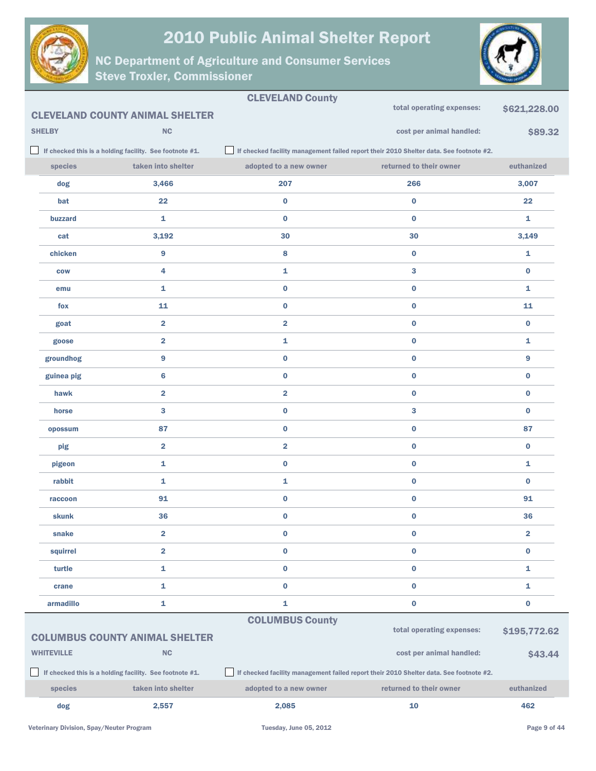# 2010 Public Animal Shelter Report

## NC Department of Agriculture and Consumer Services
## Steve Troxler, Commissioner

### CLEVELAND County

**CLEVELAND COUNTY ANIMAL SHELTER**

SHELBY NC

total operating expenses: **$621,228.00**

cost per animal handled: **$89.32**

☐ If checked this is a holding facility. See footnote #1.

☐ If checked facility management failed report their 2010 Shelter data. See footnote #2.

| species | taken into shelter | adopted to a new owner | returned to their owner | euthanized |
|---|---|---|---|---|
| dog | 3,466 | 207 | 266 | 3,007 |
| bat | 22 | 0 | 0 | 22 |
| buzzard | 1 | 0 | 0 | 1 |
| cat | 3,192 | 30 | 30 | 3,149 |
| chicken | 9 | 8 | 0 | 1 |
| cow | 4 | 1 | 3 | 0 |
| emu | 1 | 0 | 0 | 1 |
| fox | 11 | 0 | 0 | 11 |
| goat | 2 | 2 | 0 | 0 |
| goose | 2 | 1 | 0 | 1 |
| groundhog | 9 | 0 | 0 | 9 |
| guinea pig | 6 | 0 | 0 | 0 |
| hawk | 2 | 2 | 0 | 0 |
| horse | 3 | 0 | 3 | 0 |
| opossum | 87 | 0 | 0 | 87 |
| pig | 2 | 2 | 0 | 0 |
| pigeon | 1 | 0 | 0 | 1 |
| rabbit | 1 | 1 | 0 | 0 |
| raccoon | 91 | 0 | 0 | 91 |
| skunk | 36 | 0 | 0 | 36 |
| snake | 2 | 0 | 0 | 2 |
| squirrel | 2 | 0 | 0 | 0 |
| turtle | 1 | 0 | 0 | 1 |
| crane | 1 | 0 | 0 | 1 |
| armadillo | 1 | 1 | 0 | 0 |

### COLUMBUS County

**COLUMBUS COUNTY ANIMAL SHELTER**

WHITEVILLE NC

total operating expenses: **$195,772.62**

cost per animal handled: **$43.44**

☐ If checked this is a holding facility. See footnote #1.

☐ If checked facility management failed report their 2010 Shelter data. See footnote #2.

| species | taken into shelter | adopted to a new owner | returned to their owner | euthanized |
|---|---|---|---|---|
| dog | 2,557 | 2,085 | 10 | 462 |

Veterinary Division, Spay/Neuter Program

Tuesday, June 05, 2012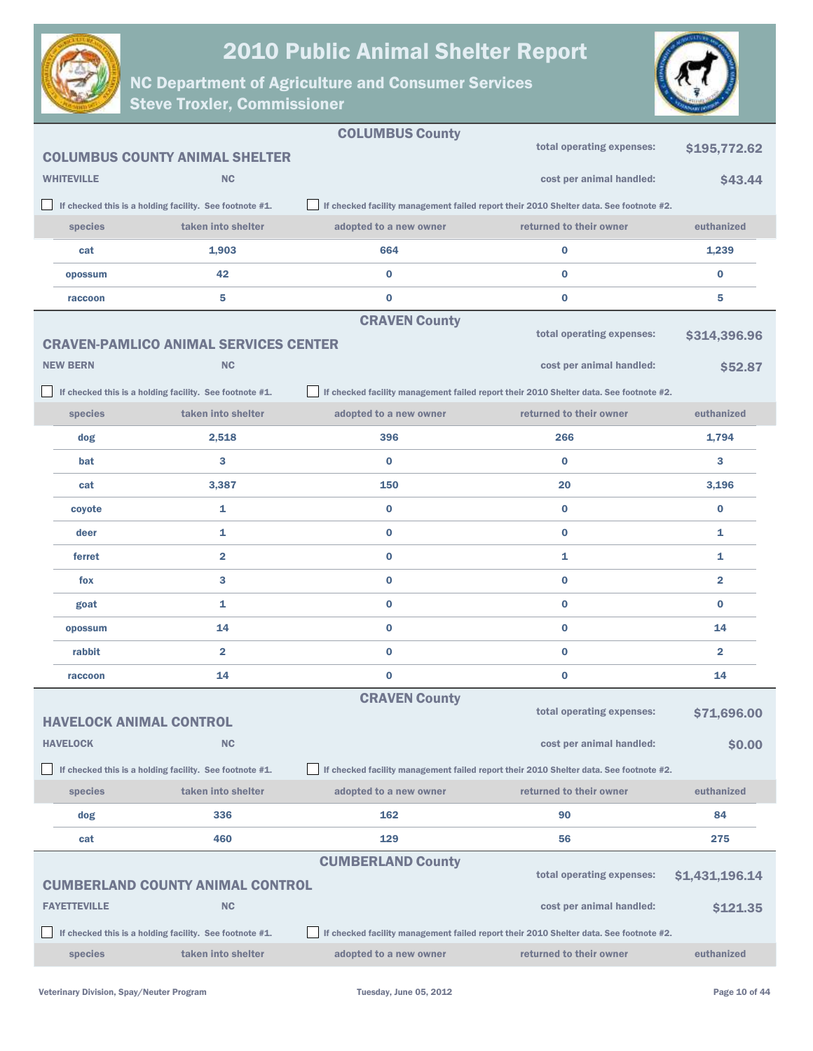# 2010 Public Animal Shelter Report

## NC Department of Agriculture and Consumer Services
## Steve Troxler, Commissioner

### COLUMBUS County

**COLUMBUS COUNTY ANIMAL SHELTER**

**WHITEVILLE** **NC**

total operating expenses: **$195,772.62**

cost per animal handled: **$43.44**

☐ If checked this is a holding facility. See footnote #1.

☐ If checked facility management failed report their 2010 Shelter data. See footnote #2.

| species | taken into shelter | adopted to a new owner | returned to their owner | euthanized |
|---|---|---|---|---|
| cat | 1,903 | 664 | 0 | 1,239 |
| opossum | 42 | 0 | 0 | 0 |
| raccoon | 5 | 0 | 0 | 5 |

### CRAVEN County

**CRAVEN-PAMLICO ANIMAL SERVICES CENTER**

**NEW BERN** **NC**

total operating expenses: **$314,396.96**

cost per animal handled: **$52.87**

☐ If checked this is a holding facility. See footnote #1.

☐ If checked facility management failed report their 2010 Shelter data. See footnote #2.

| species | taken into shelter | adopted to a new owner | returned to their owner | euthanized |
|---|---|---|---|---|
| dog | 2,518 | 396 | 266 | 1,794 |
| bat | 3 | 0 | 0 | 3 |
| cat | 3,387 | 150 | 20 | 3,196 |
| coyote | 1 | 0 | 0 | 0 |
| deer | 1 | 0 | 0 | 1 |
| ferret | 2 | 0 | 1 | 1 |
| fox | 3 | 0 | 0 | 2 |
| goat | 1 | 0 | 0 | 0 |
| opossum | 14 | 0 | 0 | 14 |
| rabbit | 2 | 0 | 0 | 2 |
| raccoon | 14 | 0 | 0 | 14 |

### CRAVEN County

**HAVELOCK ANIMAL CONTROL**

**HAVELOCK** **NC**

total operating expenses: **$71,696.00**

cost per animal handled: **$0.00**

☐ If checked this is a holding facility. See footnote #1.

☐ If checked facility management failed report their 2010 Shelter data. See footnote #2.

| species | taken into shelter | adopted to a new owner | returned to their owner | euthanized |
|---|---|---|---|---|
| dog | 336 | 162 | 90 | 84 |
| cat | 460 | 129 | 56 | 275 |

### CUMBERLAND County

**CUMBERLAND COUNTY ANIMAL CONTROL**

**FAYETTEVILLE** **NC**

total operating expenses: **$1,431,196.14**

cost per animal handled: **$121.35**

☐ If checked this is a holding facility. See footnote #1.

☐ If checked facility management failed report their 2010 Shelter data. See footnote #2.

| species | taken into shelter | adopted to a new owner | returned to their owner | euthanized |
|---|---|---|---|---|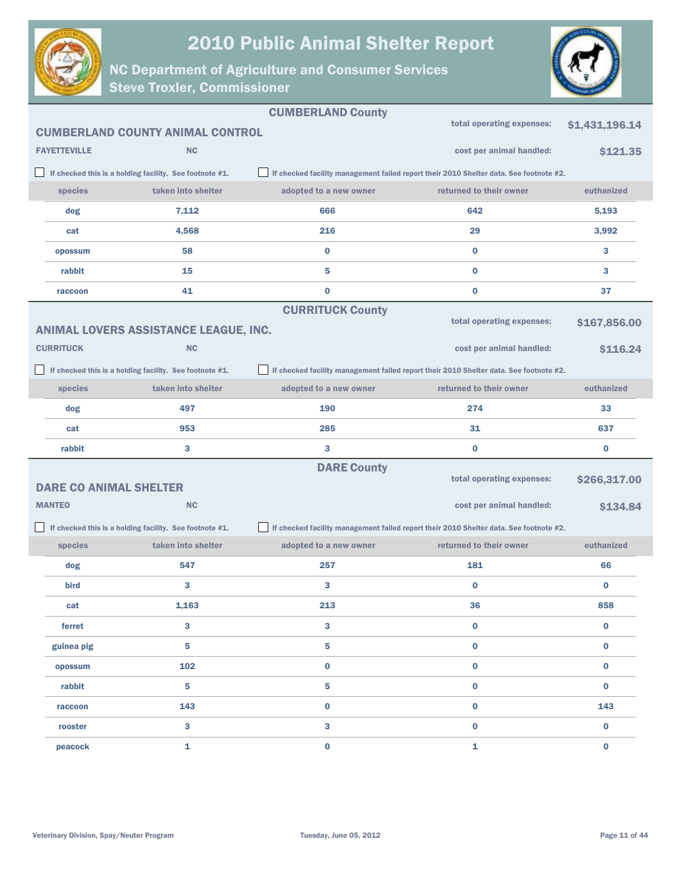# 2010 Public Animal Shelter Report

## NC Department of Agriculture and Consumer Services
## Steve Troxler, Commissioner

## CUMBERLAND County

### CUMBERLAND COUNTY ANIMAL CONTROL

**FAYETTEVILLE** **NC**

total operating expenses: **$1,431,196.14**

cost per animal handled: **$121.35**

☐ If checked this is a holding facility. See footnote #1.

☐ If checked facility management failed report their 2010 Shelter data. See footnote #2.

| species | taken into shelter | adopted to a new owner | returned to their owner | euthanized |
|---|---|---|---|---|
| dog | 7,112 | 666 | 642 | 5,193 |
| cat | 4,568 | 216 | 29 | 3,992 |
| opossum | 58 | 0 | 0 | 3 |
| rabbit | 15 | 5 | 0 | 3 |
| raccoon | 41 | 0 | 0 | 37 |

## CURRITUCK County

### ANIMAL LOVERS ASSISTANCE LEAGUE, INC.

**CURRITUCK** **NC**

total operating expenses: **$167,856.00**

cost per animal handled: **$116.24**

☐ If checked this is a holding facility. See footnote #1.

☐ If checked facility management failed report their 2010 Shelter data. See footnote #2.

| species | taken into shelter | adopted to a new owner | returned to their owner | euthanized |
|---|---|---|---|---|
| dog | 497 | 190 | 274 | 33 |
| cat | 953 | 285 | 31 | 637 |
| rabbit | 3 | 3 | 0 | 0 |

## DARE County

### DARE CO ANIMAL SHELTER

**MANTEO** **NC**

total operating expenses: **$266,317.00**

cost per animal handled: **$134.84**

☐ If checked this is a holding facility. See footnote #1.

☐ If checked facility management failed report their 2010 Shelter data. See footnote #2.

| species | taken into shelter | adopted to a new owner | returned to their owner | euthanized |
|---|---|---|---|---|
| dog | 547 | 257 | 181 | 66 |
| bird | 3 | 3 | 0 | 0 |
| cat | 1,163 | 213 | 36 | 858 |
| ferret | 3 | 3 | 0 | 0 |
| guinea pig | 5 | 5 | 0 | 0 |
| opossum | 102 | 0 | 0 | 0 |
| rabbit | 5 | 5 | 0 | 0 |
| raccoon | 143 | 0 | 0 | 143 |
| rooster | 3 | 3 | 0 | 0 |
| peacock | 1 | 0 | 1 | 0 |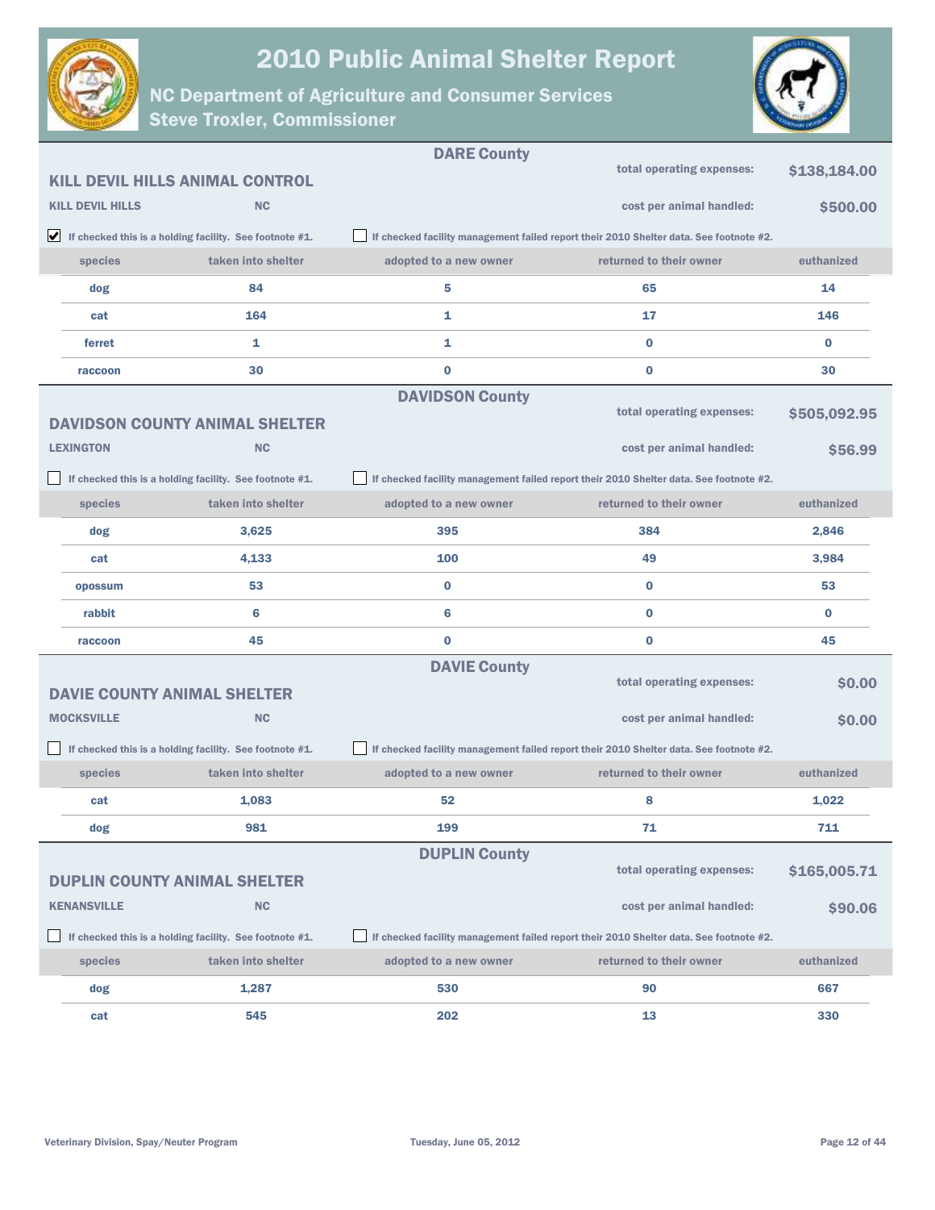# 2010 Public Animal Shelter Report

## NC Department of Agriculture and Consumer Services
## Steve Troxler, Commissioner

---

### DARE County

**KILL DEVIL HILLS ANIMAL CONTROL**

**KILL DEVIL HILLS** NC

total operating expenses: **$138,184.00**

cost per animal handled: **$500.00**

☑ If checked this is a holding facility. See footnote #1.

☐ If checked facility management failed report their 2010 Shelter data. See footnote #2.

| species | taken into shelter | adopted to a new owner | returned to their owner | euthanized |
|---|---|---|---|---|
| dog | 84 | 5 | 65 | 14 |
| cat | 164 | 1 | 17 | 146 |
| ferret | 1 | 1 | 0 | 0 |
| raccoon | 30 | 0 | 0 | 30 |

---

### DAVIDSON County

**DAVIDSON COUNTY ANIMAL SHELTER**

**LEXINGTON** NC

total operating expenses: **$505,092.95**

cost per animal handled: **$56.99**

☐ If checked this is a holding facility. See footnote #1.

☐ If checked facility management failed report their 2010 Shelter data. See footnote #2.

| species | taken into shelter | adopted to a new owner | returned to their owner | euthanized |
|---|---|---|---|---|
| dog | 3,625 | 395 | 384 | 2,846 |
| cat | 4,133 | 100 | 49 | 3,984 |
| opossum | 53 | 0 | 0 | 53 |
| rabbit | 6 | 6 | 0 | 0 |
| raccoon | 45 | 0 | 0 | 45 |

---

### DAVIE County

**DAVIE COUNTY ANIMAL SHELTER**

**MOCKSVILLE** NC

total operating expenses: **$0.00**

cost per animal handled: **$0.00**

☐ If checked this is a holding facility. See footnote #1.

☐ If checked facility management failed report their 2010 Shelter data. See footnote #2.

| species | taken into shelter | adopted to a new owner | returned to their owner | euthanized |
|---|---|---|---|---|
| cat | 1,083 | 52 | 8 | 1,022 |
| dog | 981 | 199 | 71 | 711 |

---

### DUPLIN County

**DUPLIN COUNTY ANIMAL SHELTER**

**KENANSVILLE** NC

total operating expenses: **$165,005.71**

cost per animal handled: **$90.06**

☐ If checked this is a holding facility. See footnote #1.

☐ If checked facility management failed report their 2010 Shelter data. See footnote #2.

| species | taken into shelter | adopted to a new owner | returned to their owner | euthanized |
|---|---|---|---|---|
| dog | 1,287 | 530 | 90 | 667 |
| cat | 545 | 202 | 13 | 330 |

Veterinary Division, Spay/Neuter Program — Tuesday, June 05, 2012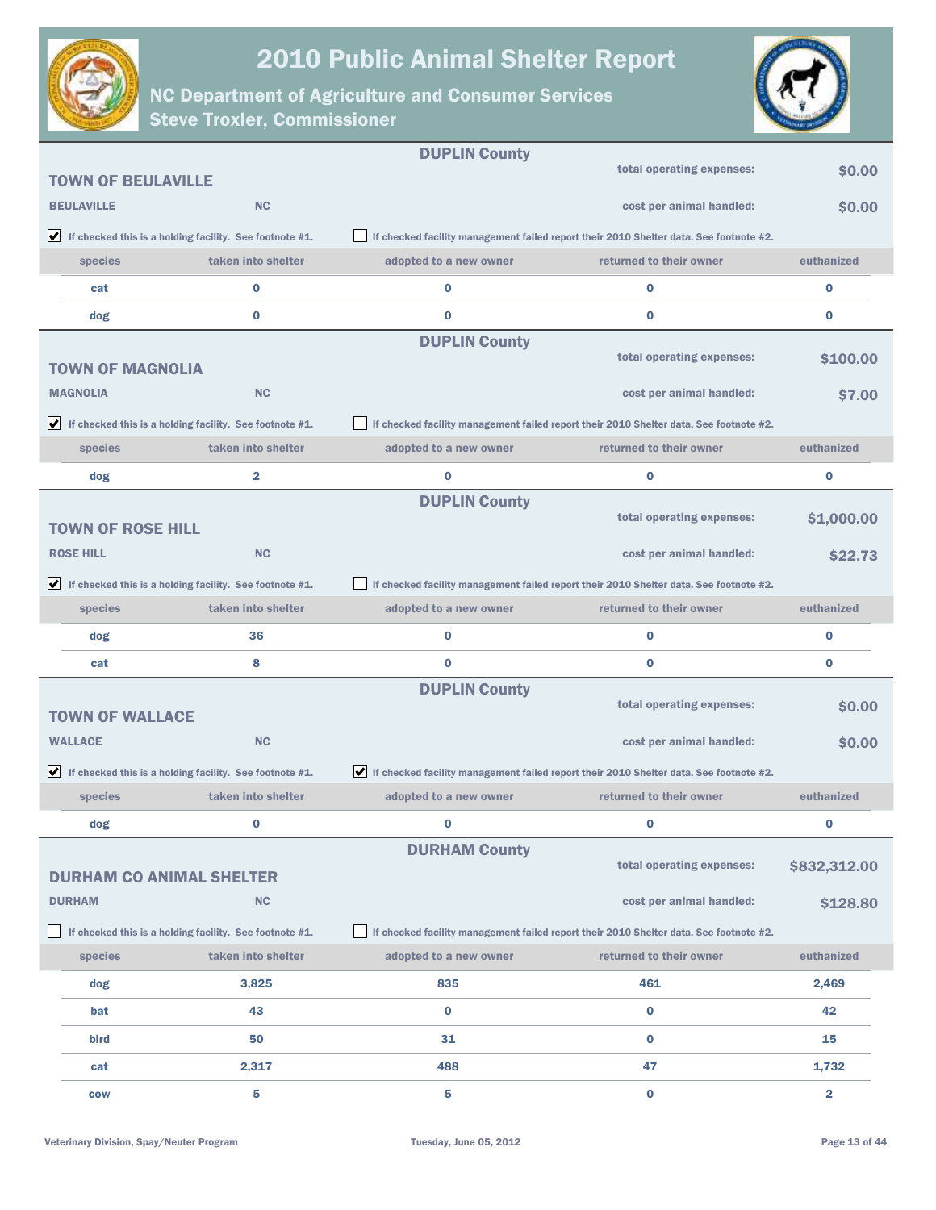# 2010 Public Animal Shelter Report

## NC Department of Agriculture and Consumer Services
## Steve Troxler, Commissioner

---

**DUPLIN County**

### TOWN OF BEULAVILLE

**BEULAVILLE** **NC**

total operating expenses: **$0.00**

cost per animal handled: **$0.00**

☑ If checked this is a holding facility. See footnote #1.

☐ If checked facility management failed report their 2010 Shelter data. See footnote #2.

| species | taken into shelter | adopted to a new owner | returned to their owner | euthanized |
|---|---|---|---|---|
| cat | 0 | 0 | 0 | 0 |
| dog | 0 | 0 | 0 | 0 |

---

**DUPLIN County**

### TOWN OF MAGNOLIA

**MAGNOLIA** **NC**

total operating expenses: **$100.00**

cost per animal handled: **$7.00**

☑ If checked this is a holding facility. See footnote #1.

☐ If checked facility management failed report their 2010 Shelter data. See footnote #2.

| species | taken into shelter | adopted to a new owner | returned to their owner | euthanized |
|---|---|---|---|---|
| dog | 2 | 0 | 0 | 0 |

---

**DUPLIN County**

### TOWN OF ROSE HILL

**ROSE HILL** **NC**

total operating expenses: **$1,000.00**

cost per animal handled: **$22.73**

☑ If checked this is a holding facility. See footnote #1.

☐ If checked facility management failed report their 2010 Shelter data. See footnote #2.

| species | taken into shelter | adopted to a new owner | returned to their owner | euthanized |
|---|---|---|---|---|
| dog | 36 | 0 | 0 | 0 |
| cat | 8 | 0 | 0 | 0 |

---

**DUPLIN County**

### TOWN OF WALLACE

**WALLACE** **NC**

total operating expenses: **$0.00**

cost per animal handled: **$0.00**

☑ If checked this is a holding facility. See footnote #1.

☑ If checked facility management failed report their 2010 Shelter data. See footnote #2.

| species | taken into shelter | adopted to a new owner | returned to their owner | euthanized |
|---|---|---|---|---|
| dog | 0 | 0 | 0 | 0 |

---

**DURHAM County**

### DURHAM CO ANIMAL SHELTER

**DURHAM** **NC**

total operating expenses: **$832,312.00**

cost per animal handled: **$128.80**

☐ If checked this is a holding facility. See footnote #1.

☐ If checked facility management failed report their 2010 Shelter data. See footnote #2.

| species | taken into shelter | adopted to a new owner | returned to their owner | euthanized |
|---|---|---|---|---|
| dog | 3,825 | 835 | 461 | 2,469 |
| bat | 43 | 0 | 0 | 42 |
| bird | 50 | 31 | 0 | 15 |
| cat | 2,317 | 488 | 47 | 1,732 |
| cow | 5 | 5 | 0 | 2 |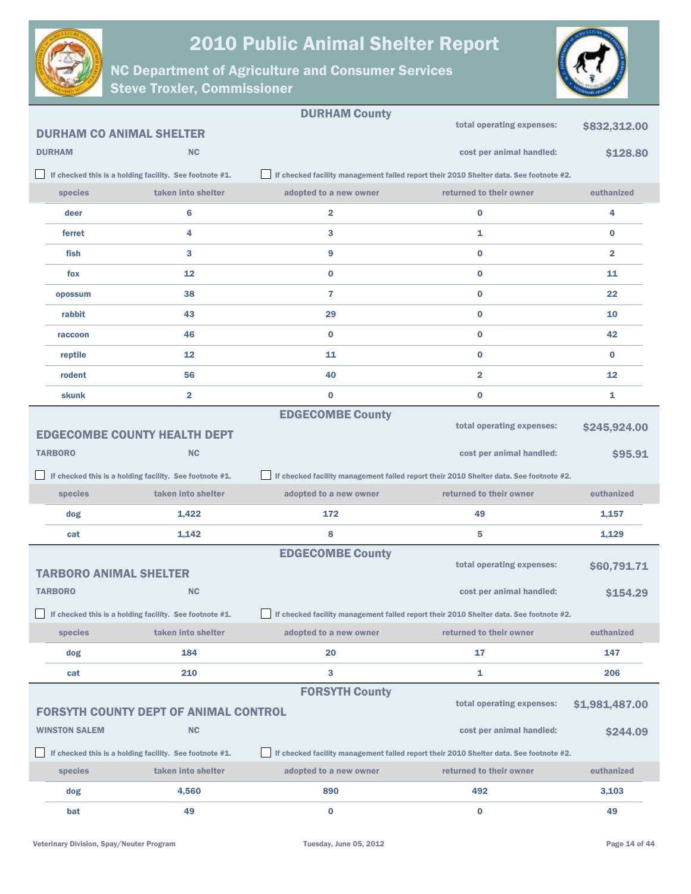# 2010 Public Animal Shelter Report

## NC Department of Agriculture and Consumer Services
## Steve Troxler, Commissioner

### DURHAM County

**DURHAM CO ANIMAL SHELTER**

DURHAM NC

total operating expenses: **$832,312.00**

cost per animal handled: **$128.80**

☐ If checked this is a holding facility. See footnote #1.

☐ If checked facility management failed report their 2010 Shelter data. See footnote #2.

| species | taken into shelter | adopted to a new owner | returned to their owner | euthanized |
|---|---|---|---|---|
| deer | 6 | 2 | 0 | 4 |
| ferret | 4 | 3 | 1 | 0 |
| fish | 3 | 9 | 0 | 2 |
| fox | 12 | 0 | 0 | 11 |
| opossum | 38 | 7 | 0 | 22 |
| rabbit | 43 | 29 | 0 | 10 |
| raccoon | 46 | 0 | 0 | 42 |
| reptile | 12 | 11 | 0 | 0 |
| rodent | 56 | 40 | 2 | 12 |
| skunk | 2 | 0 | 0 | 1 |

### EDGECOMBE County

**EDGECOMBE COUNTY HEALTH DEPT**

TARBORO NC

total operating expenses: **$245,924.00**

cost per animal handled: **$95.91**

☐ If checked this is a holding facility. See footnote #1.

☐ If checked facility management failed report their 2010 Shelter data. See footnote #2.

| species | taken into shelter | adopted to a new owner | returned to their owner | euthanized |
|---|---|---|---|---|
| dog | 1,422 | 172 | 49 | 1,157 |
| cat | 1,142 | 8 | 5 | 1,129 |

### EDGECOMBE County

**TARBORO ANIMAL SHELTER**

TARBORO NC

total operating expenses: **$60,791.71**

cost per animal handled: **$154.29**

☐ If checked this is a holding facility. See footnote #1.

☐ If checked facility management failed report their 2010 Shelter data. See footnote #2.

| species | taken into shelter | adopted to a new owner | returned to their owner | euthanized |
|---|---|---|---|---|
| dog | 184 | 20 | 17 | 147 |
| cat | 210 | 3 | 1 | 206 |

### FORSYTH County

**FORSYTH COUNTY DEPT OF ANIMAL CONTROL**

WINSTON SALEM NC

total operating expenses: **$1,981,487.00**

cost per animal handled: **$244.09**

☐ If checked this is a holding facility. See footnote #1.

☐ If checked facility management failed report their 2010 Shelter data. See footnote #2.

| species | taken into shelter | adopted to a new owner | returned to their owner | euthanized |
|---|---|---|---|---|
| dog | 4,560 | 890 | 492 | 3,103 |
| bat | 49 | 0 | 0 | 49 |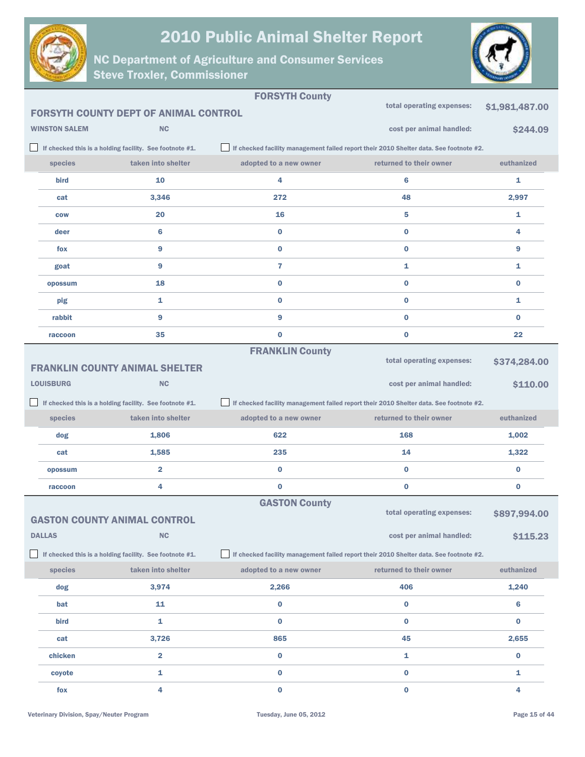## FORSYTH County

### FORSYTH COUNTY DEPT OF ANIMAL CONTROL

**WINSTON SALEM** NC

total operating expenses: **$1,981,487.00**

cost per animal handled: **$244.09**

☐ If checked this is a holding facility. See footnote #1.

☐ If checked facility management failed report their 2010 Shelter data. See footnote #2.

| species | taken into shelter | adopted to a new owner | returned to their owner | euthanized |
|---|---|---|---|---|
| bird | 10 | 4 | 6 | 1 |
| cat | 3,346 | 272 | 48 | 2,997 |
| cow | 20 | 16 | 5 | 1 |
| deer | 6 | 0 | 0 | 4 |
| fox | 9 | 0 | 0 | 9 |
| goat | 9 | 7 | 1 | 1 |
| opossum | 18 | 0 | 0 | 0 |
| pig | 1 | 0 | 0 | 1 |
| rabbit | 9 | 9 | 0 | 0 |
| raccoon | 35 | 0 | 0 | 22 |

## FRANKLIN County

### FRANKLIN COUNTY ANIMAL SHELTER

**LOUISBURG** NC

total operating expenses: **$374,284.00**

cost per animal handled: **$110.00**

☐ If checked this is a holding facility. See footnote #1.

☐ If checked facility management failed report their 2010 Shelter data. See footnote #2.

| species | taken into shelter | adopted to a new owner | returned to their owner | euthanized |
|---|---|---|---|---|
| dog | 1,806 | 622 | 168 | 1,002 |
| cat | 1,585 | 235 | 14 | 1,322 |
| opossum | 2 | 0 | 0 | 0 |
| raccoon | 4 | 0 | 0 | 0 |

## GASTON County

### GASTON COUNTY ANIMAL CONTROL

**DALLAS** NC

total operating expenses: **$897,994.00**

cost per animal handled: **$115.23**

☐ If checked this is a holding facility. See footnote #1.

☐ If checked facility management failed report their 2010 Shelter data. See footnote #2.

| species | taken into shelter | adopted to a new owner | returned to their owner | euthanized |
|---|---|---|---|---|
| dog | 3,974 | 2,266 | 406 | 1,240 |
| bat | 11 | 0 | 0 | 6 |
| bird | 1 | 0 | 0 | 0 |
| cat | 3,726 | 865 | 45 | 2,655 |
| chicken | 2 | 0 | 1 | 0 |
| coyote | 1 | 0 | 0 | 1 |
| fox | 4 | 0 | 0 | 4 |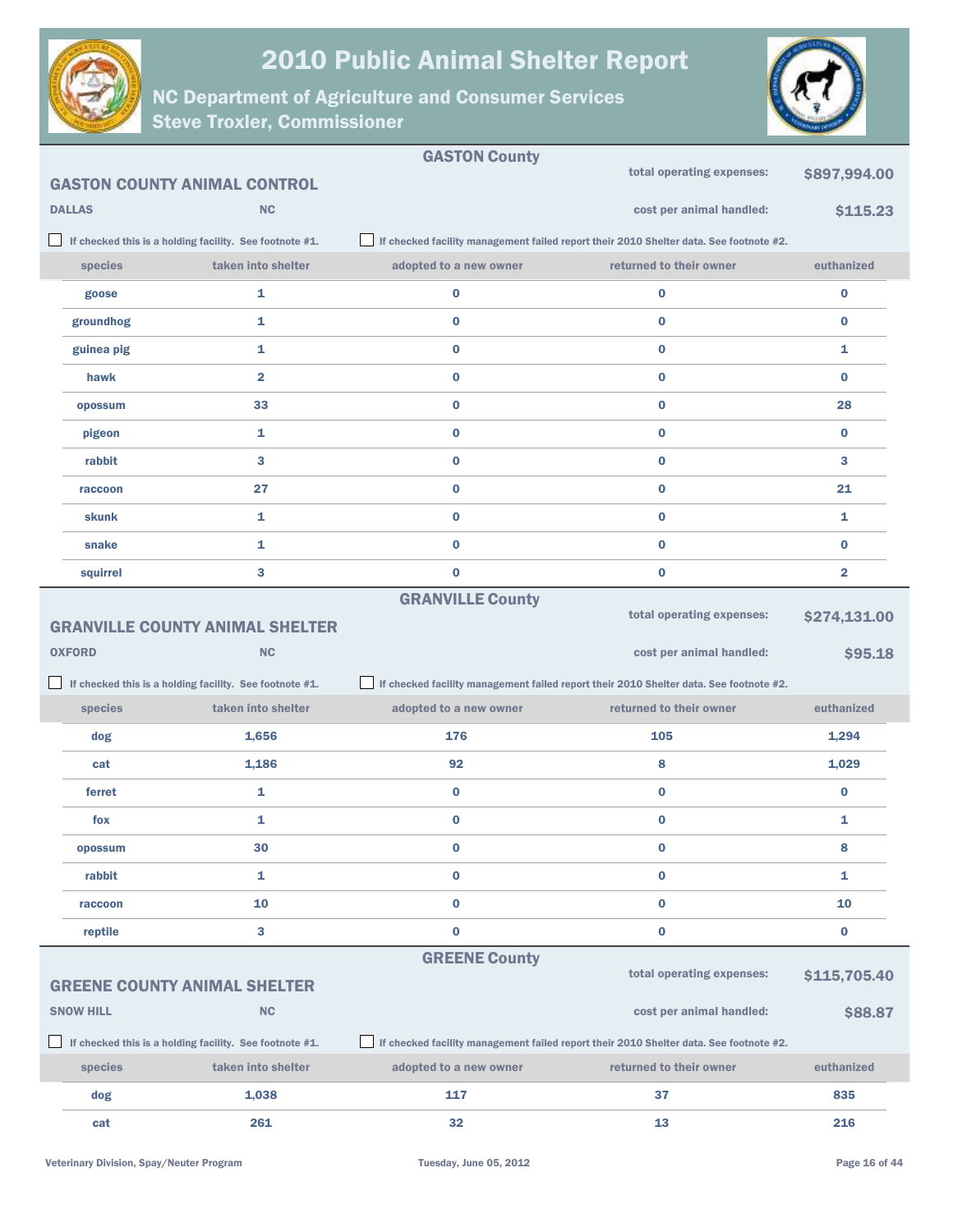### GASTON County

**GASTON COUNTY ANIMAL CONTROL**

DALLAS NC

total operating expenses: **$897,994.00**

cost per animal handled: **$115.23**

☐ If checked this is a holding facility. See footnote #1.

☐ If checked facility management failed report their 2010 Shelter data. See footnote #2.

| species | taken into shelter | adopted to a new owner | returned to their owner | euthanized |
|---|---|---|---|---|
| goose | 1 | 0 | 0 | 0 |
| groundhog | 1 | 0 | 0 | 0 |
| guinea pig | 1 | 0 | 0 | 1 |
| hawk | 2 | 0 | 0 | 0 |
| opossum | 33 | 0 | 0 | 28 |
| pigeon | 1 | 0 | 0 | 0 |
| rabbit | 3 | 0 | 0 | 3 |
| raccoon | 27 | 0 | 0 | 21 |
| skunk | 1 | 0 | 0 | 1 |
| snake | 1 | 0 | 0 | 0 |
| squirrel | 3 | 0 | 0 | 2 |

### GRANVILLE County

**GRANVILLE COUNTY ANIMAL SHELTER**

OXFORD NC

total operating expenses: **$274,131.00**

cost per animal handled: **$95.18**

☐ If checked this is a holding facility. See footnote #1.

☐ If checked facility management failed report their 2010 Shelter data. See footnote #2.

| species | taken into shelter | adopted to a new owner | returned to their owner | euthanized |
|---|---|---|---|---|
| dog | 1,656 | 176 | 105 | 1,294 |
| cat | 1,186 | 92 | 8 | 1,029 |
| ferret | 1 | 0 | 0 | 0 |
| fox | 1 | 0 | 0 | 1 |
| opossum | 30 | 0 | 0 | 8 |
| rabbit | 1 | 0 | 0 | 1 |
| raccoon | 10 | 0 | 0 | 10 |
| reptile | 3 | 0 | 0 | 0 |

### GREENE County

**GREENE COUNTY ANIMAL SHELTER**

SNOW HILL NC

total operating expenses: **$115,705.40**

cost per animal handled: **$88.87**

☐ If checked this is a holding facility. See footnote #1.

☐ If checked facility management failed report their 2010 Shelter data. See footnote #2.

| species | taken into shelter | adopted to a new owner | returned to their owner | euthanized |
|---|---|---|---|---|
| dog | 1,038 | 117 | 37 | 835 |
| cat | 261 | 32 | 13 | 216 |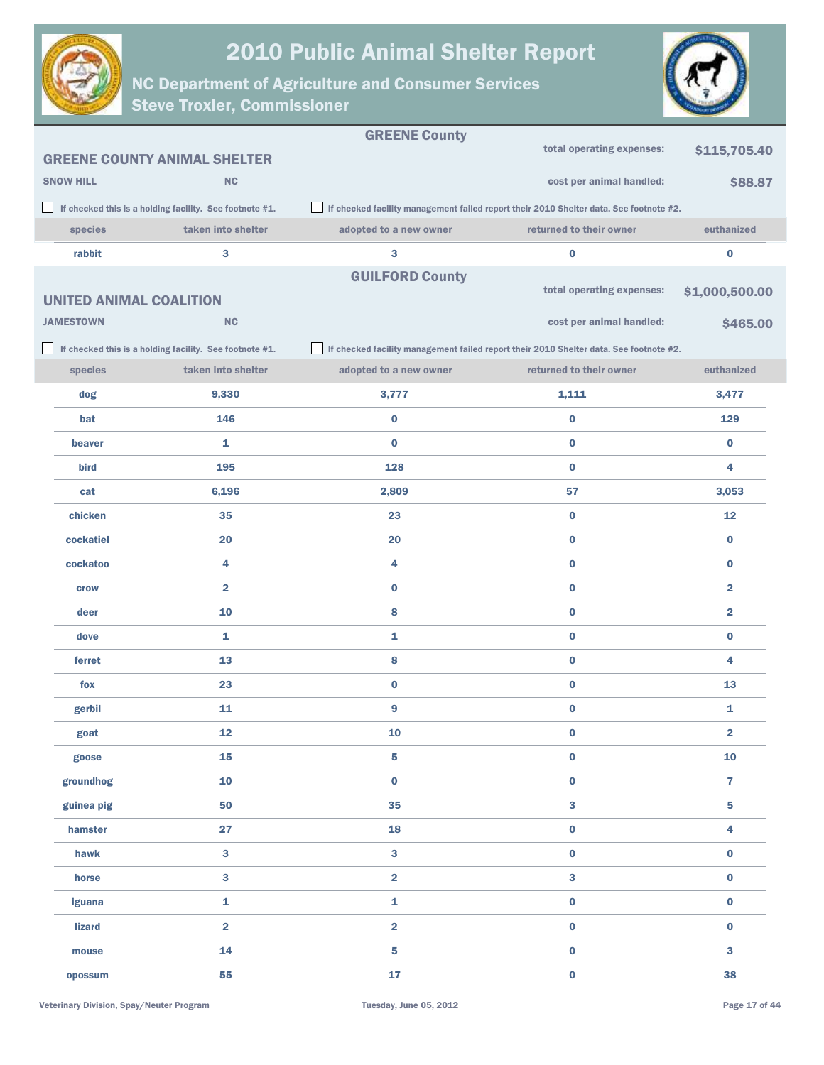## GREENE County

### GREENE COUNTY ANIMAL SHELTER

SNOW HILL NC

total operating expenses: $115,705.40

cost per animal handled: $88.87

☐ If checked this is a holding facility. See footnote #1. ☐ If checked facility management failed report their 2010 Shelter data. See footnote #2.

| species | taken into shelter | adopted to a new owner | returned to their owner | euthanized |
|---|---|---|---|---|
| rabbit | 3 | 3 | 0 | 0 |

## GUILFORD County

### UNITED ANIMAL COALITION

JAMESTOWN NC

total operating expenses: $1,000,500.00

cost per animal handled: $465.00

☐ If checked this is a holding facility. See footnote #1. ☐ If checked facility management failed report their 2010 Shelter data. See footnote #2.

| species | taken into shelter | adopted to a new owner | returned to their owner | euthanized |
|---|---|---|---|---|
| dog | 9,330 | 3,777 | 1,111 | 3,477 |
| bat | 146 | 0 | 0 | 129 |
| beaver | 1 | 0 | 0 | 0 |
| bird | 195 | 128 | 0 | 4 |
| cat | 6,196 | 2,809 | 57 | 3,053 |
| chicken | 35 | 23 | 0 | 12 |
| cockatiel | 20 | 20 | 0 | 0 |
| cockatoo | 4 | 4 | 0 | 0 |
| crow | 2 | 0 | 0 | 2 |
| deer | 10 | 8 | 0 | 2 |
| dove | 1 | 1 | 0 | 0 |
| ferret | 13 | 8 | 0 | 4 |
| fox | 23 | 0 | 0 | 13 |
| gerbil | 11 | 9 | 0 | 1 |
| goat | 12 | 10 | 0 | 2 |
| goose | 15 | 5 | 0 | 10 |
| groundhog | 10 | 0 | 0 | 7 |
| guinea pig | 50 | 35 | 3 | 5 |
| hamster | 27 | 18 | 0 | 4 |
| hawk | 3 | 3 | 0 | 0 |
| horse | 3 | 2 | 3 | 0 |
| iguana | 1 | 1 | 0 | 0 |
| lizard | 2 | 2 | 0 | 0 |
| mouse | 14 | 5 | 0 | 3 |
| opossum | 55 | 17 | 0 | 38 |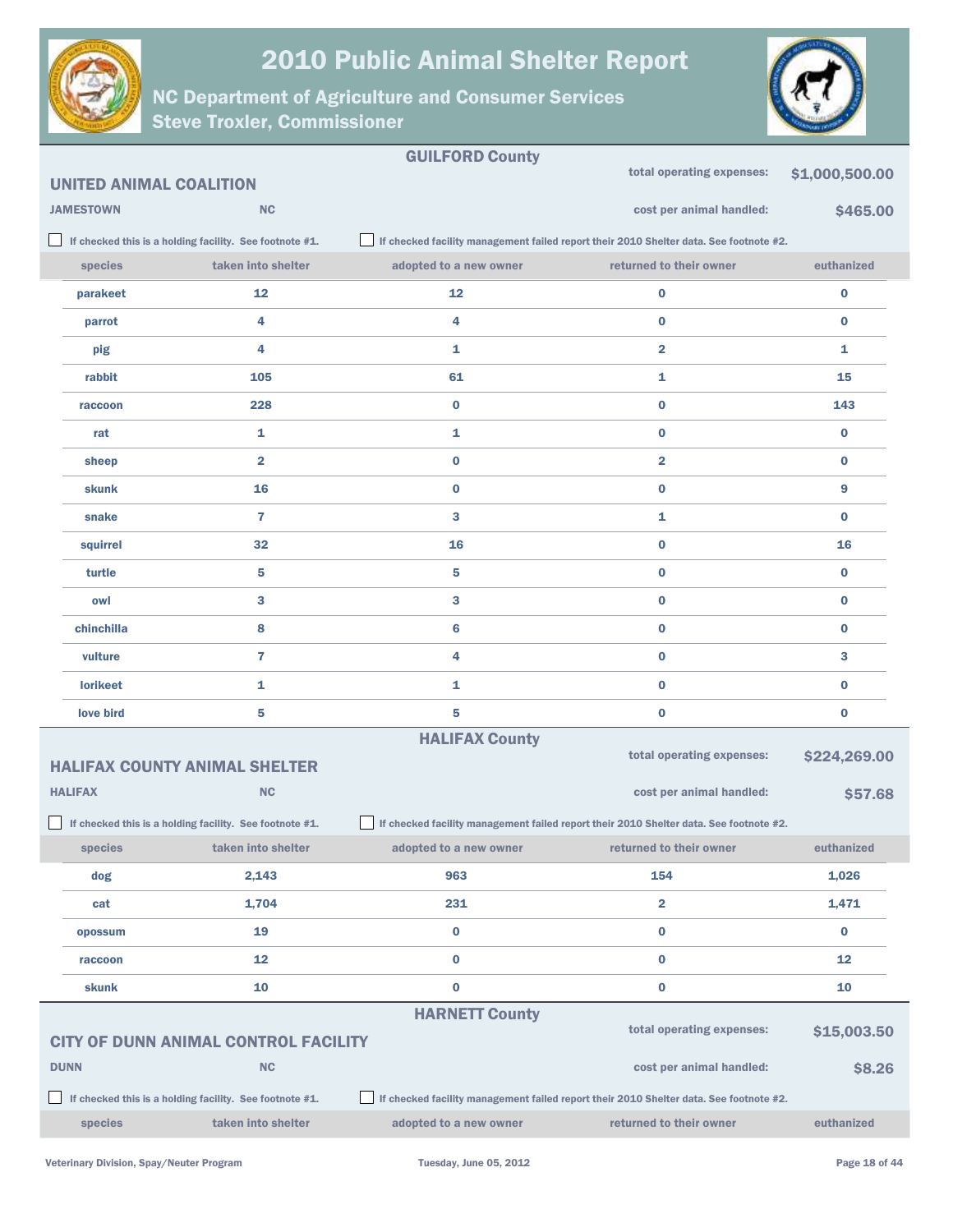## GUILFORD County

### UNITED ANIMAL COALITION

JAMESTOWN NC

total operating expenses: $1,000,500.00

cost per animal handled: $465.00

☐ If checked this is a holding facility. See footnote #1.

☐ If checked facility management failed report their 2010 Shelter data. See footnote #2.

| species | taken into shelter | adopted to a new owner | returned to their owner | euthanized |
|---|---|---|---|---|
| parakeet | 12 | 12 | 0 | 0 |
| parrot | 4 | 4 | 0 | 0 |
| pig | 4 | 1 | 2 | 1 |
| rabbit | 105 | 61 | 1 | 15 |
| raccoon | 228 | 0 | 0 | 143 |
| rat | 1 | 1 | 0 | 0 |
| sheep | 2 | 0 | 2 | 0 |
| skunk | 16 | 0 | 0 | 9 |
| snake | 7 | 3 | 1 | 0 |
| squirrel | 32 | 16 | 0 | 16 |
| turtle | 5 | 5 | 0 | 0 |
| owl | 3 | 3 | 0 | 0 |
| chinchilla | 8 | 6 | 0 | 0 |
| vulture | 7 | 4 | 0 | 3 |
| lorikeet | 1 | 1 | 0 | 0 |
| love bird | 5 | 5 | 0 | 0 |

## HALIFAX County

### HALIFAX COUNTY ANIMAL SHELTER

HALIFAX NC

total operating expenses: $224,269.00

cost per animal handled: $57.68

☐ If checked this is a holding facility. See footnote #1.

☐ If checked facility management failed report their 2010 Shelter data. See footnote #2.

| species | taken into shelter | adopted to a new owner | returned to their owner | euthanized |
|---|---|---|---|---|
| dog | 2,143 | 963 | 154 | 1,026 |
| cat | 1,704 | 231 | 2 | 1,471 |
| opossum | 19 | 0 | 0 | 0 |
| raccoon | 12 | 0 | 0 | 12 |
| skunk | 10 | 0 | 0 | 10 |

## HARNETT County

### CITY OF DUNN ANIMAL CONTROL FACILITY

DUNN NC

total operating expenses: $15,003.50

cost per animal handled: $8.26

☐ If checked this is a holding facility. See footnote #1.

☐ If checked facility management failed report their 2010 Shelter data. See footnote #2.

| species | taken into shelter | adopted to a new owner | returned to their owner | euthanized |
|---|---|---|---|---|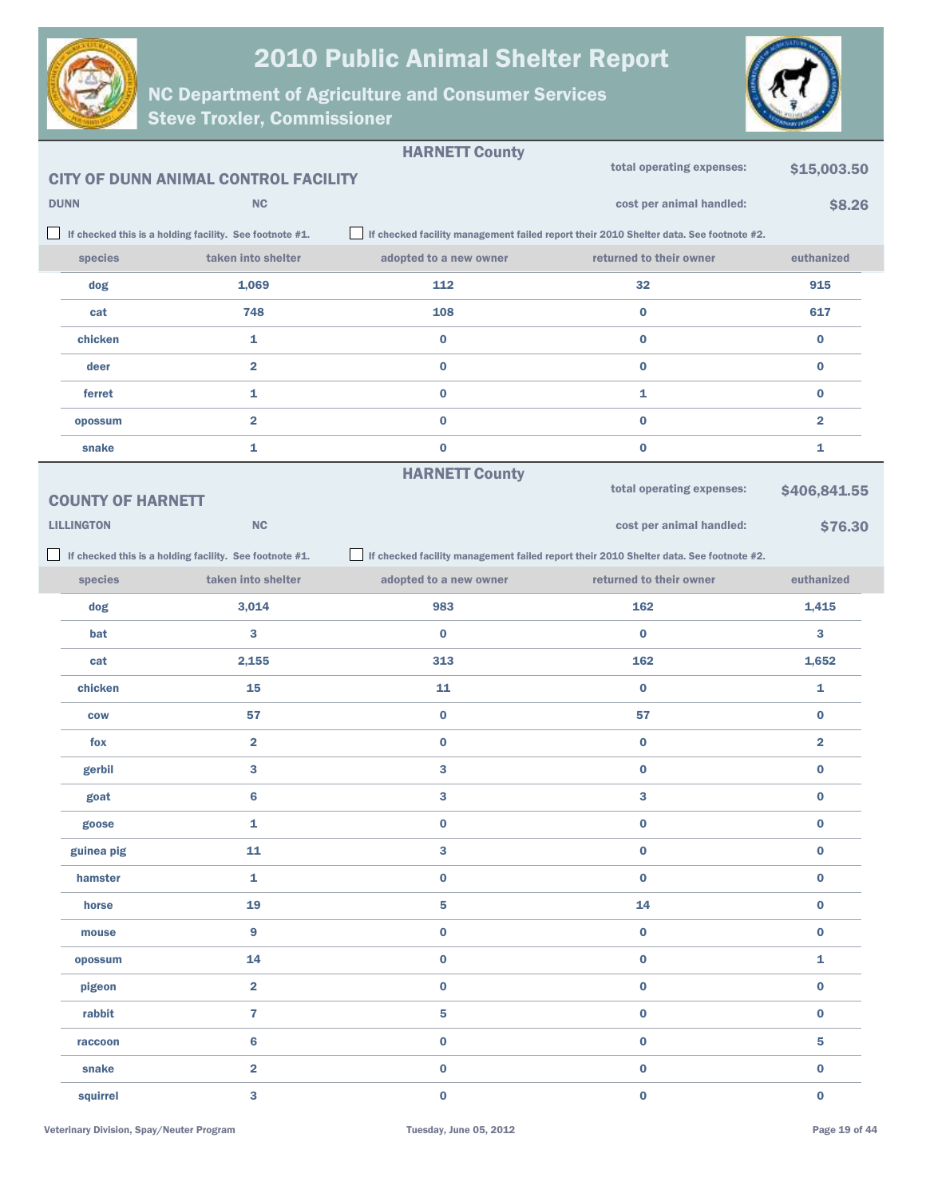# 2010 Public Animal Shelter Report

## NC Department of Agriculture and Consumer Services
## Steve Troxler, Commissioner

### HARNETT County

**CITY OF DUNN ANIMAL CONTROL FACILITY**

**DUNN** **NC**

total operating expenses: **$15,003.50**

cost per animal handled: **$8.26**

☐ If checked this is a holding facility. See footnote #1.

☐ If checked facility management failed report their 2010 Shelter data. See footnote #2.

| species | taken into shelter | adopted to a new owner | returned to their owner | euthanized |
|---|---|---|---|---|
| dog | 1,069 | 112 | 32 | 915 |
| cat | 748 | 108 | 0 | 617 |
| chicken | 1 | 0 | 0 | 0 |
| deer | 2 | 0 | 0 | 0 |
| ferret | 1 | 0 | 1 | 0 |
| opossum | 2 | 0 | 0 | 2 |
| snake | 1 | 0 | 0 | 1 |

### HARNETT County

**COUNTY OF HARNETT**

**LILLINGTON** **NC**

total operating expenses: **$406,841.55**

cost per animal handled: **$76.30**

☐ If checked this is a holding facility. See footnote #1.

☐ If checked facility management failed report their 2010 Shelter data. See footnote #2.

| species | taken into shelter | adopted to a new owner | returned to their owner | euthanized |
|---|---|---|---|---|
| dog | 3,014 | 983 | 162 | 1,415 |
| bat | 3 | 0 | 0 | 3 |
| cat | 2,155 | 313 | 162 | 1,652 |
| chicken | 15 | 11 | 0 | 1 |
| cow | 57 | 0 | 57 | 0 |
| fox | 2 | 0 | 0 | 2 |
| gerbil | 3 | 3 | 0 | 0 |
| goat | 6 | 3 | 3 | 0 |
| goose | 1 | 0 | 0 | 0 |
| guinea pig | 11 | 3 | 0 | 0 |
| hamster | 1 | 0 | 0 | 0 |
| horse | 19 | 5 | 14 | 0 |
| mouse | 9 | 0 | 0 | 0 |
| opossum | 14 | 0 | 0 | 1 |
| pigeon | 2 | 0 | 0 | 0 |
| rabbit | 7 | 5 | 0 | 0 |
| raccoon | 6 | 0 | 0 | 5 |
| snake | 2 | 0 | 0 | 0 |
| squirrel | 3 | 0 | 0 | 0 |

Veterinary Division, Spay/Neuter Program — Tuesday, June 05, 2012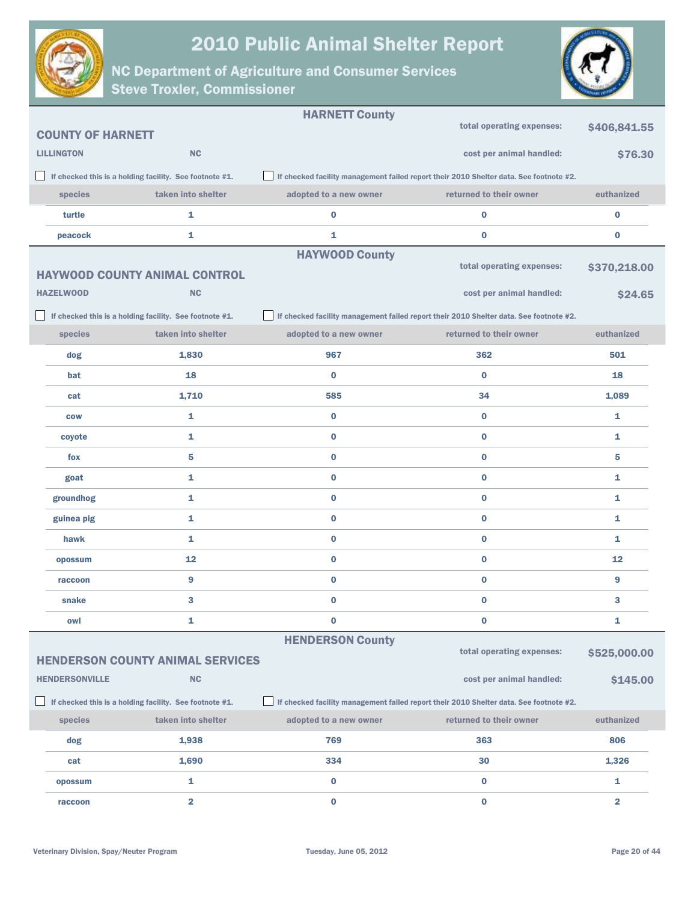# 2010 Public Animal Shelter Report

## NC Department of Agriculture and Consumer Services
## Steve Troxler, Commissioner

### HARNETT County

**COUNTY OF HARNETT**

**LILLINGTON** **NC**

total operating expenses: **$406,841.55**

cost per animal handled: **$76.30**

☐ If checked this is a holding facility. See footnote #1.

☐ If checked facility management failed report their 2010 Shelter data. See footnote #2.

| species | taken into shelter | adopted to a new owner | returned to their owner | euthanized |
|---|---|---|---|---|
| turtle | 1 | 0 | 0 | 0 |
| peacock | 1 | 1 | 0 | 0 |

### HAYWOOD County

**HAYWOOD COUNTY ANIMAL CONTROL**

**HAZELWOOD** **NC**

total operating expenses: **$370,218.00**

cost per animal handled: **$24.65**

☐ If checked this is a holding facility. See footnote #1.

☐ If checked facility management failed report their 2010 Shelter data. See footnote #2.

| species | taken into shelter | adopted to a new owner | returned to their owner | euthanized |
|---|---|---|---|---|
| dog | 1,830 | 967 | 362 | 501 |
| bat | 18 | 0 | 0 | 18 |
| cat | 1,710 | 585 | 34 | 1,089 |
| cow | 1 | 0 | 0 | 1 |
| coyote | 1 | 0 | 0 | 1 |
| fox | 5 | 0 | 0 | 5 |
| goat | 1 | 0 | 0 | 1 |
| groundhog | 1 | 0 | 0 | 1 |
| guinea pig | 1 | 0 | 0 | 1 |
| hawk | 1 | 0 | 0 | 1 |
| opossum | 12 | 0 | 0 | 12 |
| raccoon | 9 | 0 | 0 | 9 |
| snake | 3 | 0 | 0 | 3 |
| owl | 1 | 0 | 0 | 1 |

### HENDERSON County

**HENDERSON COUNTY ANIMAL SERVICES**

**HENDERSONVILLE** **NC**

total operating expenses: **$525,000.00**

cost per animal handled: **$145.00**

☐ If checked this is a holding facility. See footnote #1.

☐ If checked facility management failed report their 2010 Shelter data. See footnote #2.

| species | taken into shelter | adopted to a new owner | returned to their owner | euthanized |
|---|---|---|---|---|
| dog | 1,938 | 769 | 363 | 806 |
| cat | 1,690 | 334 | 30 | 1,326 |
| opossum | 1 | 0 | 0 | 1 |
| raccoon | 2 | 0 | 0 | 2 |

Veterinary Division, Spay/Neuter Program — Tuesday, June 05, 2012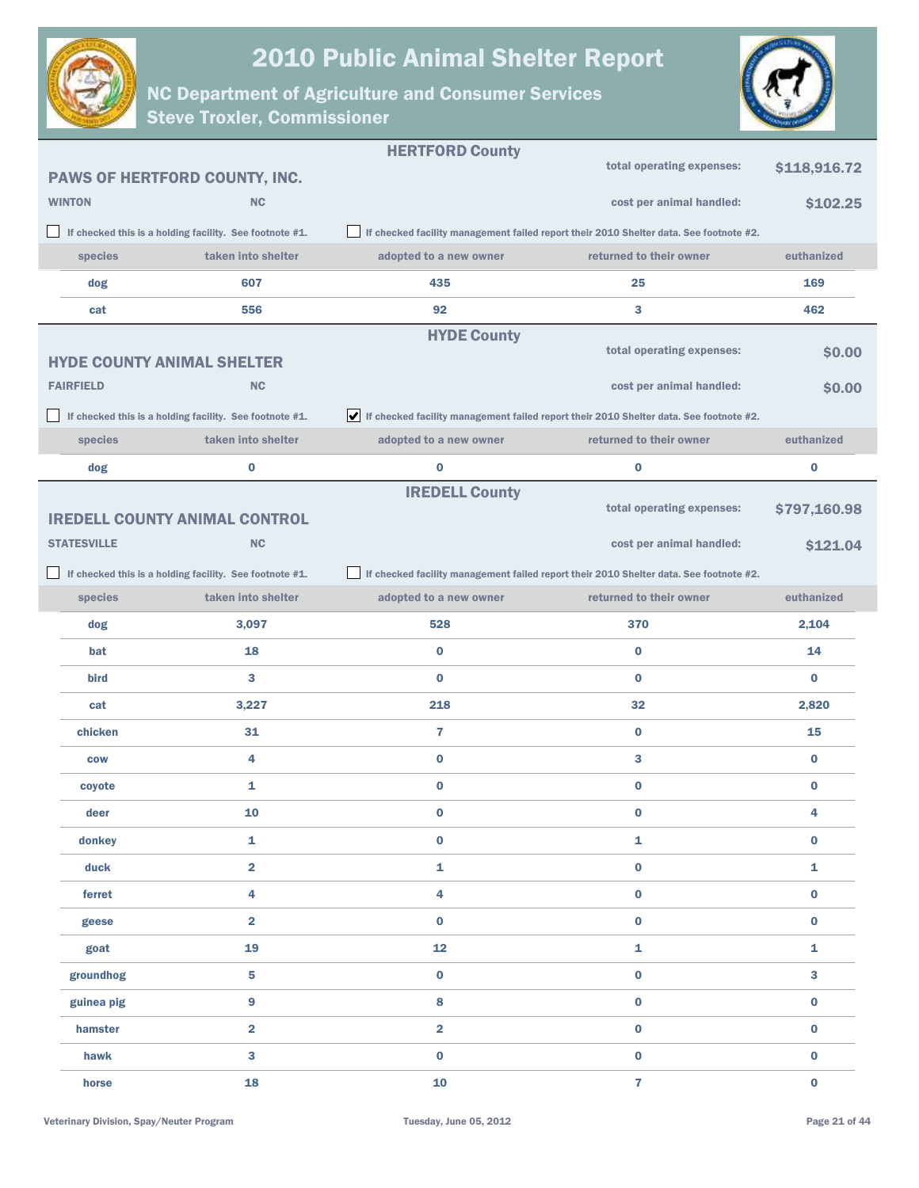# 2010 Public Animal Shelter Report

## NC Department of Agriculture and Consumer Services
## Steve Troxler, Commissioner

---

### HERTFORD County

**PAWS OF HERTFORD COUNTY, INC.**

**WINTON** NC

total operating expenses: **$118,916.72**

cost per animal handled: **$102.25**

☐ If checked this is a holding facility. See footnote #1.

☐ If checked facility management failed report their 2010 Shelter data. See footnote #2.

| species | taken into shelter | adopted to a new owner | returned to their owner | euthanized |
|---|---|---|---|---|
| dog | 607 | 435 | 25 | 169 |
| cat | 556 | 92 | 3 | 462 |

---

### HYDE County

**HYDE COUNTY ANIMAL SHELTER**

**FAIRFIELD** NC

total operating expenses: **$0.00**

cost per animal handled: **$0.00**

☐ If checked this is a holding facility. See footnote #1.

☑ If checked facility management failed report their 2010 Shelter data. See footnote #2.

| species | taken into shelter | adopted to a new owner | returned to their owner | euthanized |
|---|---|---|---|---|
| dog | 0 | 0 | 0 | 0 |

---

### IREDELL County

**IREDELL COUNTY ANIMAL CONTROL**

**STATESVILLE** NC

total operating expenses: **$797,160.98**

cost per animal handled: **$121.04**

☐ If checked this is a holding facility. See footnote #1.

☐ If checked facility management failed report their 2010 Shelter data. See footnote #2.

| species | taken into shelter | adopted to a new owner | returned to their owner | euthanized |
|---|---|---|---|---|
| dog | 3,097 | 528 | 370 | 2,104 |
| bat | 18 | 0 | 0 | 14 |
| bird | 3 | 0 | 0 | 0 |
| cat | 3,227 | 218 | 32 | 2,820 |
| chicken | 31 | 7 | 0 | 15 |
| cow | 4 | 0 | 3 | 0 |
| coyote | 1 | 0 | 0 | 0 |
| deer | 10 | 0 | 0 | 4 |
| donkey | 1 | 0 | 1 | 0 |
| duck | 2 | 1 | 0 | 1 |
| ferret | 4 | 4 | 0 | 0 |
| geese | 2 | 0 | 0 | 0 |
| goat | 19 | 12 | 1 | 1 |
| groundhog | 5 | 0 | 0 | 3 |
| guinea pig | 9 | 8 | 0 | 0 |
| hamster | 2 | 2 | 0 | 0 |
| hawk | 3 | 0 | 0 | 0 |
| horse | 18 | 10 | 7 | 0 |

Veterinary Division, Spay/Neuter Program — Tuesday, June 05, 2012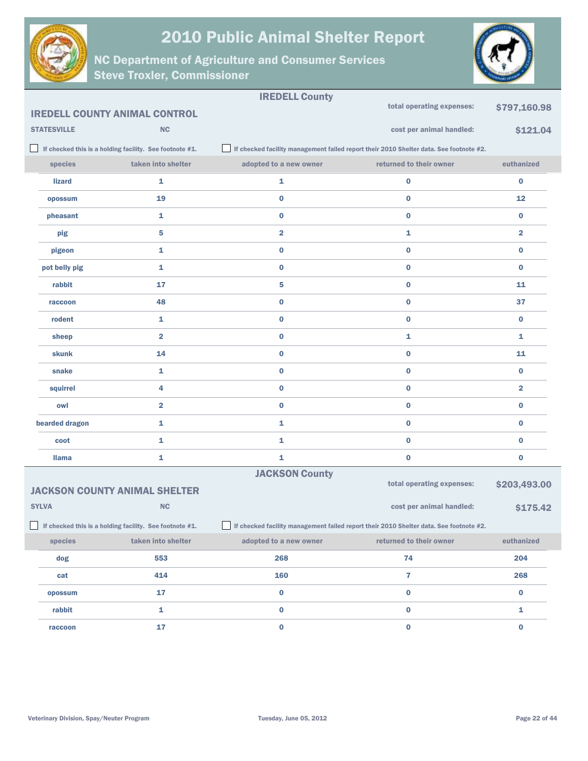# 2010 Public Animal Shelter Report

## NC Department of Agriculture and Consumer Services
## Steve Troxler, Commissioner

### IREDELL County

**IREDELL COUNTY ANIMAL CONTROL**

**STATESVILLE** **NC**

total operating expenses: **$797,160.98**

cost per animal handled: **$121.04**

☐ If checked this is a holding facility. See footnote #1.

☐ If checked facility management failed report their 2010 Shelter data. See footnote #2.

| species | taken into shelter | adopted to a new owner | returned to their owner | euthanized |
|---|---|---|---|---|
| lizard | 1 | 1 | 0 | 0 |
| opossum | 19 | 0 | 0 | 12 |
| pheasant | 1 | 0 | 0 | 0 |
| pig | 5 | 2 | 1 | 2 |
| pigeon | 1 | 0 | 0 | 0 |
| pot belly pig | 1 | 0 | 0 | 0 |
| rabbit | 17 | 5 | 0 | 11 |
| raccoon | 48 | 0 | 0 | 37 |
| rodent | 1 | 0 | 0 | 0 |
| sheep | 2 | 0 | 1 | 1 |
| skunk | 14 | 0 | 0 | 11 |
| snake | 1 | 0 | 0 | 0 |
| squirrel | 4 | 0 | 0 | 2 |
| owl | 2 | 0 | 0 | 0 |
| bearded dragon | 1 | 1 | 0 | 0 |
| coot | 1 | 1 | 0 | 0 |
| llama | 1 | 1 | 0 | 0 |

### JACKSON County

**JACKSON COUNTY ANIMAL SHELTER**

**SYLVA** **NC**

total operating expenses: **$203,493.00**

cost per animal handled: **$175.42**

☐ If checked this is a holding facility. See footnote #1.

☐ If checked facility management failed report their 2010 Shelter data. See footnote #2.

| species | taken into shelter | adopted to a new owner | returned to their owner | euthanized |
|---|---|---|---|---|
| dog | 553 | 268 | 74 | 204 |
| cat | 414 | 160 | 7 | 268 |
| opossum | 17 | 0 | 0 | 0 |
| rabbit | 1 | 0 | 0 | 1 |
| raccoon | 17 | 0 | 0 | 0 |

Veterinary Division, Spay/Neuter Program    Tuesday, June 05, 2012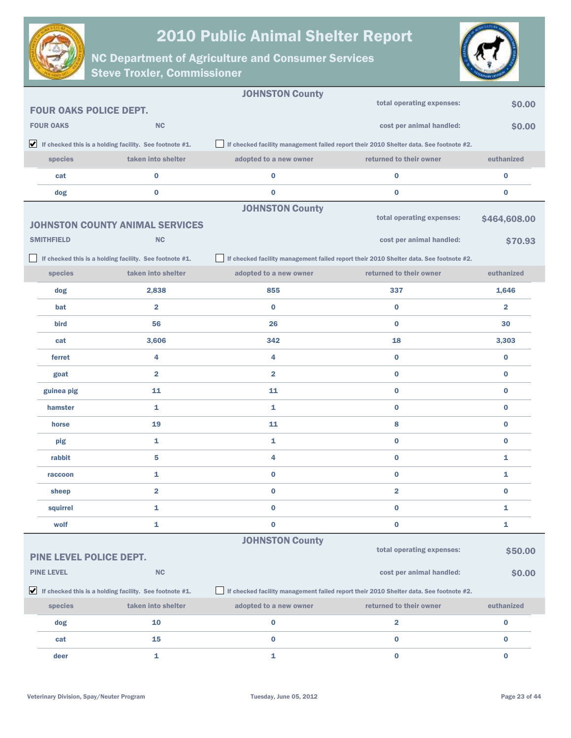# 2010 Public Animal Shelter Report

## NC Department of Agriculture and Consumer Services
## Steve Troxler, Commissioner

---

**JOHNSTON County**

### FOUR OAKS POLICE DEPT.

**FOUR OAKS** **NC**

total operating expenses: **$0.00**

cost per animal handled: **$0.00**

☑ If checked this is a holding facility. See footnote #1.

☐ If checked facility management failed report their 2010 Shelter data. See footnote #2.

| species | taken into shelter | adopted to a new owner | returned to their owner | euthanized |
|---|---|---|---|---|
| cat | 0 | 0 | 0 | 0 |
| dog | 0 | 0 | 0 | 0 |

---

**JOHNSTON County**

### JOHNSTON COUNTY ANIMAL SERVICES

**SMITHFIELD** **NC**

total operating expenses: **$464,608.00**

cost per animal handled: **$70.93**

☐ If checked this is a holding facility. See footnote #1.

☐ If checked facility management failed report their 2010 Shelter data. See footnote #2.

| species | taken into shelter | adopted to a new owner | returned to their owner | euthanized |
|---|---|---|---|---|
| dog | 2,838 | 855 | 337 | 1,646 |
| bat | 2 | 0 | 0 | 2 |
| bird | 56 | 26 | 0 | 30 |
| cat | 3,606 | 342 | 18 | 3,303 |
| ferret | 4 | 4 | 0 | 0 |
| goat | 2 | 2 | 0 | 0 |
| guinea pig | 11 | 11 | 0 | 0 |
| hamster | 1 | 1 | 0 | 0 |
| horse | 19 | 11 | 8 | 0 |
| pig | 1 | 1 | 0 | 0 |
| rabbit | 5 | 4 | 0 | 1 |
| raccoon | 1 | 0 | 0 | 1 |
| sheep | 2 | 0 | 2 | 0 |
| squirrel | 1 | 0 | 0 | 1 |
| wolf | 1 | 0 | 0 | 1 |

---

**JOHNSTON County**

### PINE LEVEL POLICE DEPT.

**PINE LEVEL** **NC**

total operating expenses: **$50.00**

cost per animal handled: **$0.00**

☑ If checked this is a holding facility. See footnote #1.

☐ If checked facility management failed report their 2010 Shelter data. See footnote #2.

| species | taken into shelter | adopted to a new owner | returned to their owner | euthanized |
|---|---|---|---|---|
| dog | 10 | 0 | 2 | 0 |
| cat | 15 | 0 | 0 | 0 |
| deer | 1 | 1 | 0 | 0 |

Veterinary Division, Spay/Neuter Program

Tuesday, June 05, 2012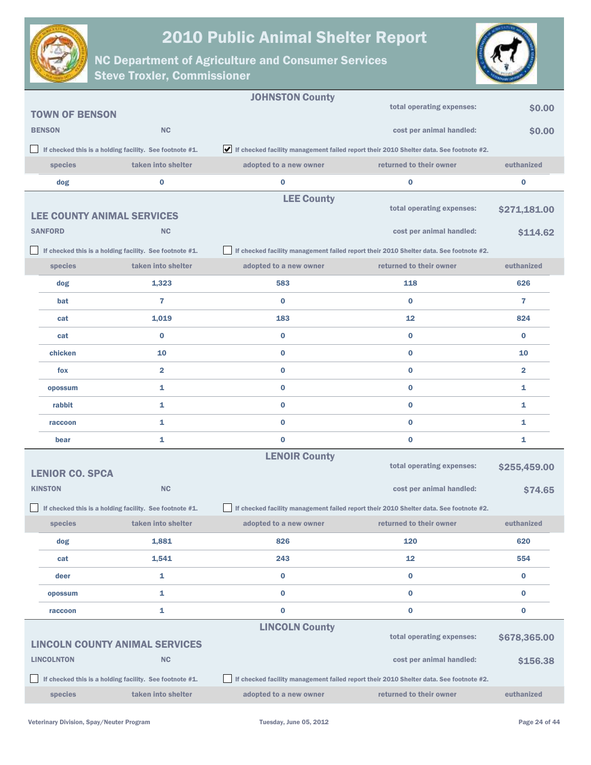# 2010 Public Animal Shelter Report

## NC Department of Agriculture and Consumer Services

### Steve Troxler, Commissioner

## JOHNSTON County

### TOWN OF BENSON

BENSON NC

total operating expenses: **$0.00**

cost per animal handled: **$0.00**

☐ If checked this is a holding facility. See footnote #1.

☑ If checked facility management failed report their 2010 Shelter data. See footnote #2.

| species | taken into shelter | adopted to a new owner | returned to their owner | euthanized |
|---|---|---|---|---|
| dog | 0 | 0 | 0 | 0 |

## LEE County

### LEE COUNTY ANIMAL SERVICES

SANFORD NC

total operating expenses: **$271,181.00**

cost per animal handled: **$114.62**

☐ If checked this is a holding facility. See footnote #1.

☐ If checked facility management failed report their 2010 Shelter data. See footnote #2.

| species | taken into shelter | adopted to a new owner | returned to their owner | euthanized |
|---|---|---|---|---|
| dog | 1,323 | 583 | 118 | 626 |
| bat | 7 | 0 | 0 | 7 |
| cat | 1,019 | 183 | 12 | 824 |
| cat | 0 | 0 | 0 | 0 |
| chicken | 10 | 0 | 0 | 10 |
| fox | 2 | 0 | 0 | 2 |
| opossum | 1 | 0 | 0 | 1 |
| rabbit | 1 | 0 | 0 | 1 |
| raccoon | 1 | 0 | 0 | 1 |
| bear | 1 | 0 | 0 | 1 |

## LENOIR County

### LENIOR CO. SPCA

KINSTON NC

total operating expenses: **$255,459.00**

cost per animal handled: **$74.65**

☐ If checked this is a holding facility. See footnote #1.

☐ If checked facility management failed report their 2010 Shelter data. See footnote #2.

| species | taken into shelter | adopted to a new owner | returned to their owner | euthanized |
|---|---|---|---|---|
| dog | 1,881 | 826 | 120 | 620 |
| cat | 1,541 | 243 | 12 | 554 |
| deer | 1 | 0 | 0 | 0 |
| opossum | 1 | 0 | 0 | 0 |
| raccoon | 1 | 0 | 0 | 0 |

## LINCOLN County

### LINCOLN COUNTY ANIMAL SERVICES

LINCOLNTON NC

total operating expenses: **$678,365.00**

cost per animal handled: **$156.38**

☐ If checked this is a holding facility. See footnote #1.

☐ If checked facility management failed report their 2010 Shelter data. See footnote #2.

| species | taken into shelter | adopted to a new owner | returned to their owner | euthanized |
|---|---|---|---|---|

Veterinary Division, Spay/Neuter Program — Tuesday, June 05, 2012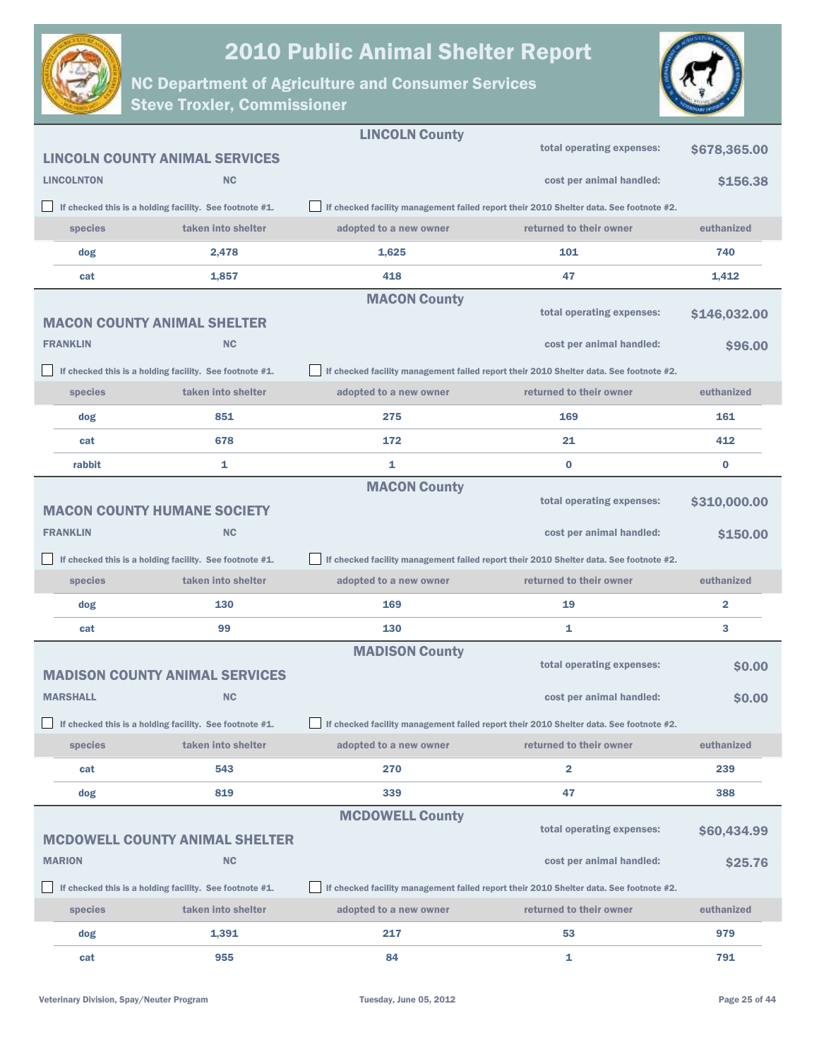# 2010 Public Animal Shelter Report

## NC Department of Agriculture and Consumer Services
## Steve Troxler, Commissioner

---

### LINCOLN County

**LINCOLN COUNTY ANIMAL SERVICES**

LINCOLNTON NC

total operating expenses: **$678,365.00**

cost per animal handled: **$156.38**

☐ If checked this is a holding facility. See footnote #1.

☐ If checked facility management failed report their 2010 Shelter data. See footnote #2.

| species | taken into shelter | adopted to a new owner | returned to their owner | euthanized |
|---|---|---|---|---|
| dog | 2,478 | 1,625 | 101 | 740 |
| cat | 1,857 | 418 | 47 | 1,412 |

---

### MACON County

**MACON COUNTY ANIMAL SHELTER**

FRANKLIN NC

total operating expenses: **$146,032.00**

cost per animal handled: **$96.00**

☐ If checked this is a holding facility. See footnote #1.

☐ If checked facility management failed report their 2010 Shelter data. See footnote #2.

| species | taken into shelter | adopted to a new owner | returned to their owner | euthanized |
|---|---|---|---|---|
| dog | 851 | 275 | 169 | 161 |
| cat | 678 | 172 | 21 | 412 |
| rabbit | 1 | 1 | 0 | 0 |

---

### MACON County

**MACON COUNTY HUMANE SOCIETY**

FRANKLIN NC

total operating expenses: **$310,000.00**

cost per animal handled: **$150.00**

☐ If checked this is a holding facility. See footnote #1.

☐ If checked facility management failed report their 2010 Shelter data. See footnote #2.

| species | taken into shelter | adopted to a new owner | returned to their owner | euthanized |
|---|---|---|---|---|
| dog | 130 | 169 | 19 | 2 |
| cat | 99 | 130 | 1 | 3 |

---

### MADISON County

**MADISON COUNTY ANIMAL SERVICES**

MARSHALL NC

total operating expenses: **$0.00**

cost per animal handled: **$0.00**

☐ If checked this is a holding facility. See footnote #1.

☐ If checked facility management failed report their 2010 Shelter data. See footnote #2.

| species | taken into shelter | adopted to a new owner | returned to their owner | euthanized |
|---|---|---|---|---|
| cat | 543 | 270 | 2 | 239 |
| dog | 819 | 339 | 47 | 388 |

---

### MCDOWELL County

**MCDOWELL COUNTY ANIMAL SHELTER**

MARION NC

total operating expenses: **$60,434.99**

cost per animal handled: **$25.76**

☐ If checked this is a holding facility. See footnote #1.

☐ If checked facility management failed report their 2010 Shelter data. See footnote #2.

| species | taken into shelter | adopted to a new owner | returned to their owner | euthanized |
|---|---|---|---|---|
| dog | 1,391 | 217 | 53 | 979 |
| cat | 955 | 84 | 1 | 791 |

Veterinary Division, Spay/Neuter Program — Tuesday, June 05, 2012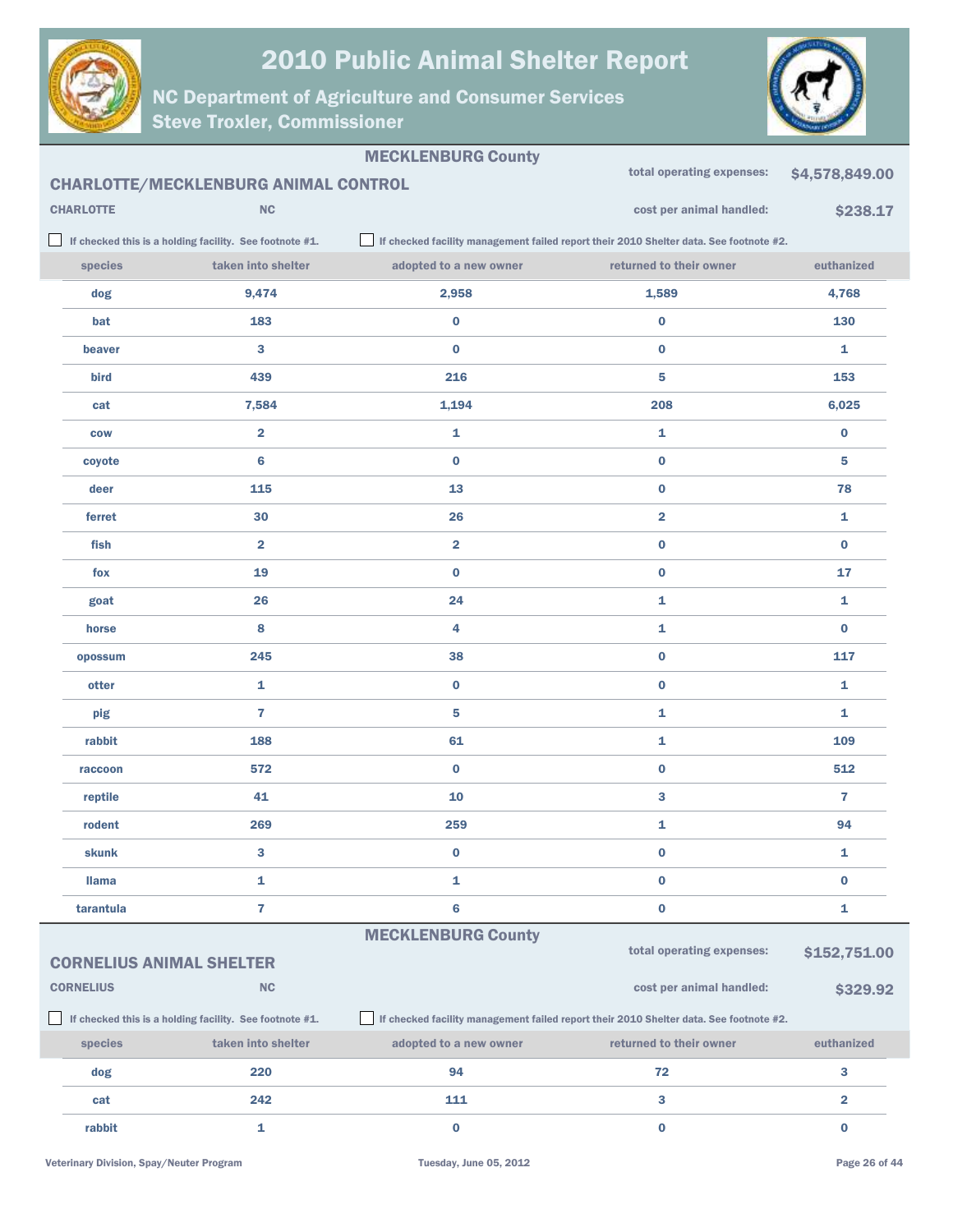# 2010 Public Animal Shelter Report

## NC Department of Agriculture and Consumer Services
## Steve Troxler, Commissioner

**MECKLENBURG County**

### CHARLOTTE/MECKLENBURG ANIMAL CONTROL

**CHARLOTTE** **NC**

total operating expenses: **$4,578,849.00**

cost per animal handled: **$238.17**

☐ If checked this is a holding facility. See footnote #1.

☐ If checked facility management failed report their 2010 Shelter data. See footnote #2.

| species | taken into shelter | adopted to a new owner | returned to their owner | euthanized |
|---|---|---|---|---|
| dog | 9,474 | 2,958 | 1,589 | 4,768 |
| bat | 183 | 0 | 0 | 130 |
| beaver | 3 | 0 | 0 | 1 |
| bird | 439 | 216 | 5 | 153 |
| cat | 7,584 | 1,194 | 208 | 6,025 |
| cow | 2 | 1 | 1 | 0 |
| coyote | 6 | 0 | 0 | 5 |
| deer | 115 | 13 | 0 | 78 |
| ferret | 30 | 26 | 2 | 1 |
| fish | 2 | 2 | 0 | 0 |
| fox | 19 | 0 | 0 | 17 |
| goat | 26 | 24 | 1 | 1 |
| horse | 8 | 4 | 1 | 0 |
| opossum | 245 | 38 | 0 | 117 |
| otter | 1 | 0 | 0 | 1 |
| pig | 7 | 5 | 1 | 1 |
| rabbit | 188 | 61 | 1 | 109 |
| raccoon | 572 | 0 | 0 | 512 |
| reptile | 41 | 10 | 3 | 7 |
| rodent | 269 | 259 | 1 | 94 |
| skunk | 3 | 0 | 0 | 1 |
| llama | 1 | 1 | 0 | 0 |
| tarantula | 7 | 6 | 0 | 1 |

**MECKLENBURG County**

### CORNELIUS ANIMAL SHELTER

**CORNELIUS** **NC**

total operating expenses: **$152,751.00**

cost per animal handled: **$329.92**

☐ If checked this is a holding facility. See footnote #1.

☐ If checked facility management failed report their 2010 Shelter data. See footnote #2.

| species | taken into shelter | adopted to a new owner | returned to their owner | euthanized |
|---|---|---|---|---|
| dog | 220 | 94 | 72 | 3 |
| cat | 242 | 111 | 3 | 2 |
| rabbit | 1 | 0 | 0 | 0 |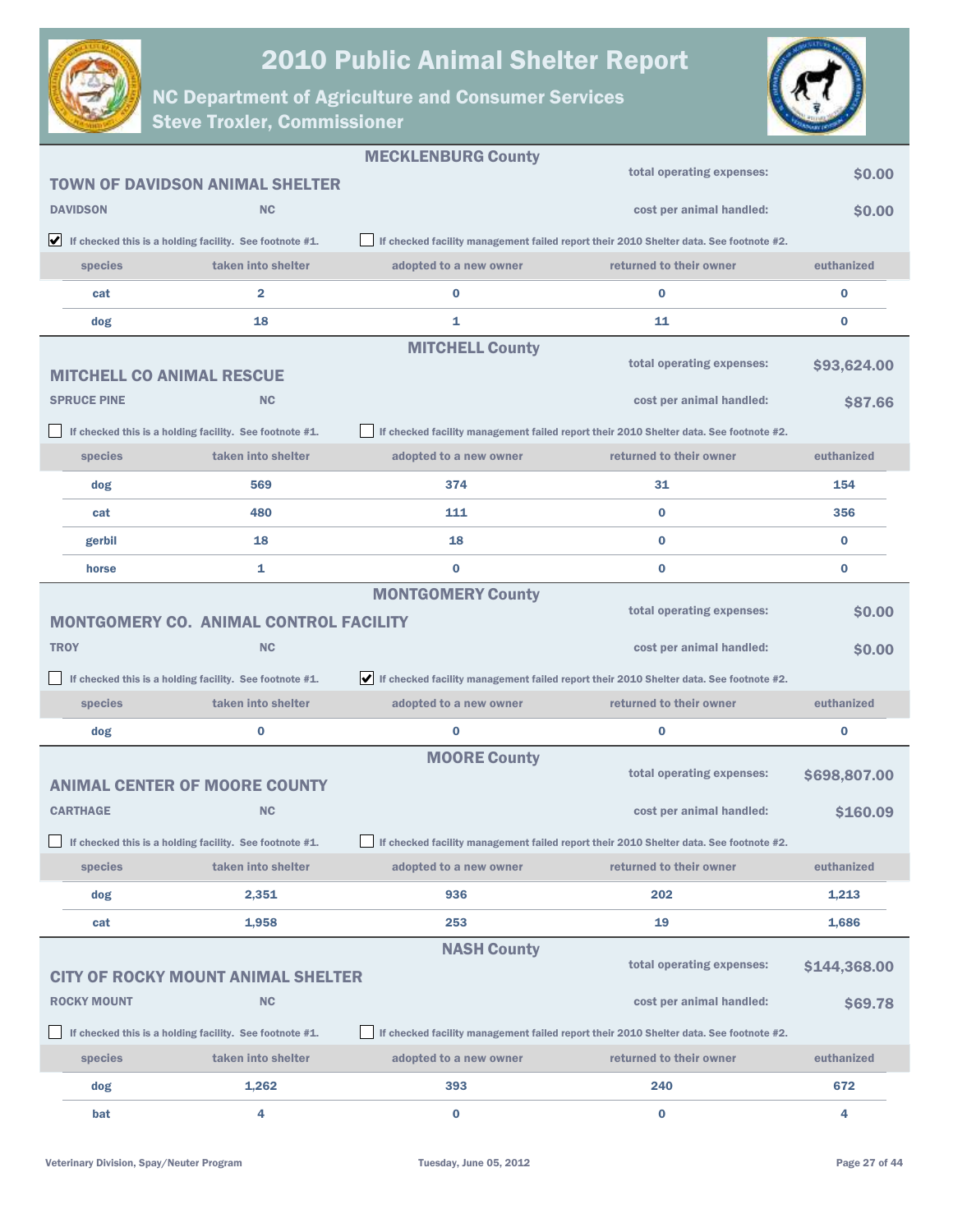# 2010 Public Animal Shelter Report

## NC Department of Agriculture and Consumer Services
## Steve Troxler, Commissioner

### MECKLENBURG County

**TOWN OF DAVIDSON ANIMAL SHELTER**

**DAVIDSON** **NC**

total operating expenses: **$0.00**

cost per animal handled: **$0.00**

☑ If checked this is a holding facility. See footnote #1.

☐ If checked facility management failed report their 2010 Shelter data. See footnote #2.

| species | taken into shelter | adopted to a new owner | returned to their owner | euthanized |
|---|---|---|---|---|
| cat | 2 | 0 | 0 | 0 |
| dog | 18 | 1 | 11 | 0 |

### MITCHELL County

**MITCHELL CO ANIMAL RESCUE**

**SPRUCE PINE** **NC**

total operating expenses: **$93,624.00**

cost per animal handled: **$87.66**

☐ If checked this is a holding facility. See footnote #1.

☐ If checked facility management failed report their 2010 Shelter data. See footnote #2.

| species | taken into shelter | adopted to a new owner | returned to their owner | euthanized |
|---|---|---|---|---|
| dog | 569 | 374 | 31 | 154 |
| cat | 480 | 111 | 0 | 356 |
| gerbil | 18 | 18 | 0 | 0 |
| horse | 1 | 0 | 0 | 0 |

### MONTGOMERY County

**MONTGOMERY CO. ANIMAL CONTROL FACILITY**

**TROY** **NC**

total operating expenses: **$0.00**

cost per animal handled: **$0.00**

☐ If checked this is a holding facility. See footnote #1.

☑ If checked facility management failed report their 2010 Shelter data. See footnote #2.

| species | taken into shelter | adopted to a new owner | returned to their owner | euthanized |
|---|---|---|---|---|
| dog | 0 | 0 | 0 | 0 |

### MOORE County

**ANIMAL CENTER OF MOORE COUNTY**

**CARTHAGE** **NC**

total operating expenses: **$698,807.00**

cost per animal handled: **$160.09**

☐ If checked this is a holding facility. See footnote #1.

☐ If checked facility management failed report their 2010 Shelter data. See footnote #2.

| species | taken into shelter | adopted to a new owner | returned to their owner | euthanized |
|---|---|---|---|---|
| dog | 2,351 | 936 | 202 | 1,213 |
| cat | 1,958 | 253 | 19 | 1,686 |

### NASH County

**CITY OF ROCKY MOUNT ANIMAL SHELTER**

**ROCKY MOUNT** **NC**

total operating expenses: **$144,368.00**

cost per animal handled: **$69.78**

☐ If checked this is a holding facility. See footnote #1.

☐ If checked facility management failed report their 2010 Shelter data. See footnote #2.

| species | taken into shelter | adopted to a new owner | returned to their owner | euthanized |
|---|---|---|---|---|
| dog | 1,262 | 393 | 240 | 672 |
| bat | 4 | 0 | 0 | 4 |

Veterinary Division, Spay/Neuter Program — Tuesday, June 05, 2012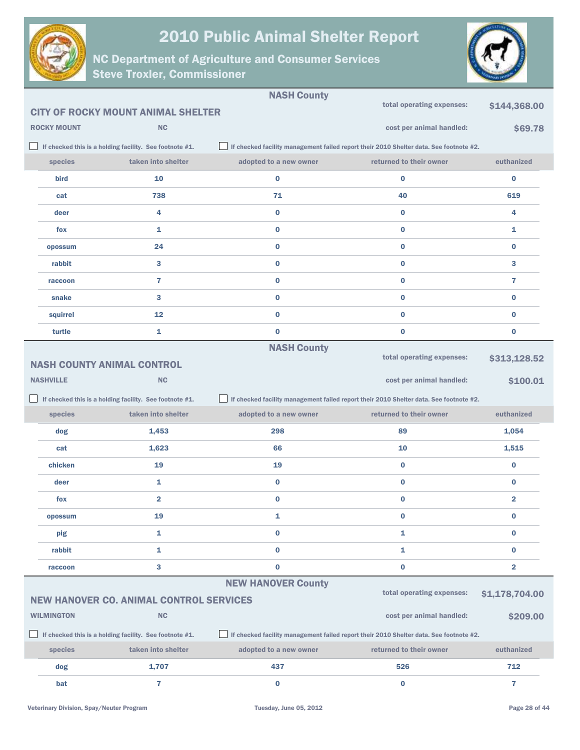# 2010 Public Animal Shelter Report

## NC Department of Agriculture and Consumer Services
## Steve Troxler, Commissioner

### NASH County

**CITY OF ROCKY MOUNT ANIMAL SHELTER**

ROCKY MOUNT NC

total operating expenses: **$144,368.00**

cost per animal handled: **$69.78**

☐ If checked this is a holding facility. See footnote #1. ☐ If checked facility management failed report their 2010 Shelter data. See footnote #2.

| species | taken into shelter | adopted to a new owner | returned to their owner | euthanized |
|---|---|---|---|---|
| bird | 10 | 0 | 0 | 0 |
| cat | 738 | 71 | 40 | 619 |
| deer | 4 | 0 | 0 | 4 |
| fox | 1 | 0 | 0 | 1 |
| opossum | 24 | 0 | 0 | 0 |
| rabbit | 3 | 0 | 0 | 3 |
| raccoon | 7 | 0 | 0 | 7 |
| snake | 3 | 0 | 0 | 0 |
| squirrel | 12 | 0 | 0 | 0 |
| turtle | 1 | 0 | 0 | 0 |

### NASH County

**NASH COUNTY ANIMAL CONTROL**

NASHVILLE NC

total operating expenses: **$313,128.52**

cost per animal handled: **$100.01**

☐ If checked this is a holding facility. See footnote #1. ☐ If checked facility management failed report their 2010 Shelter data. See footnote #2.

| species | taken into shelter | adopted to a new owner | returned to their owner | euthanized |
|---|---|---|---|---|
| dog | 1,453 | 298 | 89 | 1,054 |
| cat | 1,623 | 66 | 10 | 1,515 |
| chicken | 19 | 19 | 0 | 0 |
| deer | 1 | 0 | 0 | 0 |
| fox | 2 | 0 | 0 | 2 |
| opossum | 19 | 1 | 0 | 0 |
| pig | 1 | 0 | 1 | 0 |
| rabbit | 1 | 0 | 1 | 0 |
| raccoon | 3 | 0 | 0 | 2 |

### NEW HANOVER County

**NEW HANOVER CO. ANIMAL CONTROL SERVICES**

WILMINGTON NC

total operating expenses: **$1,178,704.00**

cost per animal handled: **$209.00**

☐ If checked this is a holding facility. See footnote #1. ☐ If checked facility management failed report their 2010 Shelter data. See footnote #2.

| species | taken into shelter | adopted to a new owner | returned to their owner | euthanized |
|---|---|---|---|---|
| dog | 1,707 | 437 | 526 | 712 |
| bat | 7 | 0 | 0 | 7 |

Veterinary Division, Spay/Neuter Program — Tuesday, June 05, 2012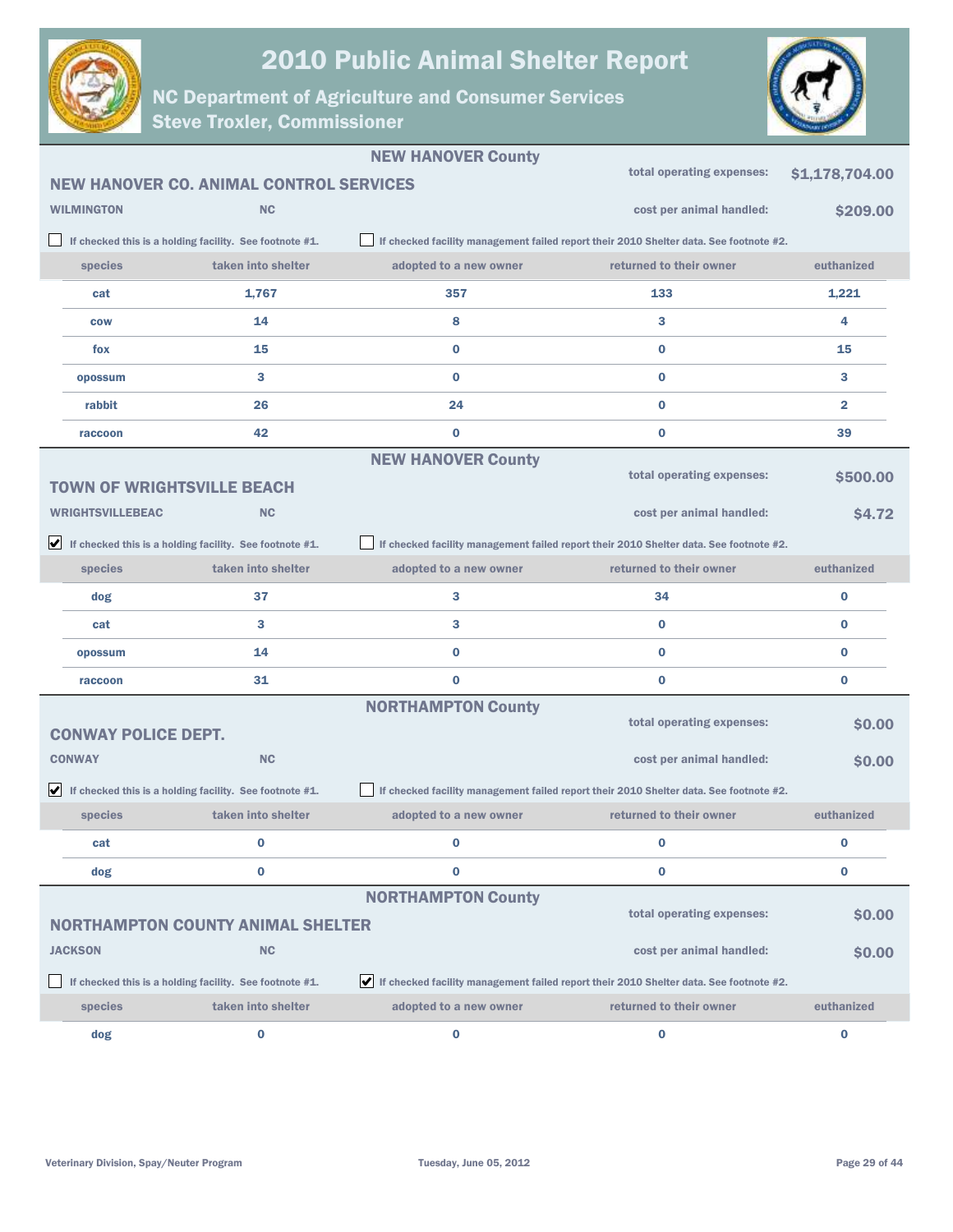# 2010 Public Animal Shelter Report

## NC Department of Agriculture and Consumer Services
## Steve Troxler, Commissioner

---

### NEW HANOVER County

**NEW HANOVER CO. ANIMAL CONTROL SERVICES**

**WILMINGTON** NC

total operating expenses: **$1,178,704.00**

cost per animal handled: **$209.00**

☐ If checked this is a holding facility. See footnote #1.

☐ If checked facility management failed report their 2010 Shelter data. See footnote #2.

| species | taken into shelter | adopted to a new owner | returned to their owner | euthanized |
|---|---|---|---|---|
| cat | 1,767 | 357 | 133 | 1,221 |
| cow | 14 | 8 | 3 | 4 |
| fox | 15 | 0 | 0 | 15 |
| opossum | 3 | 0 | 0 | 3 |
| rabbit | 26 | 24 | 0 | 2 |
| raccoon | 42 | 0 | 0 | 39 |

---

### NEW HANOVER County

**TOWN OF WRIGHTSVILLE BEACH**

**WRIGHTSVILLEBEAC** NC

total operating expenses: **$500.00**

cost per animal handled: **$4.72**

☑ If checked this is a holding facility. See footnote #1.

☐ If checked facility management failed report their 2010 Shelter data. See footnote #2.

| species | taken into shelter | adopted to a new owner | returned to their owner | euthanized |
|---|---|---|---|---|
| dog | 37 | 3 | 34 | 0 |
| cat | 3 | 3 | 0 | 0 |
| opossum | 14 | 0 | 0 | 0 |
| raccoon | 31 | 0 | 0 | 0 |

---

### NORTHAMPTON County

**CONWAY POLICE DEPT.**

**CONWAY** NC

total operating expenses: **$0.00**

cost per animal handled: **$0.00**

☑ If checked this is a holding facility. See footnote #1.

☐ If checked facility management failed report their 2010 Shelter data. See footnote #2.

| species | taken into shelter | adopted to a new owner | returned to their owner | euthanized |
|---|---|---|---|---|
| cat | 0 | 0 | 0 | 0 |
| dog | 0 | 0 | 0 | 0 |

---

### NORTHAMPTON County

**NORTHAMPTON COUNTY ANIMAL SHELTER**

**JACKSON** NC

total operating expenses: **$0.00**

cost per animal handled: **$0.00**

☐ If checked this is a holding facility. See footnote #1.

☑ If checked facility management failed report their 2010 Shelter data. See footnote #2.

| species | taken into shelter | adopted to a new owner | returned to their owner | euthanized |
|---|---|---|---|---|
| dog | 0 | 0 | 0 | 0 |

Veterinary Division, Spay/Neuter Program — Tuesday, June 05, 2012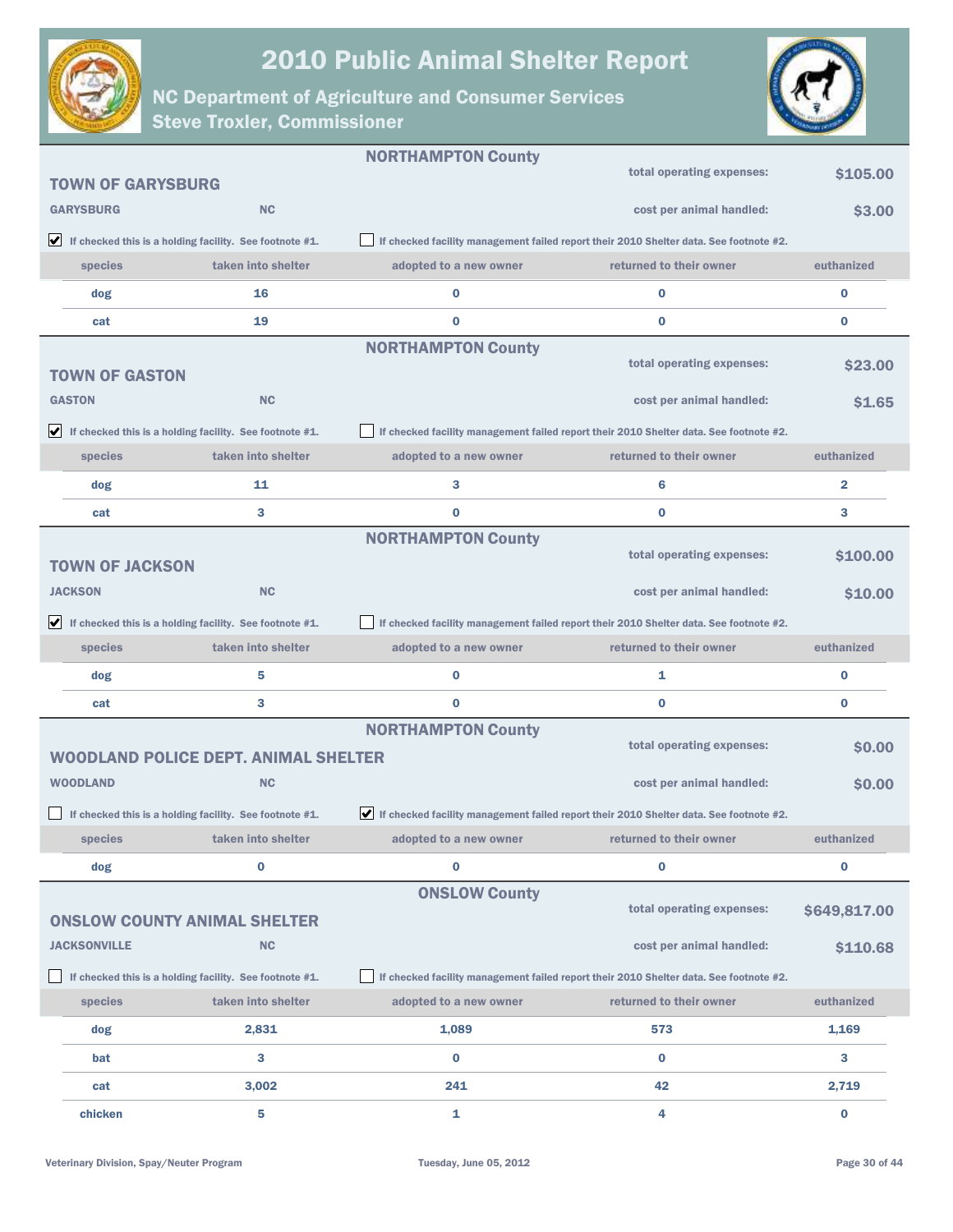# 2010 Public Animal Shelter Report

## NC Department of Agriculture and Consumer Services
## Steve Troxler, Commissioner

---

**NORTHAMPTON County**

### TOWN OF GARYSBURG

**GARYSBURG** NC

total operating expenses: **$105.00**

cost per animal handled: **$3.00**

☑ If checked this is a holding facility. See footnote #1.

☐ If checked facility management failed report their 2010 Shelter data. See footnote #2.

| species | taken into shelter | adopted to a new owner | returned to their owner | euthanized |
|---|---|---|---|---|
| dog | 16 | 0 | 0 | 0 |
| cat | 19 | 0 | 0 | 0 |

---

**NORTHAMPTON County**

### TOWN OF GASTON

**GASTON** NC

total operating expenses: **$23.00**

cost per animal handled: **$1.65**

☑ If checked this is a holding facility. See footnote #1.

☐ If checked facility management failed report their 2010 Shelter data. See footnote #2.

| species | taken into shelter | adopted to a new owner | returned to their owner | euthanized |
|---|---|---|---|---|
| dog | 11 | 3 | 6 | 2 |
| cat | 3 | 0 | 0 | 3 |

---

**NORTHAMPTON County**

### TOWN OF JACKSON

**JACKSON** NC

total operating expenses: **$100.00**

cost per animal handled: **$10.00**

☑ If checked this is a holding facility. See footnote #1.

☐ If checked facility management failed report their 2010 Shelter data. See footnote #2.

| species | taken into shelter | adopted to a new owner | returned to their owner | euthanized |
|---|---|---|---|---|
| dog | 5 | 0 | 1 | 0 |
| cat | 3 | 0 | 0 | 0 |

---

**NORTHAMPTON County**

### WOODLAND POLICE DEPT. ANIMAL SHELTER

**WOODLAND** NC

total operating expenses: **$0.00**

cost per animal handled: **$0.00**

☐ If checked this is a holding facility. See footnote #1.

☑ If checked facility management failed report their 2010 Shelter data. See footnote #2.

| species | taken into shelter | adopted to a new owner | returned to their owner | euthanized |
|---|---|---|---|---|
| dog | 0 | 0 | 0 | 0 |

---

**ONSLOW County**

### ONSLOW COUNTY ANIMAL SHELTER

**JACKSONVILLE** NC

total operating expenses: **$649,817.00**

cost per animal handled: **$110.68**

☐ If checked this is a holding facility. See footnote #1.

☐ If checked facility management failed report their 2010 Shelter data. See footnote #2.

| species | taken into shelter | adopted to a new owner | returned to their owner | euthanized |
|---|---|---|---|---|
| dog | 2,831 | 1,089 | 573 | 1,169 |
| bat | 3 | 0 | 0 | 3 |
| cat | 3,002 | 241 | 42 | 2,719 |
| chicken | 5 | 1 | 4 | 0 |

Veterinary Division, Spay/Neuter Program — Tuesday, June 05, 2012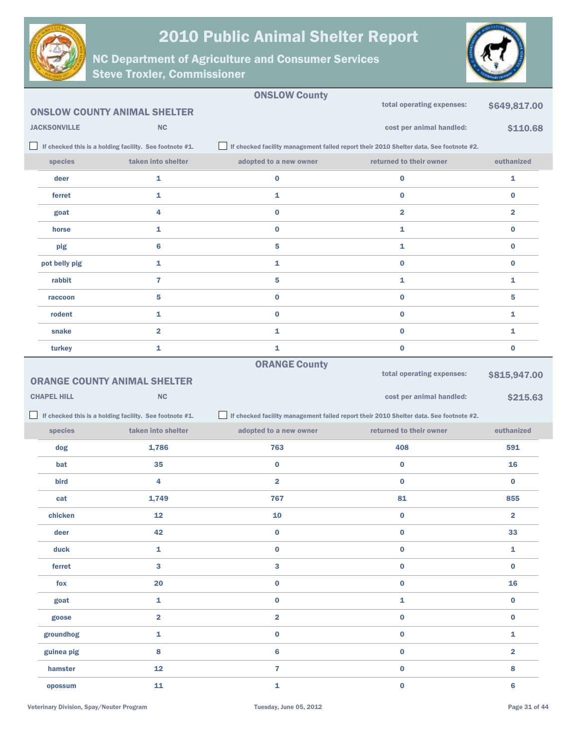## ONSLOW County

### ONSLOW COUNTY ANIMAL SHELTER

JACKSONVILLE NC

total operating expenses: **$649,817.00**

cost per animal handled: **$110.68**

☐ If checked this is a holding facility. See footnote #1.

☐ If checked facility management failed report their 2010 Shelter data. See footnote #2.

| species | taken into shelter | adopted to a new owner | returned to their owner | euthanized |
|---|---|---|---|---|
| deer | 1 | 0 | 0 | 1 |
| ferret | 1 | 1 | 0 | 0 |
| goat | 4 | 0 | 2 | 2 |
| horse | 1 | 0 | 1 | 0 |
| pig | 6 | 5 | 1 | 0 |
| pot belly pig | 1 | 1 | 0 | 0 |
| rabbit | 7 | 5 | 1 | 1 |
| raccoon | 5 | 0 | 0 | 5 |
| rodent | 1 | 0 | 0 | 1 |
| snake | 2 | 1 | 0 | 1 |
| turkey | 1 | 1 | 0 | 0 |

## ORANGE County

### ORANGE COUNTY ANIMAL SHELTER

CHAPEL HILL NC

total operating expenses: **$815,947.00**

cost per animal handled: **$215.63**

☐ If checked this is a holding facility. See footnote #1.

☐ If checked facility management failed report their 2010 Shelter data. See footnote #2.

| species | taken into shelter | adopted to a new owner | returned to their owner | euthanized |
|---|---|---|---|---|
| dog | 1,786 | 763 | 408 | 591 |
| bat | 35 | 0 | 0 | 16 |
| bird | 4 | 2 | 0 | 0 |
| cat | 1,749 | 767 | 81 | 855 |
| chicken | 12 | 10 | 0 | 2 |
| deer | 42 | 0 | 0 | 33 |
| duck | 1 | 0 | 0 | 1 |
| ferret | 3 | 3 | 0 | 0 |
| fox | 20 | 0 | 0 | 16 |
| goat | 1 | 0 | 1 | 0 |
| goose | 2 | 2 | 0 | 0 |
| groundhog | 1 | 0 | 0 | 1 |
| guinea pig | 8 | 6 | 0 | 2 |
| hamster | 12 | 7 | 0 | 8 |
| opossum | 11 | 1 | 0 | 6 |

Veterinary Division, Spay/Neuter Program — Tuesday, June 05, 2012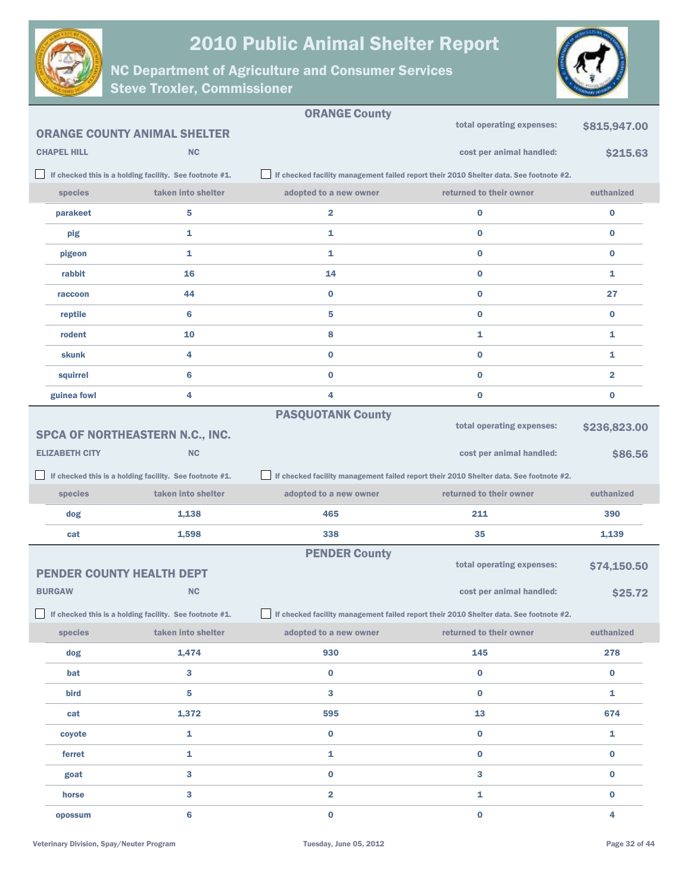# 2010 Public Animal Shelter Report

## NC Department of Agriculture and Consumer Services
## Steve Troxler, Commissioner

### ORANGE County

**ORANGE COUNTY ANIMAL SHELTER**

CHAPEL HILL NC

total operating expenses: **$815,947.00**

cost per animal handled: **$215.63**

☐ If checked this is a holding facility. See footnote #1.

☐ If checked facility management failed report their 2010 Shelter data. See footnote #2.

| species | taken into shelter | adopted to a new owner | returned to their owner | euthanized |
|---|---|---|---|---|
| parakeet | 5 | 2 | 0 | 0 |
| pig | 1 | 1 | 0 | 0 |
| pigeon | 1 | 1 | 0 | 0 |
| rabbit | 16 | 14 | 0 | 1 |
| raccoon | 44 | 0 | 0 | 27 |
| reptile | 6 | 5 | 0 | 0 |
| rodent | 10 | 8 | 1 | 1 |
| skunk | 4 | 0 | 0 | 1 |
| squirrel | 6 | 0 | 0 | 2 |
| guinea fowl | 4 | 4 | 0 | 0 |

### PASQUOTANK County

**SPCA OF NORTHEASTERN N.C., INC.**

ELIZABETH CITY NC

total operating expenses: **$236,823.00**

cost per animal handled: **$86.56**

☐ If checked this is a holding facility. See footnote #1.

☐ If checked facility management failed report their 2010 Shelter data. See footnote #2.

| species | taken into shelter | adopted to a new owner | returned to their owner | euthanized |
|---|---|---|---|---|
| dog | 1,138 | 465 | 211 | 390 |
| cat | 1,598 | 338 | 35 | 1,139 |

### PENDER County

**PENDER COUNTY HEALTH DEPT**

BURGAW NC

total operating expenses: **$74,150.50**

cost per animal handled: **$25.72**

☐ If checked this is a holding facility. See footnote #1.

☐ If checked facility management failed report their 2010 Shelter data. See footnote #2.

| species | taken into shelter | adopted to a new owner | returned to their owner | euthanized |
|---|---|---|---|---|
| dog | 1,474 | 930 | 145 | 278 |
| bat | 3 | 0 | 0 | 0 |
| bird | 5 | 3 | 0 | 1 |
| cat | 1,372 | 595 | 13 | 674 |
| coyote | 1 | 0 | 0 | 1 |
| ferret | 1 | 1 | 0 | 0 |
| goat | 3 | 0 | 3 | 0 |
| horse | 3 | 2 | 1 | 0 |
| opossum | 6 | 0 | 0 | 4 |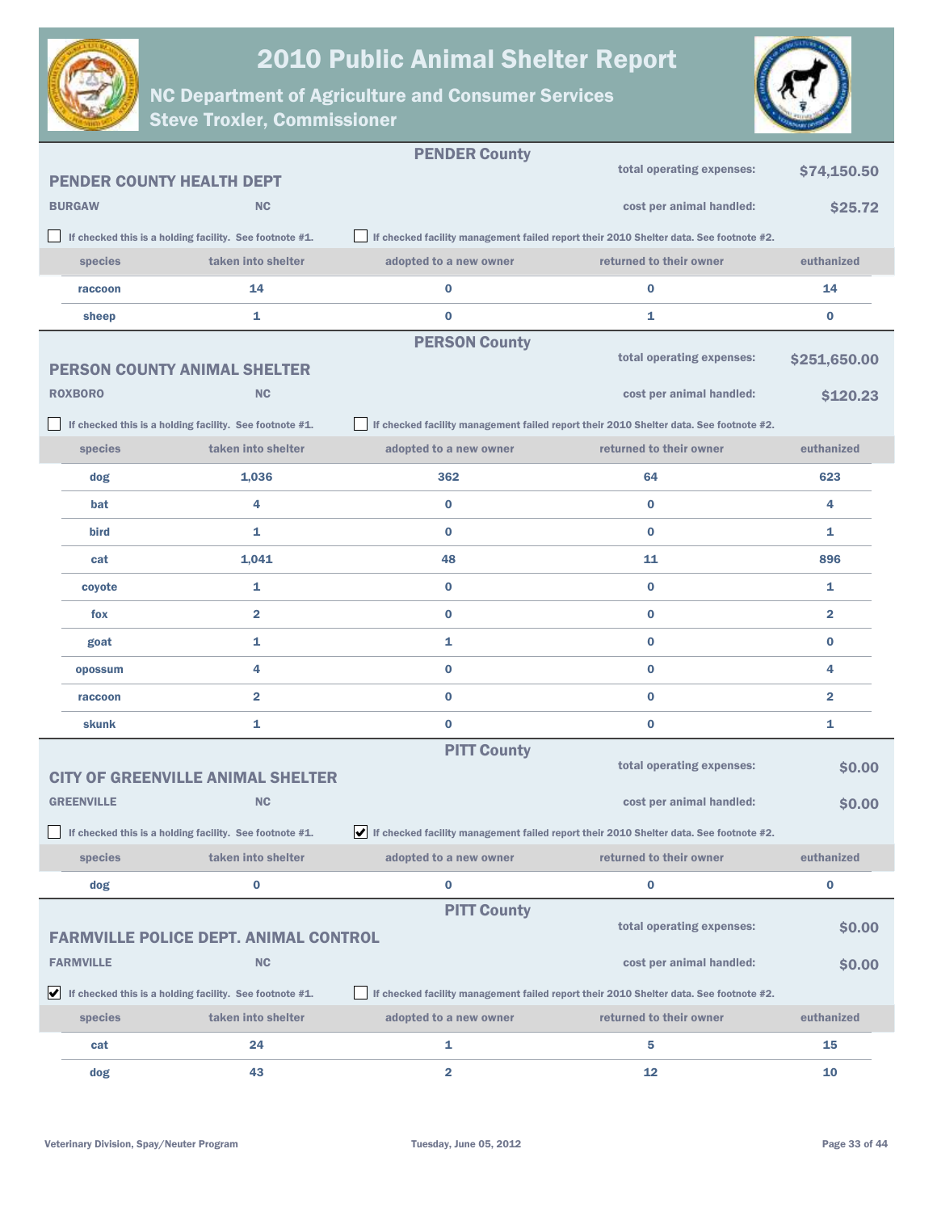# 2010 Public Animal Shelter Report

## NC Department of Agriculture and Consumer Services
## Steve Troxler, Commissioner

---

### PENDER County

**PENDER COUNTY HEALTH DEPT**

**BURGAW** NC

total operating expenses: **$74,150.50**

cost per animal handled: **$25.72**

☐ If checked this is a holding facility. See footnote #1.

☐ If checked facility management failed report their 2010 Shelter data. See footnote #2.

| species | taken into shelter | adopted to a new owner | returned to their owner | euthanized |
|---|---|---|---|---|
| raccoon | 14 | 0 | 0 | 14 |
| sheep | 1 | 0 | 1 | 0 |

---

### PERSON County

**PERSON COUNTY ANIMAL SHELTER**

**ROXBORO** NC

total operating expenses: **$251,650.00**

cost per animal handled: **$120.23**

☐ If checked this is a holding facility. See footnote #1.

☐ If checked facility management failed report their 2010 Shelter data. See footnote #2.

| species | taken into shelter | adopted to a new owner | returned to their owner | euthanized |
|---|---|---|---|---|
| dog | 1,036 | 362 | 64 | 623 |
| bat | 4 | 0 | 0 | 4 |
| bird | 1 | 0 | 0 | 1 |
| cat | 1,041 | 48 | 11 | 896 |
| coyote | 1 | 0 | 0 | 1 |
| fox | 2 | 0 | 0 | 2 |
| goat | 1 | 1 | 0 | 0 |
| opossum | 4 | 0 | 0 | 4 |
| raccoon | 2 | 0 | 0 | 2 |
| skunk | 1 | 0 | 0 | 1 |

---

### PITT County

**CITY OF GREENVILLE ANIMAL SHELTER**

**GREENVILLE** NC

total operating expenses: **$0.00**

cost per animal handled: **$0.00**

☐ If checked this is a holding facility. See footnote #1.

☑ If checked facility management failed report their 2010 Shelter data. See footnote #2.

| species | taken into shelter | adopted to a new owner | returned to their owner | euthanized |
|---|---|---|---|---|
| dog | 0 | 0 | 0 | 0 |

---

### PITT County

**FARMVILLE POLICE DEPT. ANIMAL CONTROL**

**FARMVILLE** NC

total operating expenses: **$0.00**

cost per animal handled: **$0.00**

☑ If checked this is a holding facility. See footnote #1.

☐ If checked facility management failed report their 2010 Shelter data. See footnote #2.

| species | taken into shelter | adopted to a new owner | returned to their owner | euthanized |
|---|---|---|---|---|
| cat | 24 | 1 | 5 | 15 |
| dog | 43 | 2 | 12 | 10 |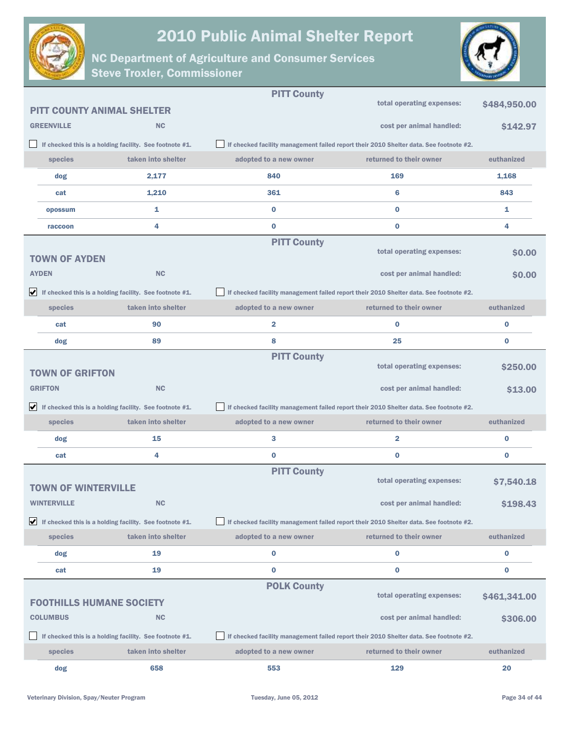# 2010 Public Animal Shelter Report

## NC Department of Agriculture and Consumer Services
## Steve Troxler, Commissioner

---

**PITT County**

### PITT COUNTY ANIMAL SHELTER

**GREENVILLE** **NC**

total operating expenses: **$484,950.00**

cost per animal handled: **$142.97**

☐ If checked this is a holding facility. See footnote #1.

☐ If checked facility management failed report their 2010 Shelter data. See footnote #2.

| species | taken into shelter | adopted to a new owner | returned to their owner | euthanized |
|---|---|---|---|---|
| dog | 2,177 | 840 | 169 | 1,168 |
| cat | 1,210 | 361 | 6 | 843 |
| opossum | 1 | 0 | 0 | 1 |
| raccoon | 4 | 0 | 0 | 4 |

---

**PITT County**

### TOWN OF AYDEN

**AYDEN** **NC**

total operating expenses: **$0.00**

cost per animal handled: **$0.00**

☑ If checked this is a holding facility. See footnote #1.

☐ If checked facility management failed report their 2010 Shelter data. See footnote #2.

| species | taken into shelter | adopted to a new owner | returned to their owner | euthanized |
|---|---|---|---|---|
| cat | 90 | 2 | 0 | 0 |
| dog | 89 | 8 | 25 | 0 |

---

**PITT County**

### TOWN OF GRIFTON

**GRIFTON** **NC**

total operating expenses: **$250.00**

cost per animal handled: **$13.00**

☑ If checked this is a holding facility. See footnote #1.

☐ If checked facility management failed report their 2010 Shelter data. See footnote #2.

| species | taken into shelter | adopted to a new owner | returned to their owner | euthanized |
|---|---|---|---|---|
| dog | 15 | 3 | 2 | 0 |
| cat | 4 | 0 | 0 | 0 |

---

**PITT County**

### TOWN OF WINTERVILLE

**WINTERVILLE** **NC**

total operating expenses: **$7,540.18**

cost per animal handled: **$198.43**

☑ If checked this is a holding facility. See footnote #1.

☐ If checked facility management failed report their 2010 Shelter data. See footnote #2.

| species | taken into shelter | adopted to a new owner | returned to their owner | euthanized |
|---|---|---|---|---|
| dog | 19 | 0 | 0 | 0 |
| cat | 19 | 0 | 0 | 0 |

---

**POLK County**

### FOOTHILLS HUMANE SOCIETY

**COLUMBUS** **NC**

total operating expenses: **$461,341.00**

cost per animal handled: **$306.00**

☐ If checked this is a holding facility. See footnote #1.

☐ If checked facility management failed report their 2010 Shelter data. See footnote #2.

| species | taken into shelter | adopted to a new owner | returned to their owner | euthanized |
|---|---|---|---|---|
| dog | 658 | 553 | 129 | 20 |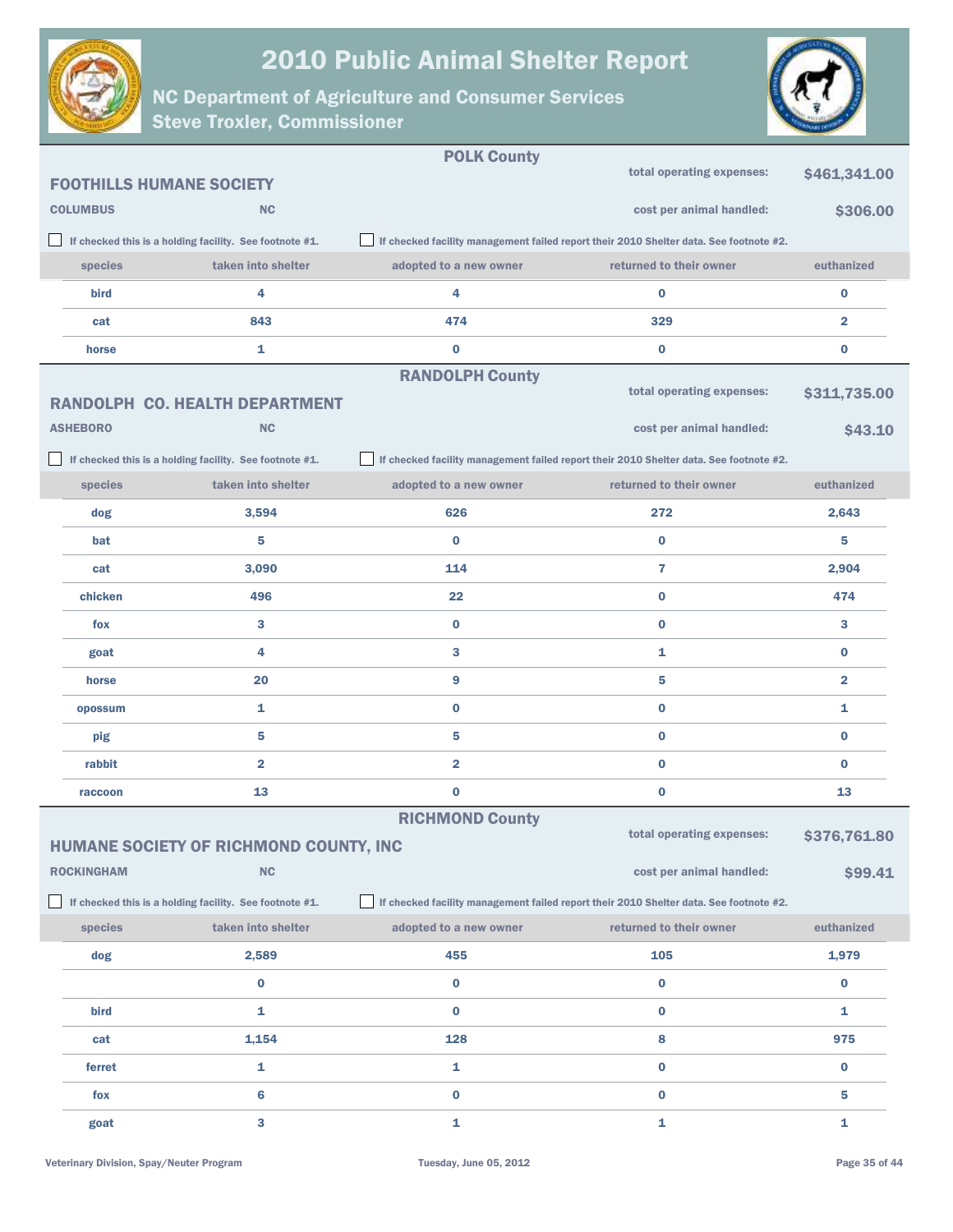# 2010 Public Animal Shelter Report

## NC Department of Agriculture and Consumer Services
## Steve Troxler, Commissioner

### POLK County

**FOOTHILLS HUMANE SOCIETY**

**COLUMBUS** NC

total operating expenses: **$461,341.00**

cost per animal handled: **$306.00**

☐ If checked this is a holding facility. See footnote #1.

☐ If checked facility management failed report their 2010 Shelter data. See footnote #2.

| species | taken into shelter | adopted to a new owner | returned to their owner | euthanized |
|---|---|---|---|---|
| bird | 4 | 4 | 0 | 0 |
| cat | 843 | 474 | 329 | 2 |
| horse | 1 | 0 | 0 | 0 |

### RANDOLPH County

**RANDOLPH CO. HEALTH DEPARTMENT**

**ASHEBORO** NC

total operating expenses: **$311,735.00**

cost per animal handled: **$43.10**

☐ If checked this is a holding facility. See footnote #1.

☐ If checked facility management failed report their 2010 Shelter data. See footnote #2.

| species | taken into shelter | adopted to a new owner | returned to their owner | euthanized |
|---|---|---|---|---|
| dog | 3,594 | 626 | 272 | 2,643 |
| bat | 5 | 0 | 0 | 5 |
| cat | 3,090 | 114 | 7 | 2,904 |
| chicken | 496 | 22 | 0 | 474 |
| fox | 3 | 0 | 0 | 3 |
| goat | 4 | 3 | 1 | 0 |
| horse | 20 | 9 | 5 | 2 |
| opossum | 1 | 0 | 0 | 1 |
| pig | 5 | 5 | 0 | 0 |
| rabbit | 2 | 2 | 0 | 0 |
| raccoon | 13 | 0 | 0 | 13 |

### RICHMOND County

**HUMANE SOCIETY OF RICHMOND COUNTY, INC**

**ROCKINGHAM** NC

total operating expenses: **$376,761.80**

cost per animal handled: **$99.41**

☐ If checked this is a holding facility. See footnote #1.

☐ If checked facility management failed report their 2010 Shelter data. See footnote #2.

| species | taken into shelter | adopted to a new owner | returned to their owner | euthanized |
|---|---|---|---|---|
| dog | 2,589 | 455 | 105 | 1,979 |
| | 0 | 0 | 0 | 0 |
| bird | 1 | 0 | 0 | 1 |
| cat | 1,154 | 128 | 8 | 975 |
| ferret | 1 | 1 | 0 | 0 |
| fox | 6 | 0 | 0 | 5 |
| goat | 3 | 1 | 1 | 1 |

Veterinary Division, Spay/Neuter Program — Tuesday, June 05, 2012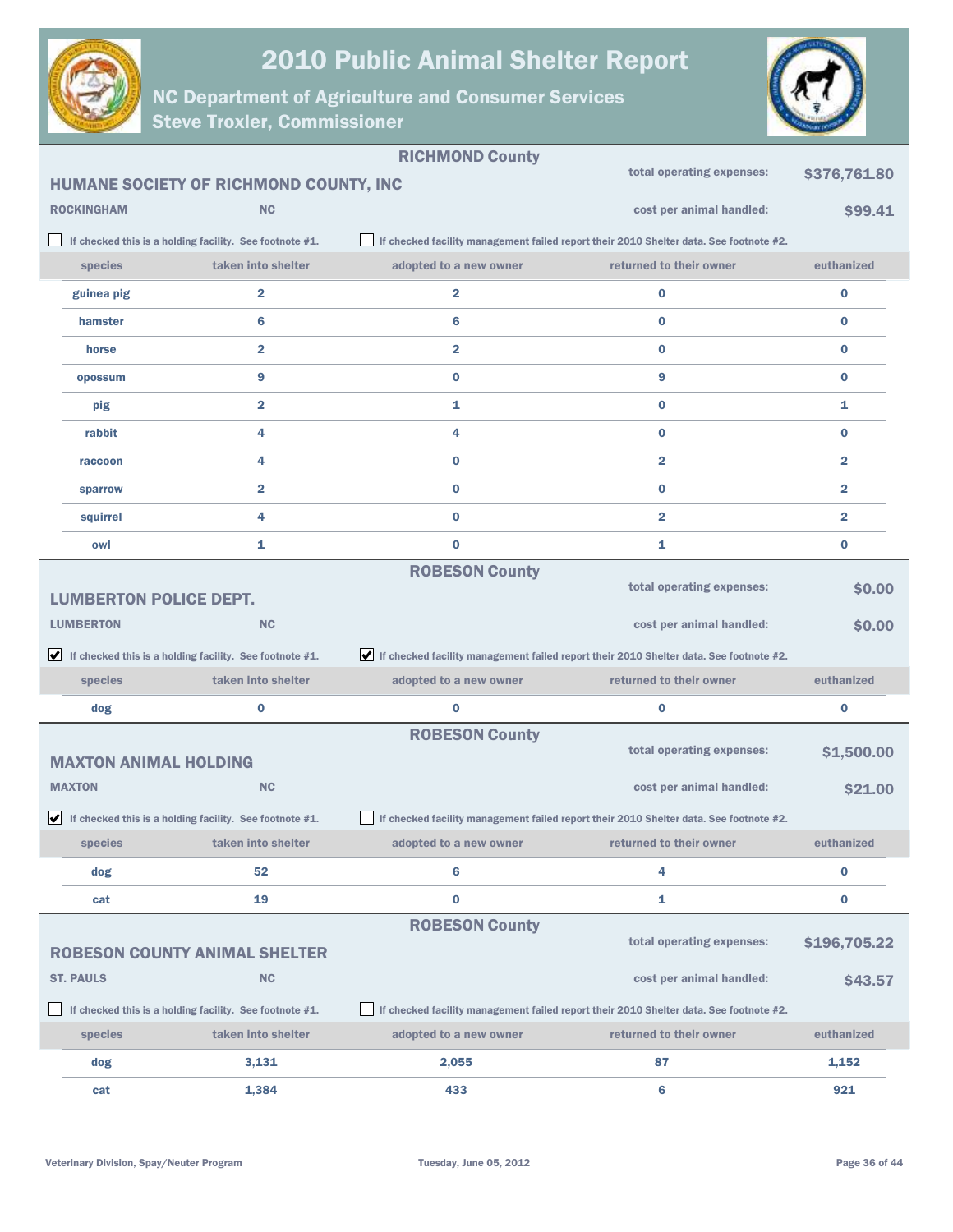# 2010 Public Animal Shelter Report

## NC Department of Agriculture and Consumer Services
## Steve Troxler, Commissioner

---

### RICHMOND County

**HUMANE SOCIETY OF RICHMOND COUNTY, INC**

**ROCKINGHAM** **NC**

total operating expenses: **$376,761.80**

cost per animal handled: **$99.41**

☐ If checked this is a holding facility. See footnote #1.

☐ If checked facility management failed report their 2010 Shelter data. See footnote #2.

| species | taken into shelter | adopted to a new owner | returned to their owner | euthanized |
|---|---|---|---|---|
| guinea pig | 2 | 2 | 0 | 0 |
| hamster | 6 | 6 | 0 | 0 |
| horse | 2 | 2 | 0 | 0 |
| opossum | 9 | 0 | 9 | 0 |
| pig | 2 | 1 | 0 | 1 |
| rabbit | 4 | 4 | 0 | 0 |
| raccoon | 4 | 0 | 2 | 2 |
| sparrow | 2 | 0 | 0 | 2 |
| squirrel | 4 | 0 | 2 | 2 |
| owl | 1 | 0 | 1 | 0 |

---

### ROBESON County

**LUMBERTON POLICE DEPT.**

**LUMBERTON** **NC**

total operating expenses: **$0.00**

cost per animal handled: **$0.00**

☑ If checked this is a holding facility. See footnote #1.

☑ If checked facility management failed report their 2010 Shelter data. See footnote #2.

| species | taken into shelter | adopted to a new owner | returned to their owner | euthanized |
|---|---|---|---|---|
| dog | 0 | 0 | 0 | 0 |

---

### ROBESON County

**MAXTON ANIMAL HOLDING**

**MAXTON** **NC**

total operating expenses: **$1,500.00**

cost per animal handled: **$21.00**

☑ If checked this is a holding facility. See footnote #1.

☐ If checked facility management failed report their 2010 Shelter data. See footnote #2.

| species | taken into shelter | adopted to a new owner | returned to their owner | euthanized |
|---|---|---|---|---|
| dog | 52 | 6 | 4 | 0 |
| cat | 19 | 0 | 1 | 0 |

---

### ROBESON County

**ROBESON COUNTY ANIMAL SHELTER**

**ST. PAULS** **NC**

total operating expenses: **$196,705.22**

cost per animal handled: **$43.57**

☐ If checked this is a holding facility. See footnote #1.

☐ If checked facility management failed report their 2010 Shelter data. See footnote #2.

| species | taken into shelter | adopted to a new owner | returned to their owner | euthanized |
|---|---|---|---|---|
| dog | 3,131 | 2,055 | 87 | 1,152 |
| cat | 1,384 | 433 | 6 | 921 |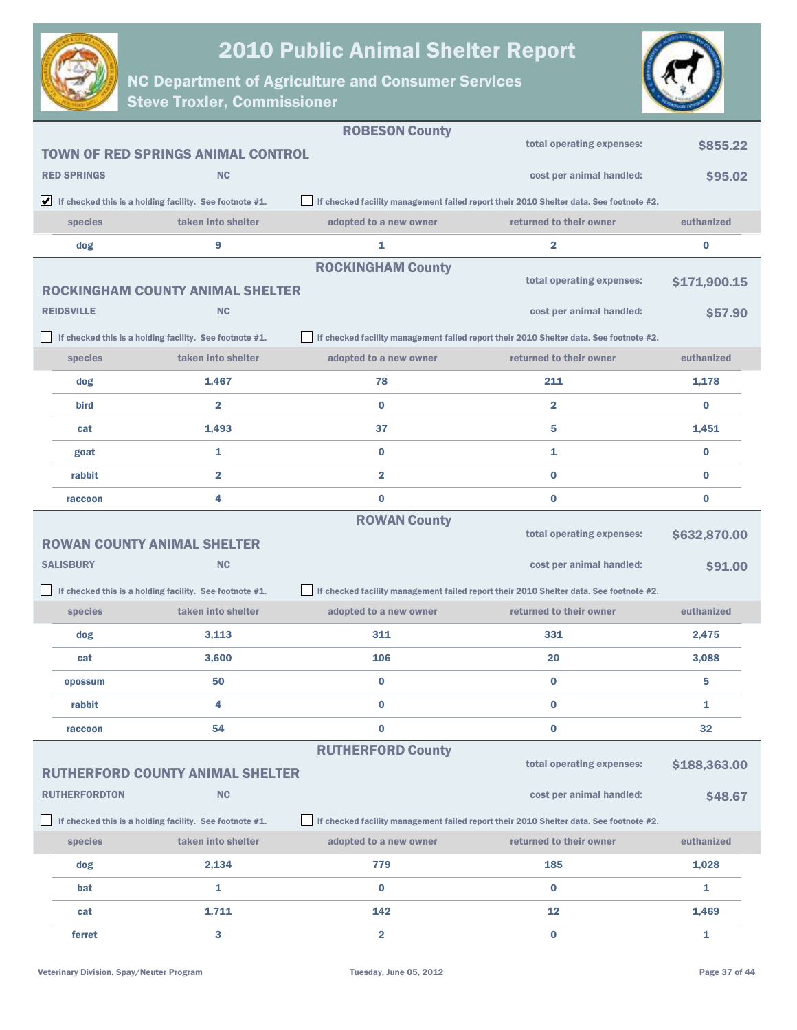# 2010 Public Animal Shelter Report

## NC Department of Agriculture and Consumer Services
## Steve Troxler, Commissioner

### ROBESON County

**TOWN OF RED SPRINGS ANIMAL CONTROL**

**RED SPRINGS** NC

total operating expenses: **$855.22**

cost per animal handled: **$95.02**

☑ If checked this is a holding facility. See footnote #1.

☐ If checked facility management failed report their 2010 Shelter data. See footnote #2.

| species | taken into shelter | adopted to a new owner | returned to their owner | euthanized |
|---|---|---|---|---|
| dog | 9 | 1 | 2 | 0 |

### ROCKINGHAM County

**ROCKINGHAM COUNTY ANIMAL SHELTER**

**REIDSVILLE** NC

total operating expenses: **$171,900.15**

cost per animal handled: **$57.90**

☐ If checked this is a holding facility. See footnote #1.

☐ If checked facility management failed report their 2010 Shelter data. See footnote #2.

| species | taken into shelter | adopted to a new owner | returned to their owner | euthanized |
|---|---|---|---|---|
| dog | 1,467 | 78 | 211 | 1,178 |
| bird | 2 | 0 | 2 | 0 |
| cat | 1,493 | 37 | 5 | 1,451 |
| goat | 1 | 0 | 1 | 0 |
| rabbit | 2 | 2 | 0 | 0 |
| raccoon | 4 | 0 | 0 | 0 |

### ROWAN County

**ROWAN COUNTY ANIMAL SHELTER**

**SALISBURY** NC

total operating expenses: **$632,870.00**

cost per animal handled: **$91.00**

☐ If checked this is a holding facility. See footnote #1.

☐ If checked facility management failed report their 2010 Shelter data. See footnote #2.

| species | taken into shelter | adopted to a new owner | returned to their owner | euthanized |
|---|---|---|---|---|
| dog | 3,113 | 311 | 331 | 2,475 |
| cat | 3,600 | 106 | 20 | 3,088 |
| opossum | 50 | 0 | 0 | 5 |
| rabbit | 4 | 0 | 0 | 1 |
| raccoon | 54 | 0 | 0 | 32 |

### RUTHERFORD County

**RUTHERFORD COUNTY ANIMAL SHELTER**

**RUTHERFORDTON** NC

total operating expenses: **$188,363.00**

cost per animal handled: **$48.67**

☐ If checked this is a holding facility. See footnote #1.

☐ If checked facility management failed report their 2010 Shelter data. See footnote #2.

| species | taken into shelter | adopted to a new owner | returned to their owner | euthanized |
|---|---|---|---|---|
| dog | 2,134 | 779 | 185 | 1,028 |
| bat | 1 | 0 | 0 | 1 |
| cat | 1,711 | 142 | 12 | 1,469 |
| ferret | 3 | 2 | 0 | 1 |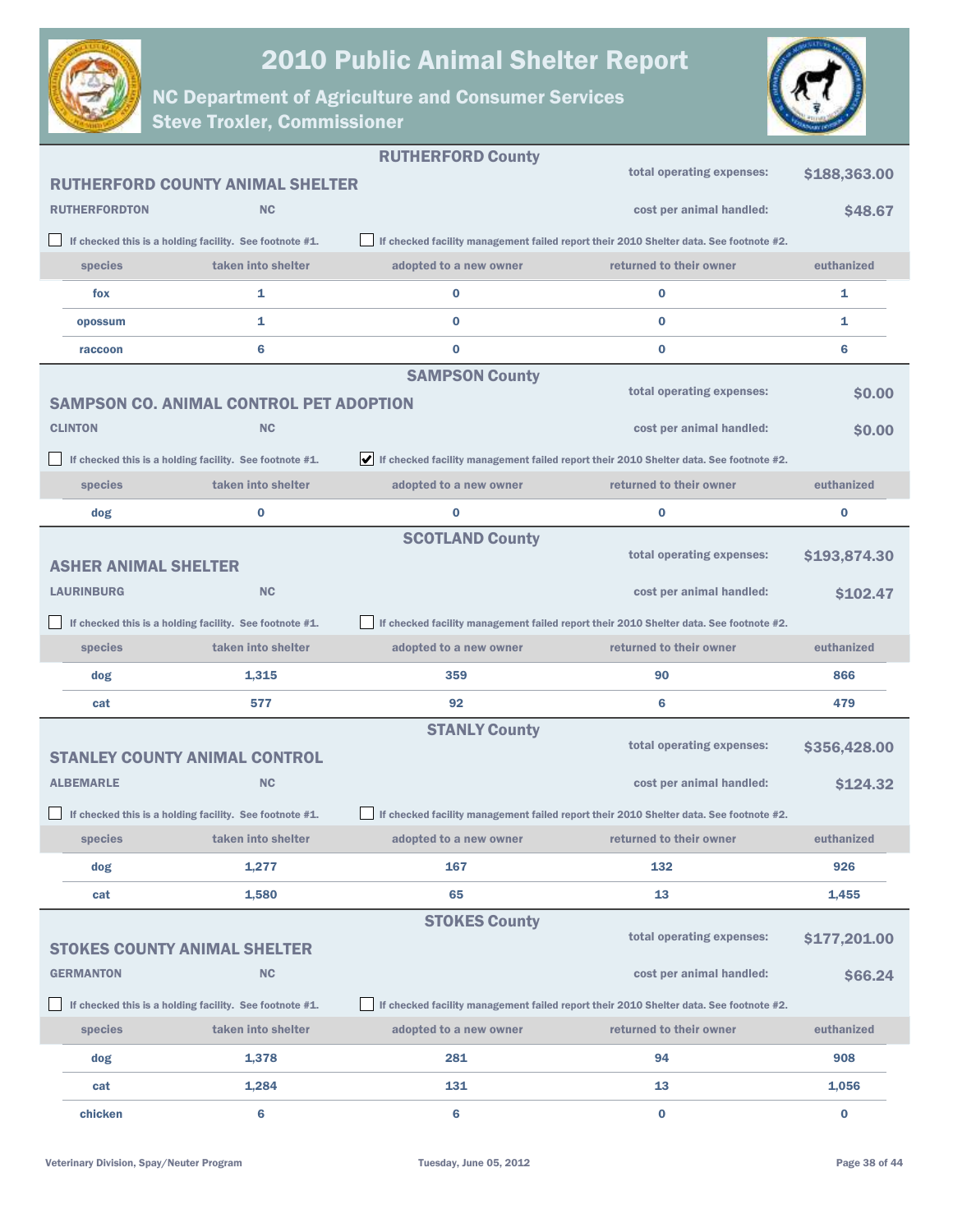# 2010 Public Animal Shelter Report

## NC Department of Agriculture and Consumer Services
## Steve Troxler, Commissioner

### RUTHERFORD County

**RUTHERFORD COUNTY ANIMAL SHELTER**

**RUTHERFORDTON** **NC**

total operating expenses: **$188,363.00**

cost per animal handled: **$48.67**

☐ If checked this is a holding facility. See footnote #1.

☐ If checked facility management failed report their 2010 Shelter data. See footnote #2.

| species | taken into shelter | adopted to a new owner | returned to their owner | euthanized |
|---|---|---|---|---|
| fox | 1 | 0 | 0 | 1 |
| opossum | 1 | 0 | 0 | 1 |
| raccoon | 6 | 0 | 0 | 6 |

### SAMPSON County

**SAMPSON CO. ANIMAL CONTROL PET ADOPTION**

**CLINTON** **NC**

total operating expenses: **$0.00**

cost per animal handled: **$0.00**

☐ If checked this is a holding facility. See footnote #1.

☑ If checked facility management failed report their 2010 Shelter data. See footnote #2.

| species | taken into shelter | adopted to a new owner | returned to their owner | euthanized |
|---|---|---|---|---|
| dog | 0 | 0 | 0 | 0 |

### SCOTLAND County

**ASHER ANIMAL SHELTER**

**LAURINBURG** **NC**

total operating expenses: **$193,874.30**

cost per animal handled: **$102.47**

☐ If checked this is a holding facility. See footnote #1.

☐ If checked facility management failed report their 2010 Shelter data. See footnote #2.

| species | taken into shelter | adopted to a new owner | returned to their owner | euthanized |
|---|---|---|---|---|
| dog | 1,315 | 359 | 90 | 866 |
| cat | 577 | 92 | 6 | 479 |

### STANLY County

**STANLEY COUNTY ANIMAL CONTROL**

**ALBEMARLE** **NC**

total operating expenses: **$356,428.00**

cost per animal handled: **$124.32**

☐ If checked this is a holding facility. See footnote #1.

☐ If checked facility management failed report their 2010 Shelter data. See footnote #2.

| species | taken into shelter | adopted to a new owner | returned to their owner | euthanized |
|---|---|---|---|---|
| dog | 1,277 | 167 | 132 | 926 |
| cat | 1,580 | 65 | 13 | 1,455 |

### STOKES County

**STOKES COUNTY ANIMAL SHELTER**

**GERMANTON** **NC**

total operating expenses: **$177,201.00**

cost per animal handled: **$66.24**

☐ If checked this is a holding facility. See footnote #1.

☐ If checked facility management failed report their 2010 Shelter data. See footnote #2.

| species | taken into shelter | adopted to a new owner | returned to their owner | euthanized |
|---|---|---|---|---|
| dog | 1,378 | 281 | 94 | 908 |
| cat | 1,284 | 131 | 13 | 1,056 |
| chicken | 6 | 6 | 0 | 0 |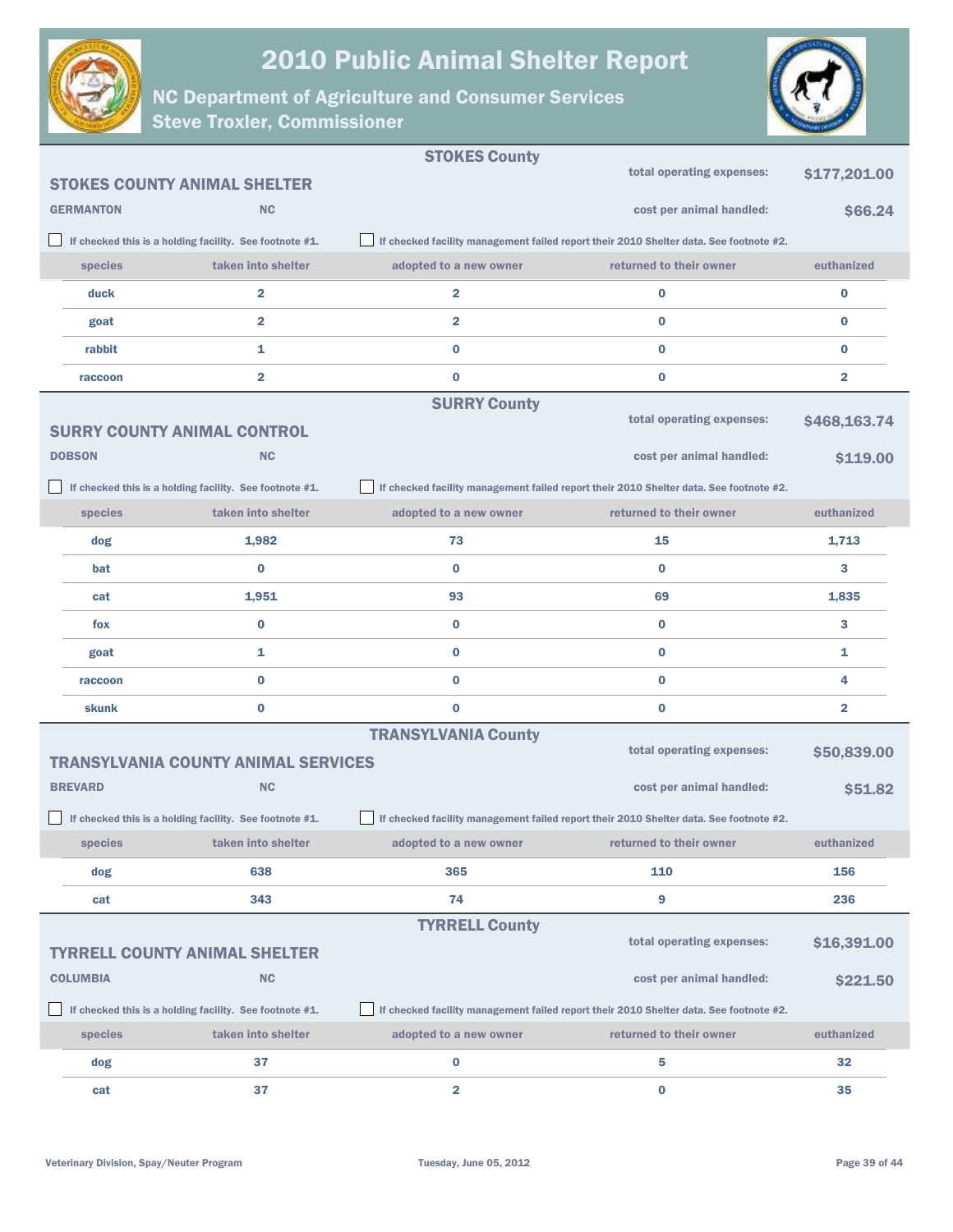# 2010 Public Animal Shelter Report

## NC Department of Agriculture and Consumer Services
## Steve Troxler, Commissioner

### STOKES County

**STOKES COUNTY ANIMAL SHELTER**

**GERMANTON** **NC**

total operating expenses: **$177,201.00**

cost per animal handled: **$66.24**

☐ If checked this is a holding facility. See footnote #1.

☐ If checked facility management failed report their 2010 Shelter data. See footnote #2.

| species | taken into shelter | adopted to a new owner | returned to their owner | euthanized |
|---|---|---|---|---|
| duck | 2 | 2 | 0 | 0 |
| goat | 2 | 2 | 0 | 0 |
| rabbit | 1 | 0 | 0 | 0 |
| raccoon | 2 | 0 | 0 | 2 |

### SURRY County

**SURRY COUNTY ANIMAL CONTROL**

**DOBSON** **NC**

total operating expenses: **$468,163.74**

cost per animal handled: **$119.00**

☐ If checked this is a holding facility. See footnote #1.

☐ If checked facility management failed report their 2010 Shelter data. See footnote #2.

| species | taken into shelter | adopted to a new owner | returned to their owner | euthanized |
|---|---|---|---|---|
| dog | 1,982 | 73 | 15 | 1,713 |
| bat | 0 | 0 | 0 | 3 |
| cat | 1,951 | 93 | 69 | 1,835 |
| fox | 0 | 0 | 0 | 3 |
| goat | 1 | 0 | 0 | 1 |
| raccoon | 0 | 0 | 0 | 4 |
| skunk | 0 | 0 | 0 | 2 |

### TRANSYLVANIA County

**TRANSYLVANIA COUNTY ANIMAL SERVICES**

**BREVARD** **NC**

total operating expenses: **$50,839.00**

cost per animal handled: **$51.82**

☐ If checked this is a holding facility. See footnote #1.

☐ If checked facility management failed report their 2010 Shelter data. See footnote #2.

| species | taken into shelter | adopted to a new owner | returned to their owner | euthanized |
|---|---|---|---|---|
| dog | 638 | 365 | 110 | 156 |
| cat | 343 | 74 | 9 | 236 |

### TYRRELL County

**TYRRELL COUNTY ANIMAL SHELTER**

**COLUMBIA** **NC**

total operating expenses: **$16,391.00**

cost per animal handled: **$221.50**

☐ If checked this is a holding facility. See footnote #1.

☐ If checked facility management failed report their 2010 Shelter data. See footnote #2.

| species | taken into shelter | adopted to a new owner | returned to their owner | euthanized |
|---|---|---|---|---|
| dog | 37 | 0 | 5 | 32 |
| cat | 37 | 2 | 0 | 35 |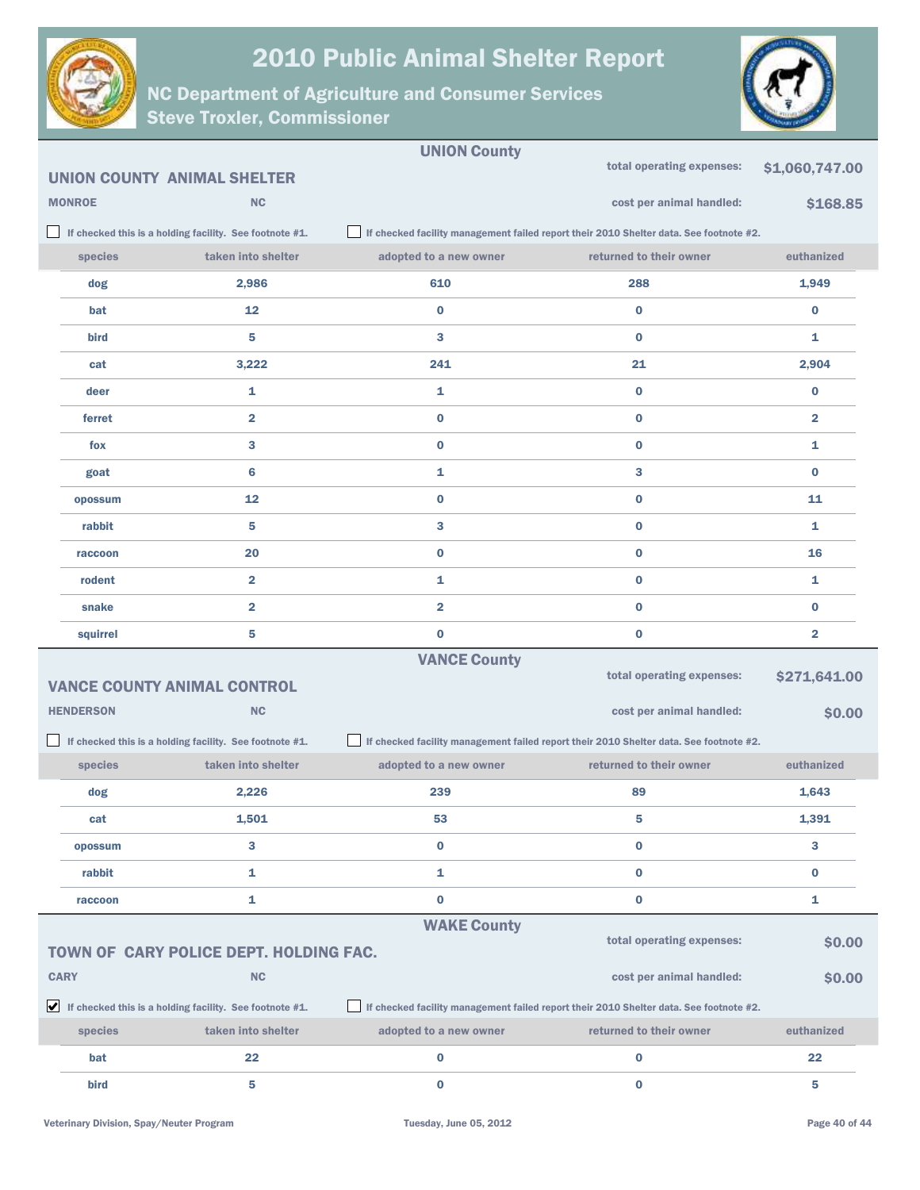## UNION County

### UNION COUNTY ANIMAL SHELTER

MONROE NC

total operating expenses: **$1,060,747.00**

cost per animal handled: **$168.85**

☐ If checked this is a holding facility. See footnote #1.

☐ If checked facility management failed report their 2010 Shelter data. See footnote #2.

| species | taken into shelter | adopted to a new owner | returned to their owner | euthanized |
|---|---|---|---|---|
| dog | 2,986 | 610 | 288 | 1,949 |
| bat | 12 | 0 | 0 | 0 |
| bird | 5 | 3 | 0 | 1 |
| cat | 3,222 | 241 | 21 | 2,904 |
| deer | 1 | 1 | 0 | 0 |
| ferret | 2 | 0 | 0 | 2 |
| fox | 3 | 0 | 0 | 1 |
| goat | 6 | 1 | 3 | 0 |
| opossum | 12 | 0 | 0 | 11 |
| rabbit | 5 | 3 | 0 | 1 |
| raccoon | 20 | 0 | 0 | 16 |
| rodent | 2 | 1 | 0 | 1 |
| snake | 2 | 2 | 0 | 0 |
| squirrel | 5 | 0 | 0 | 2 |

## VANCE County

### VANCE COUNTY ANIMAL CONTROL

HENDERSON NC

total operating expenses: **$271,641.00**

cost per animal handled: **$0.00**

☐ If checked this is a holding facility. See footnote #1.

☐ If checked facility management failed report their 2010 Shelter data. See footnote #2.

| species | taken into shelter | adopted to a new owner | returned to their owner | euthanized |
|---|---|---|---|---|
| dog | 2,226 | 239 | 89 | 1,643 |
| cat | 1,501 | 53 | 5 | 1,391 |
| opossum | 3 | 0 | 0 | 3 |
| rabbit | 1 | 1 | 0 | 0 |
| raccoon | 1 | 0 | 0 | 1 |

## WAKE County

### TOWN OF CARY POLICE DEPT. HOLDING FAC.

CARY NC

total operating expenses: **$0.00**

cost per animal handled: **$0.00**

☑ If checked this is a holding facility. See footnote #1.

☐ If checked facility management failed report their 2010 Shelter data. See footnote #2.

| species | taken into shelter | adopted to a new owner | returned to their owner | euthanized |
|---|---|---|---|---|
| bat | 22 | 0 | 0 | 22 |
| bird | 5 | 0 | 0 | 5 |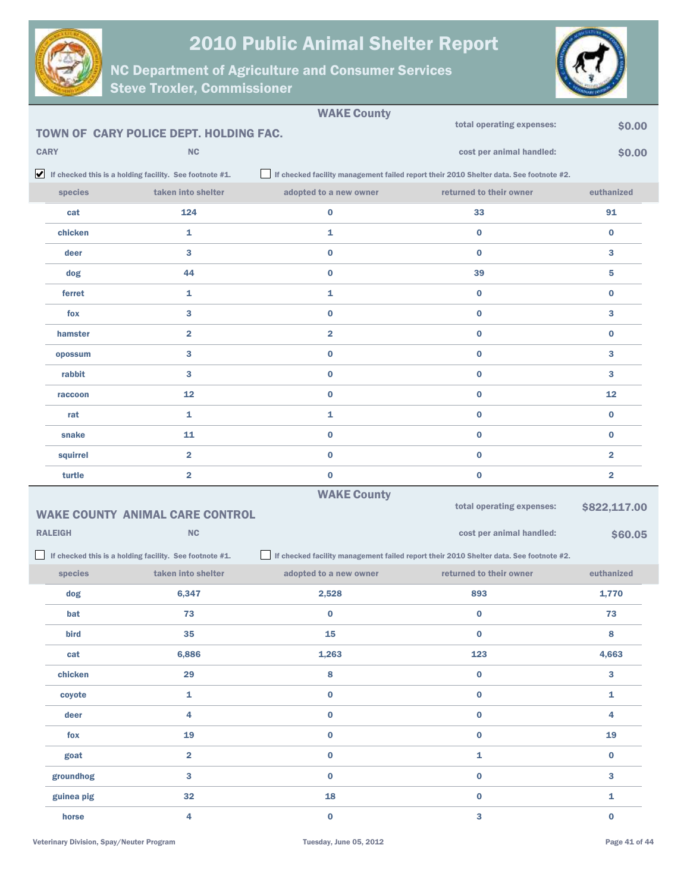# 2010 Public Animal Shelter Report

## NC Department of Agriculture and Consumer Services
## Steve Troxler, Commissioner

**WAKE County**

### TOWN OF CARY POLICE DEPT. HOLDING FAC.

CARY NC

total operating expenses: **$0.00**

cost per animal handled: **$0.00**

☑ If checked this is a holding facility. See footnote #1.

☐ If checked facility management failed report their 2010 Shelter data. See footnote #2.

| species | taken into shelter | adopted to a new owner | returned to their owner | euthanized |
|---|---|---|---|---|
| cat | 124 | 0 | 33 | 91 |
| chicken | 1 | 1 | 0 | 0 |
| deer | 3 | 0 | 0 | 3 |
| dog | 44 | 0 | 39 | 5 |
| ferret | 1 | 1 | 0 | 0 |
| fox | 3 | 0 | 0 | 3 |
| hamster | 2 | 2 | 0 | 0 |
| opossum | 3 | 0 | 0 | 3 |
| rabbit | 3 | 0 | 0 | 3 |
| raccoon | 12 | 0 | 0 | 12 |
| rat | 1 | 1 | 0 | 0 |
| snake | 11 | 0 | 0 | 0 |
| squirrel | 2 | 0 | 0 | 2 |
| turtle | 2 | 0 | 0 | 2 |

**WAKE County**

### WAKE COUNTY ANIMAL CARE CONTROL

RALEIGH NC

total operating expenses: **$822,117.00**

cost per animal handled: **$60.05**

☐ If checked this is a holding facility. See footnote #1.

☐ If checked facility management failed report their 2010 Shelter data. See footnote #2.

| species | taken into shelter | adopted to a new owner | returned to their owner | euthanized |
|---|---|---|---|---|
| dog | 6,347 | 2,528 | 893 | 1,770 |
| bat | 73 | 0 | 0 | 73 |
| bird | 35 | 15 | 0 | 8 |
| cat | 6,886 | 1,263 | 123 | 4,663 |
| chicken | 29 | 8 | 0 | 3 |
| coyote | 1 | 0 | 0 | 1 |
| deer | 4 | 0 | 0 | 4 |
| fox | 19 | 0 | 0 | 19 |
| goat | 2 | 0 | 1 | 0 |
| groundhog | 3 | 0 | 0 | 3 |
| guinea pig | 32 | 18 | 0 | 1 |
| horse | 4 | 0 | 3 | 0 |

Veterinary Division, Spay/Neuter Program — Tuesday, June 05, 2012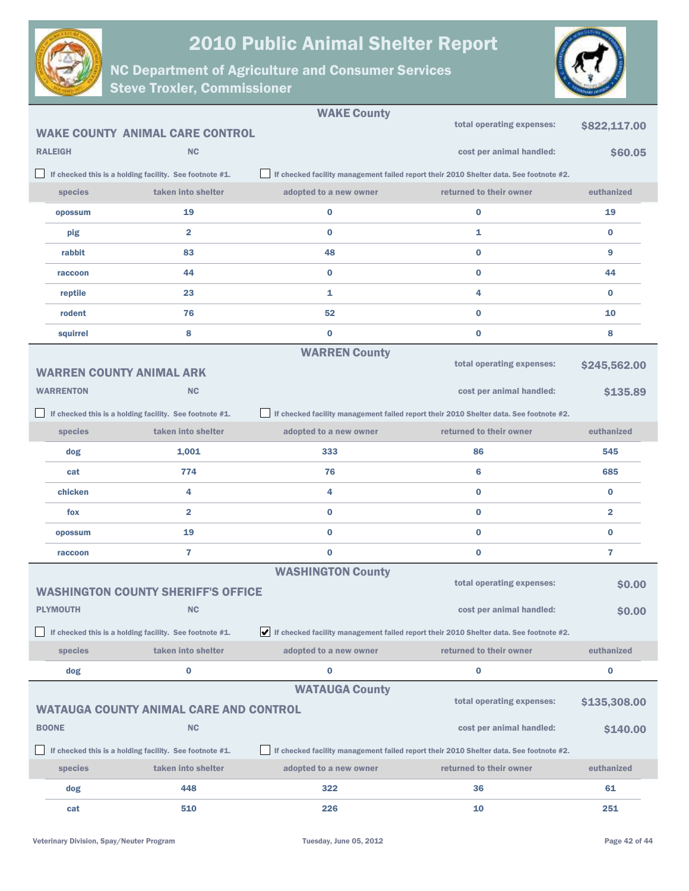# 2010 Public Animal Shelter Report

## NC Department of Agriculture and Consumer Services
## Steve Troxler, Commissioner

### WAKE County

**WAKE COUNTY ANIMAL CARE CONTROL**

**RALEIGH** **NC**

total operating expenses: **$822,117.00**

cost per animal handled: **$60.05**

☐ If checked this is a holding facility. See footnote #1.

☐ If checked facility management failed report their 2010 Shelter data. See footnote #2.

| species | taken into shelter | adopted to a new owner | returned to their owner | euthanized |
|---|---|---|---|---|
| opossum | 19 | 0 | 0 | 19 |
| pig | 2 | 0 | 1 | 0 |
| rabbit | 83 | 48 | 0 | 9 |
| raccoon | 44 | 0 | 0 | 44 |
| reptile | 23 | 1 | 4 | 0 |
| rodent | 76 | 52 | 0 | 10 |
| squirrel | 8 | 0 | 0 | 8 |

### WARREN County

**WARREN COUNTY ANIMAL ARK**

**WARRENTON** **NC**

total operating expenses: **$245,562.00**

cost per animal handled: **$135.89**

☐ If checked this is a holding facility. See footnote #1.

☐ If checked facility management failed report their 2010 Shelter data. See footnote #2.

| species | taken into shelter | adopted to a new owner | returned to their owner | euthanized |
|---|---|---|---|---|
| dog | 1,001 | 333 | 86 | 545 |
| cat | 774 | 76 | 6 | 685 |
| chicken | 4 | 4 | 0 | 0 |
| fox | 2 | 0 | 0 | 2 |
| opossum | 19 | 0 | 0 | 0 |
| raccoon | 7 | 0 | 0 | 7 |

### WASHINGTON County

**WASHINGTON COUNTY SHERIFF'S OFFICE**

**PLYMOUTH** **NC**

total operating expenses: **$0.00**

cost per animal handled: **$0.00**

☐ If checked this is a holding facility. See footnote #1.

☑ If checked facility management failed report their 2010 Shelter data. See footnote #2.

| species | taken into shelter | adopted to a new owner | returned to their owner | euthanized |
|---|---|---|---|---|
| dog | 0 | 0 | 0 | 0 |

### WATAUGA County

**WATAUGA COUNTY ANIMAL CARE AND CONTROL**

**BOONE** **NC**

total operating expenses: **$135,308.00**

cost per animal handled: **$140.00**

☐ If checked this is a holding facility. See footnote #1.

☐ If checked facility management failed report their 2010 Shelter data. See footnote #2.

| species | taken into shelter | adopted to a new owner | returned to their owner | euthanized |
|---|---|---|---|---|
| dog | 448 | 322 | 36 | 61 |
| cat | 510 | 226 | 10 | 251 |

Veterinary Division, Spay/Neuter Program — Tuesday, June 05, 2012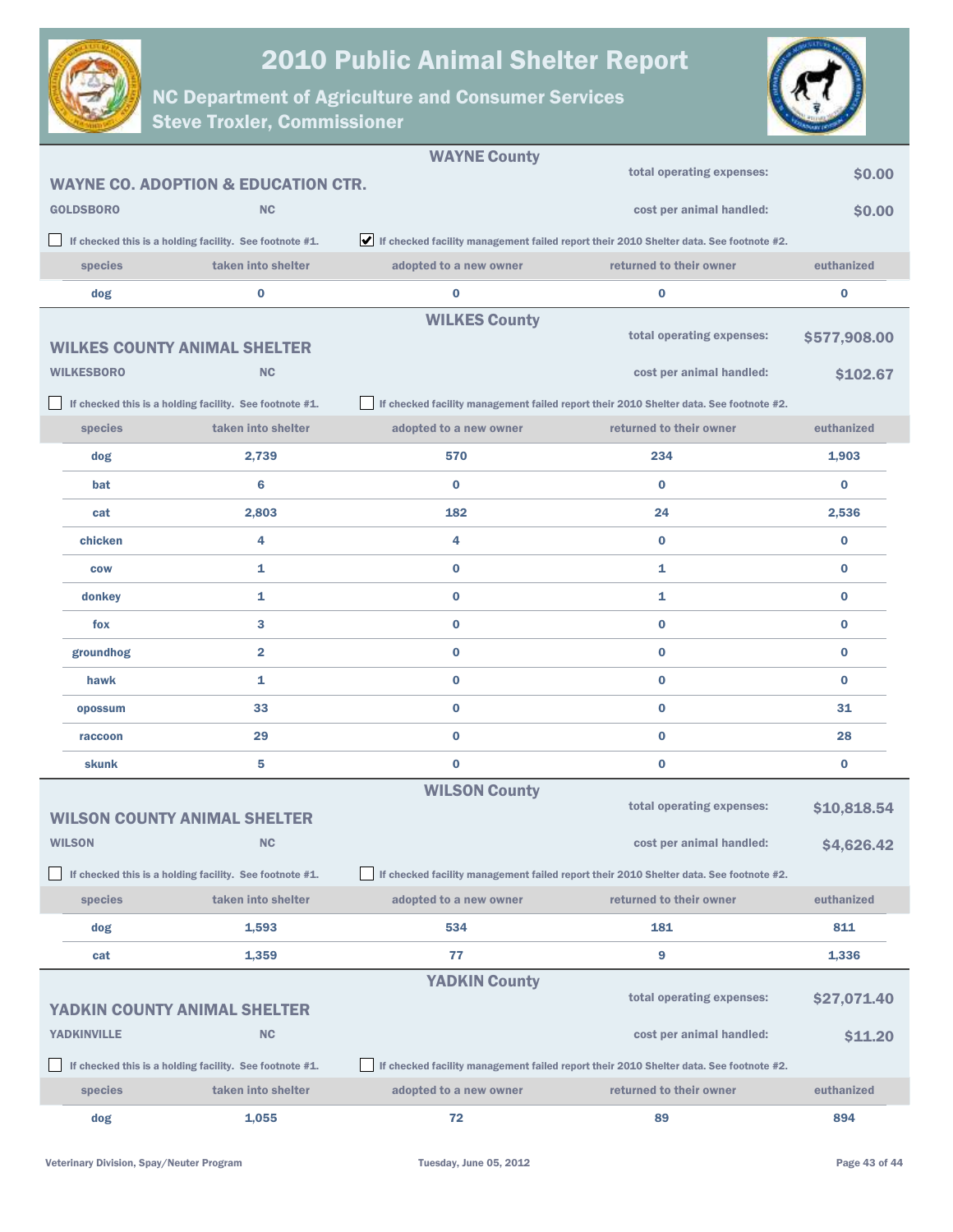# 2010 Public Animal Shelter Report

## NC Department of Agriculture and Consumer Services

### Steve Troxler, Commissioner

---

## WAYNE County

### WAYNE CO. ADOPTION & EDUCATION CTR.

GOLDSBORO NC

total operating expenses: **$0.00**

cost per animal handled: **$0.00**

☐ If checked this is a holding facility. See footnote #1.

☑ If checked facility management failed report their 2010 Shelter data. See footnote #2.

| species | taken into shelter | adopted to a new owner | returned to their owner | euthanized |
|---|---|---|---|---|
| dog | 0 | 0 | 0 | 0 |

---

## WILKES County

### WILKES COUNTY ANIMAL SHELTER

WILKESBORO NC

total operating expenses: **$577,908.00**

cost per animal handled: **$102.67**

☐ If checked this is a holding facility. See footnote #1.

☐ If checked facility management failed report their 2010 Shelter data. See footnote #2.

| species | taken into shelter | adopted to a new owner | returned to their owner | euthanized |
|---|---|---|---|---|
| dog | 2,739 | 570 | 234 | 1,903 |
| bat | 6 | 0 | 0 | 0 |
| cat | 2,803 | 182 | 24 | 2,536 |
| chicken | 4 | 4 | 0 | 0 |
| cow | 1 | 0 | 1 | 0 |
| donkey | 1 | 0 | 1 | 0 |
| fox | 3 | 0 | 0 | 0 |
| groundhog | 2 | 0 | 0 | 0 |
| hawk | 1 | 0 | 0 | 0 |
| opossum | 33 | 0 | 0 | 31 |
| raccoon | 29 | 0 | 0 | 28 |
| skunk | 5 | 0 | 0 | 0 |

---

## WILSON County

### WILSON COUNTY ANIMAL SHELTER

WILSON NC

total operating expenses: **$10,818.54**

cost per animal handled: **$4,626.42**

☐ If checked this is a holding facility. See footnote #1.

☐ If checked facility management failed report their 2010 Shelter data. See footnote #2.

| species | taken into shelter | adopted to a new owner | returned to their owner | euthanized |
|---|---|---|---|---|
| dog | 1,593 | 534 | 181 | 811 |
| cat | 1,359 | 77 | 9 | 1,336 |

---

## YADKIN County

### YADKIN COUNTY ANIMAL SHELTER

YADKINVILLE NC

total operating expenses: **$27,071.40**

cost per animal handled: **$11.20**

☐ If checked this is a holding facility. See footnote #1.

☐ If checked facility management failed report their 2010 Shelter data. See footnote #2.

| species | taken into shelter | adopted to a new owner | returned to their owner | euthanized |
|---|---|---|---|---|
| dog | 1,055 | 72 | 89 | 894 |

Veterinary Division, Spay/Neuter Program — Tuesday, June 05, 2012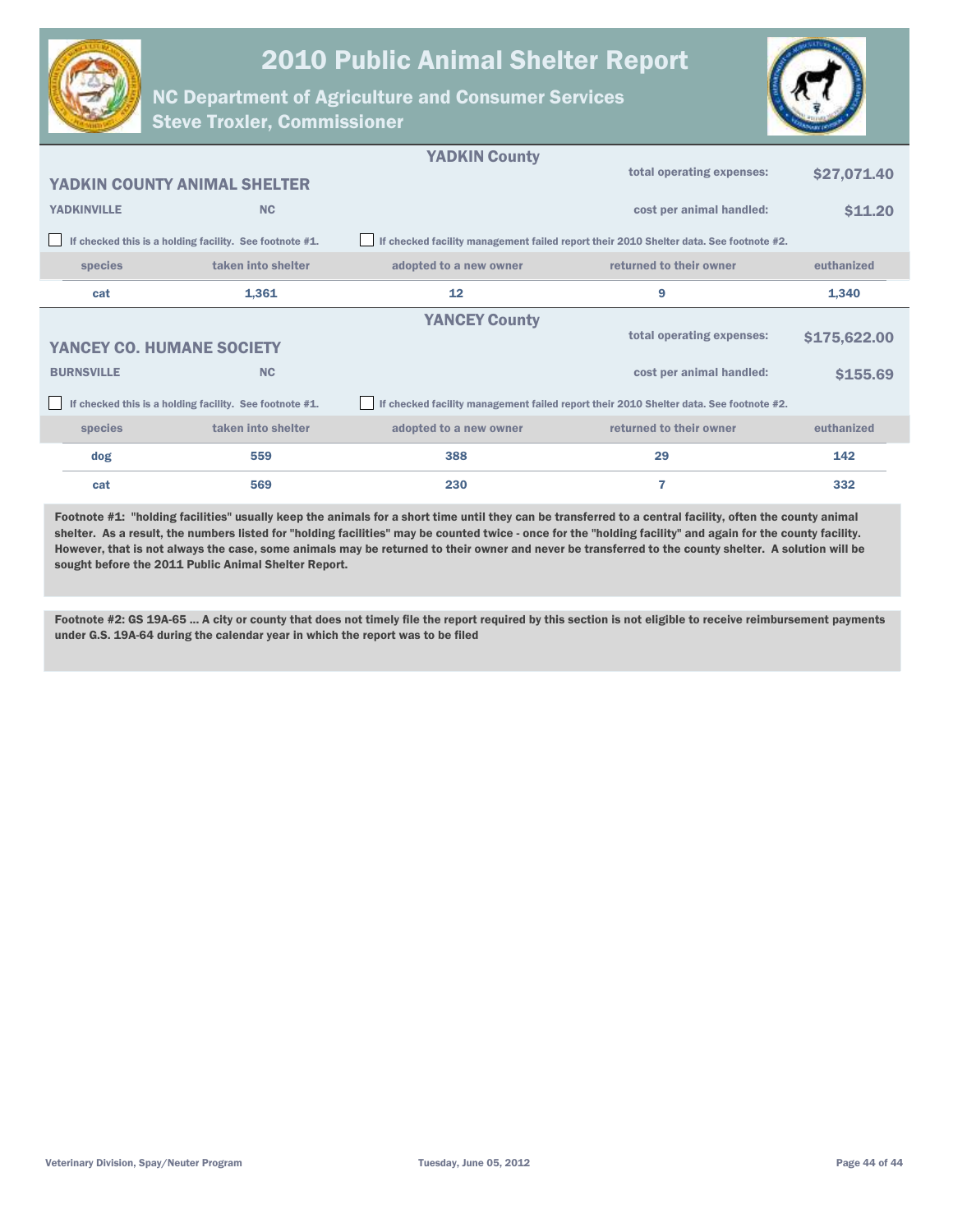# 2010 Public Animal Shelter Report

## NC Department of Agriculture and Consumer Services
## Steve Troxler, Commissioner

### YADKIN County

**YADKIN COUNTY ANIMAL SHELTER**

**YADKINVILLE** **NC**

total operating expenses: **$27,071.40**

cost per animal handled: **$11.20**

☐ If checked this is a holding facility. See footnote #1.

☐ If checked facility management failed report their 2010 Shelter data. See footnote #2.

| species | taken into shelter | adopted to a new owner | returned to their owner | euthanized |
|---|---|---|---|---|
| cat | 1,361 | 12 | 9 | 1,340 |

### YANCEY County

**YANCEY CO. HUMANE SOCIETY**

**BURNSVILLE** **NC**

total operating expenses: **$175,622.00**

cost per animal handled: **$155.69**

☐ If checked this is a holding facility. See footnote #1.

☐ If checked facility management failed report their 2010 Shelter data. See footnote #2.

| species | taken into shelter | adopted to a new owner | returned to their owner | euthanized |
|---|---|---|---|---|
| dog | 559 | 388 | 29 | 142 |
| cat | 569 | 230 | 7 | 332 |

**Footnote #1: "holding facilities" usually keep the animals for a short time until they can be transferred to a central facility, often the county animal shelter. As a result, the numbers listed for "holding facilities" may be counted twice - once for the "holding facility" and again for the county facility. However, that is not always the case, some animals may be returned to their owner and never be transferred to the county shelter. A solution will be sought before the 2011 Public Animal Shelter Report.**

**Footnote #2: GS 19A-65 ... A city or county that does not timely file the report required by this section is not eligible to receive reimbursement payments under G.S. 19A-64 during the calendar year in which the report was to be filed**